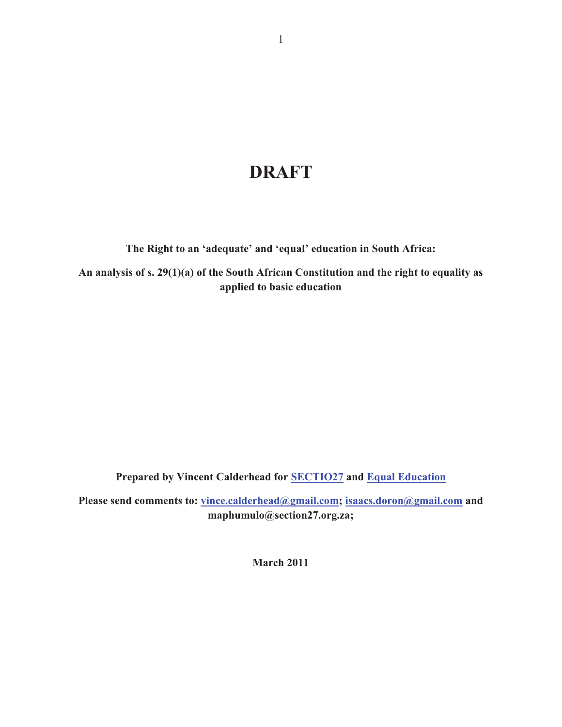# DRAFT

**The Right to an 'adequate' and 'equal' education in South Africa:**

**An analysis of s. 29(1)(a) of the South African Constitution and the right to equality as applied to basic education**

**Prepared by Vincent Calderhead for SECTIO27 and Equal Education**

**Please send comments to: vince.calderhead@gmail.com; isaacs.doron@gmail.com and maphumulo@section27.org.za;**

**March 2011**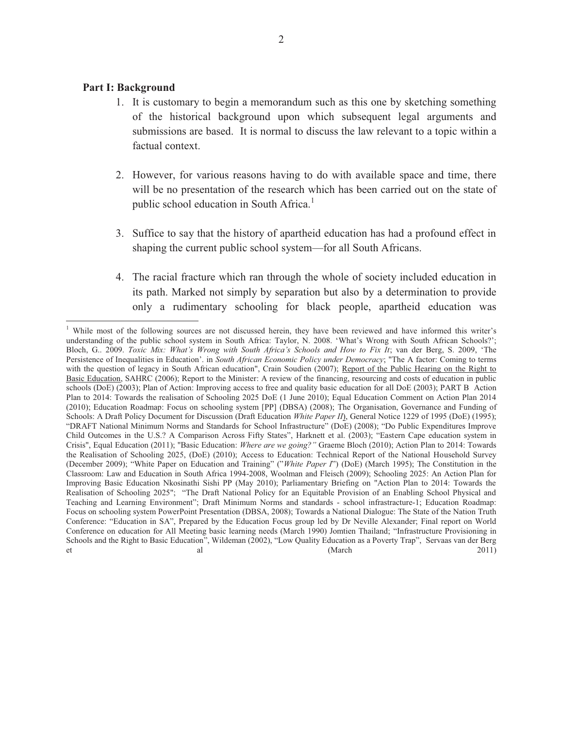**Part I: Background**

1. It is customary to begin a memorandum such as this one by sketching something of the historical background upon which subsequent legal arguments and submissions are based. It is normal to discuss the law relevant to a topic within a factual context.

2. However, for various reasons having to do with available space and time, there will be no presentation of the research which has been carried out on the state of public school education in South Africa.[1]

3. Suffice to say that the history of apartheid education has had a profound effect in shaping the current public school system—for all South Africans.

4. The racial fracture which ran through the whole of society included education in its path. Marked not simply by separation but also by a determination to provide only a rudimentary schooling for black people, apartheid education was

---

[1] While most of the following sources are not discussed herein, they have been reviewed and have informed this writer's understanding of the public school system in South Africa: Taylor, N. 2008. 'What's Wrong with South African Schools?'; Bloch, G.. 2009. *Toxic Mix: What's Wrong with South Africa's Schools and How to Fix It*; van der Berg, S. 2009, 'The Persistence of Inequalities in Education'. in *South African Economic Policy under Democracy*; "The A factor: Coming to terms with the question of legacy in South African education", Crain Soudien (2007); Report of the Public Hearing on the Right to Basic Education, SAHRC (2006); Report to the Minister: A review of the financing, resourcing and costs of education in public schools (DoE) (2003); Plan of Action: Improving access to free and quality basic education for all DoE (2003); PART B Action Plan to 2014: Towards the realisation of Schooling 2025 DoE (1 June 2010); Equal Education Comment on Action Plan 2014 (2010); Education Roadmap: Focus on schooling system [PP] (DBSA) (2008); The Organisation, Governance and Funding of Schools: A Draft Policy Document for Discussion (Draft Education *White Paper II*), General Notice 1229 of 1995 (DoE) (1995); "DRAFT National Minimum Norms and Standards for School Infrastructure" (DoE) (2008); "Do Public Expenditures Improve Child Outcomes in the U.S.? A Comparison Across Fifty States", Harknett et al. (2003); "Eastern Cape education system in Crisis", Equal Education (2011); "Basic Education: *Where are we going?"* Graeme Bloch (2010); Action Plan to 2014: Towards the Realisation of Schooling 2025, (DoE) (2010); Access to Education: Technical Report of the National Household Survey (December 2009); "White Paper on Education and Training" ("*White Paper I*") (DoE) (March 1995); The Constitution in the Classroom: Law and Education in South Africa 1994-2008, Woolman and Fleisch (2009); Schooling 2025: An Action Plan for Improving Basic Education Nkosinathi Sishi PP (May 2010); Parliamentary Briefing on "Action Plan to 2014: Towards the Realisation of Schooling 2025"; "The Draft National Policy for an Equitable Provision of an Enabling School Physical and Teaching and Learning Environment"; Draft Minimum Norms and standards - school infrastracture-1; Education Roadmap: Focus on schooling system PowerPoint Presentation (DBSA, 2008); Towards a National Dialogue: The State of the Nation Truth Conference: "Education in SA", Prepared by the Education Focus group led by Dr Neville Alexander; Final report on World Conference on education for All Meeting basic learning needs (March 1990) Jomtien Thailand; "Infrastructure Provisioning in Schools and the Right to Basic Education", Wildeman (2002), "Low Quality Education as a Poverty Trap", Servaas van der Berg et al (March 2011)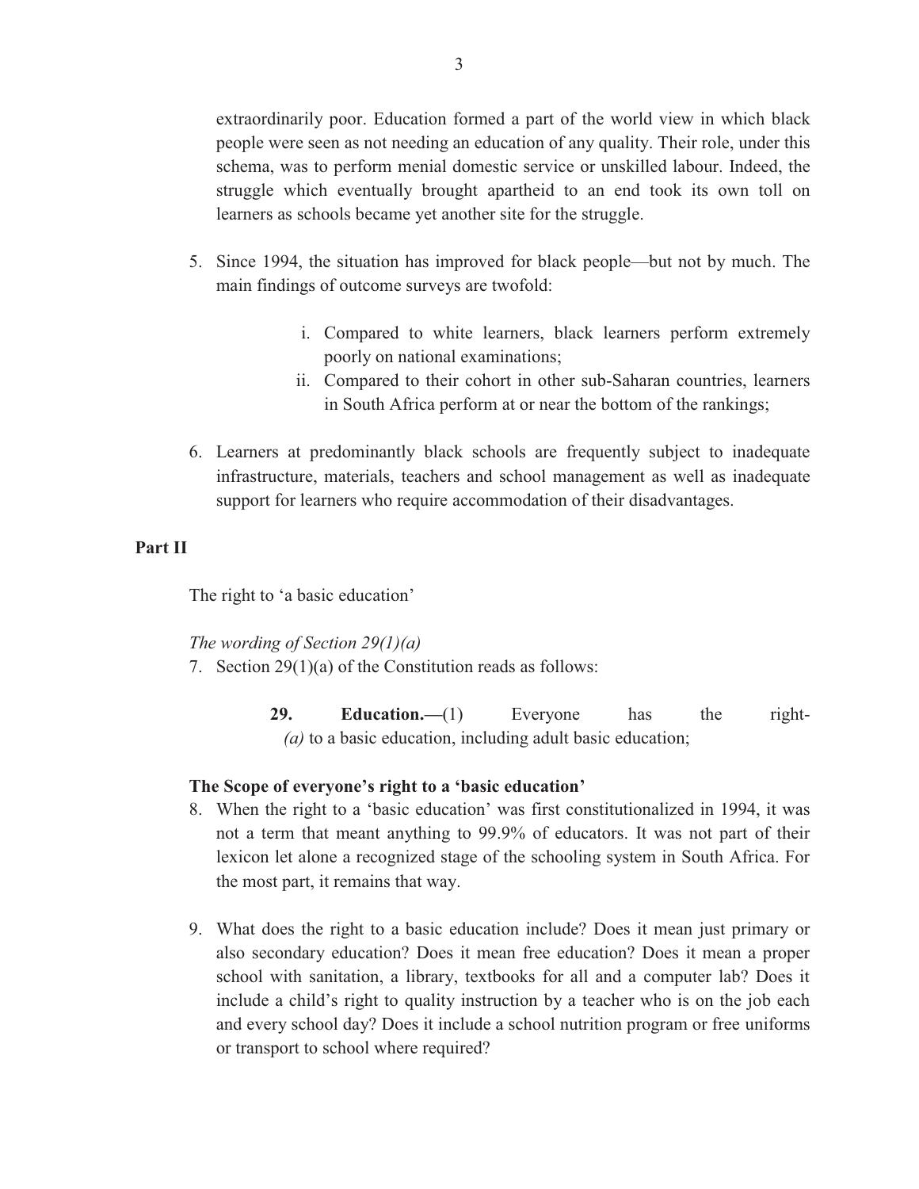extraordinarily poor. Education formed a part of the world view in which black people were seen as not needing an education of any quality. Their role, under this schema, was to perform menial domestic service or unskilled labour. Indeed, the struggle which eventually brought apartheid to an end took its own toll on learners as schools became yet another site for the struggle.

5. Since 1994, the situation has improved for black people—but not by much. The main findings of outcome surveys are twofold:

   i. Compared to white learners, black learners perform extremely poorly on national examinations;
   ii. Compared to their cohort in other sub-Saharan countries, learners in South Africa perform at or near the bottom of the rankings;

6. Learners at predominantly black schools are frequently subject to inadequate infrastructure, materials, teachers and school management as well as inadequate support for learners who require accommodation of their disadvantages.

## Part II

The right to 'a basic education'

*The wording of Section 29(1)(a)*

7. Section 29(1)(a) of the Constitution reads as follows:

   > **29. Education.—**(1) Everyone has the right-
   > *(a)* to a basic education, including adult basic education;

### The Scope of everyone's right to a 'basic education'

8. When the right to a 'basic education' was first constitutionalized in 1994, it was not a term that meant anything to 99.9% of educators. It was not part of their lexicon let alone a recognized stage of the schooling system in South Africa. For the most part, it remains that way.

9. What does the right to a basic education include? Does it mean just primary or also secondary education? Does it mean free education? Does it mean a proper school with sanitation, a library, textbooks for all and a computer lab? Does it include a child's right to quality instruction by a teacher who is on the job each and every school day? Does it include a school nutrition program or free uniforms or transport to school where required?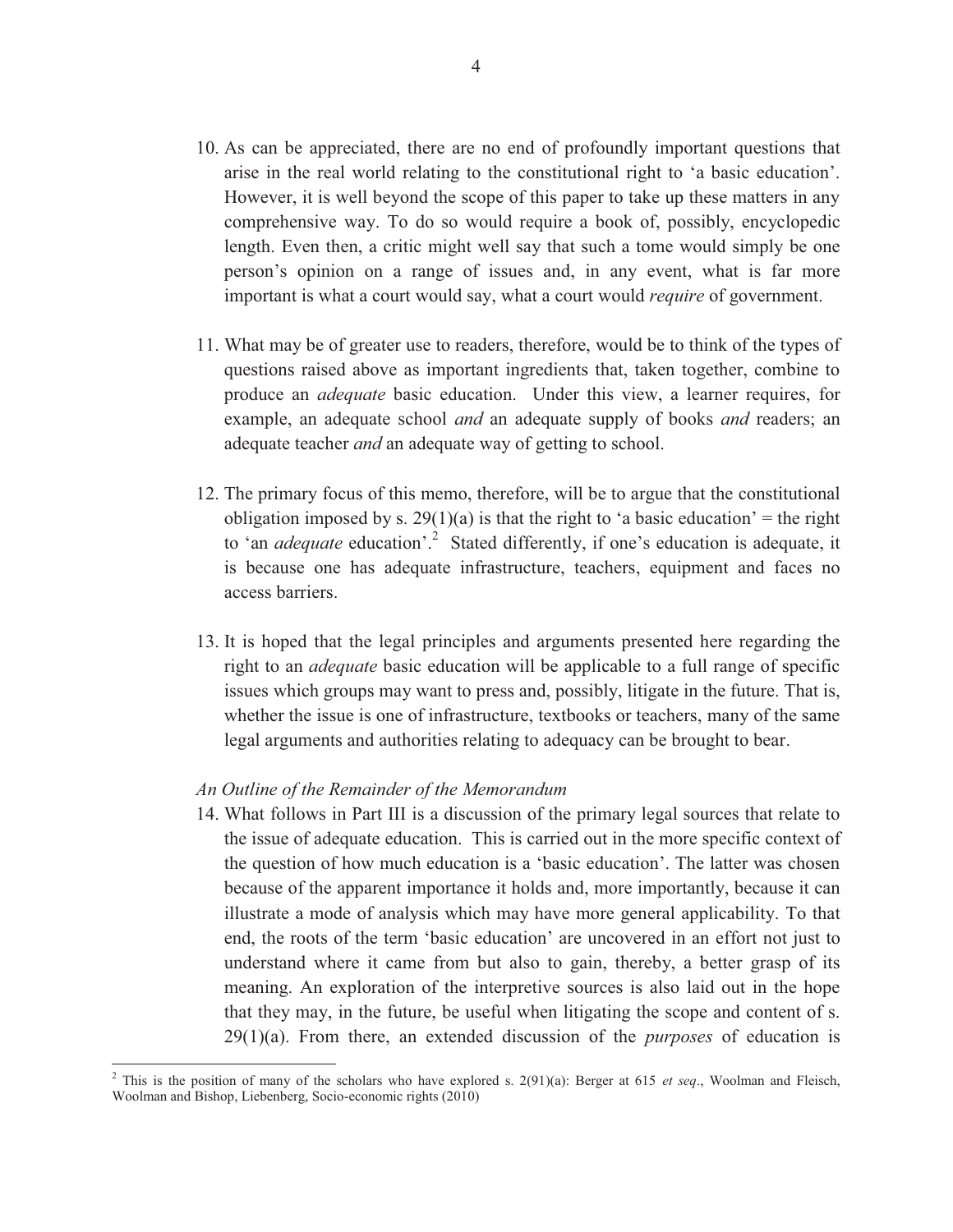10. As can be appreciated, there are no end of profoundly important questions that arise in the real world relating to the constitutional right to 'a basic education'. However, it is well beyond the scope of this paper to take up these matters in any comprehensive way. To do so would require a book of, possibly, encyclopedic length. Even then, a critic might well say that such a tome would simply be one person's opinion on a range of issues and, in any event, what is far more important is what a court would say, what a court would *require* of government.

11. What may be of greater use to readers, therefore, would be to think of the types of questions raised above as important ingredients that, taken together, combine to produce an *adequate* basic education. Under this view, a learner requires, for example, an adequate school *and* an adequate supply of books *and* readers; an adequate teacher *and* an adequate way of getting to school.

12. The primary focus of this memo, therefore, will be to argue that the constitutional obligation imposed by s. 29(1)(a) is that the right to 'a basic education' = the right to 'an *adequate* education'.[2] Stated differently, if one's education is adequate, it is because one has adequate infrastructure, teachers, equipment and faces no access barriers.

13. It is hoped that the legal principles and arguments presented here regarding the right to an *adequate* basic education will be applicable to a full range of specific issues which groups may want to press and, possibly, litigate in the future. That is, whether the issue is one of infrastructure, textbooks or teachers, many of the same legal arguments and authorities relating to adequacy can be brought to bear.

*An Outline of the Remainder of the Memorandum*

14. What follows in Part III is a discussion of the primary legal sources that relate to the issue of adequate education. This is carried out in the more specific context of the question of how much education is a 'basic education'. The latter was chosen because of the apparent importance it holds and, more importantly, because it can illustrate a mode of analysis which may have more general applicability. To that end, the roots of the term 'basic education' are uncovered in an effort not just to understand where it came from but also to gain, thereby, a better grasp of its meaning. An exploration of the interpretive sources is also laid out in the hope that they may, in the future, be useful when litigating the scope and content of s. 29(1)(a). From there, an extended discussion of the *purposes* of education is

[2] This is the position of many of the scholars who have explored s. 2(91)(a): Berger at 615 *et seq*., Woolman and Fleisch, Woolman and Bishop, Liebenberg, Socio-economic rights (2010)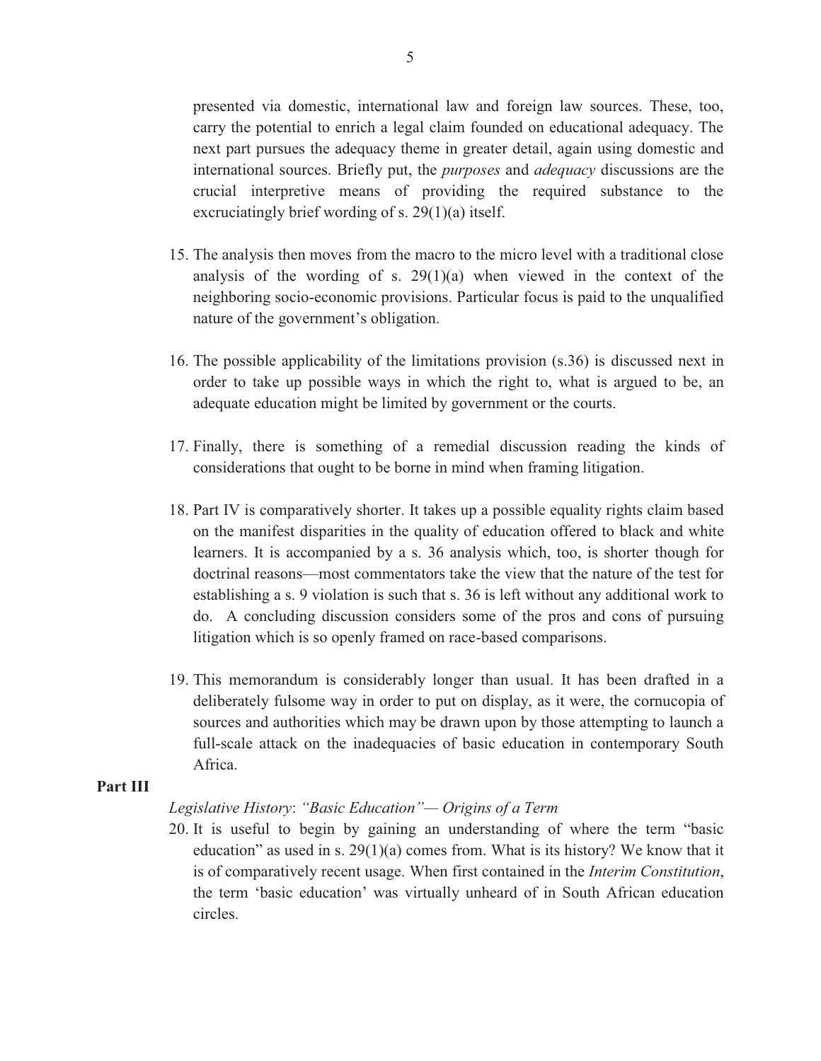presented via domestic, international law and foreign law sources. These, too, carry the potential to enrich a legal claim founded on educational adequacy. The next part pursues the adequacy theme in greater detail, again using domestic and international sources. Briefly put, the *purposes* and *adequacy* discussions are the crucial interpretive means of providing the required substance to the excruciatingly brief wording of s. 29(1)(a) itself.

15. The analysis then moves from the macro to the micro level with a traditional close analysis of the wording of s. 29(1)(a) when viewed in the context of the neighboring socio-economic provisions. Particular focus is paid to the unqualified nature of the government's obligation.

16. The possible applicability of the limitations provision (s.36) is discussed next in order to take up possible ways in which the right to, what is argued to be, an adequate education might be limited by government or the courts.

17. Finally, there is something of a remedial discussion reading the kinds of considerations that ought to be borne in mind when framing litigation.

18. Part IV is comparatively shorter. It takes up a possible equality rights claim based on the manifest disparities in the quality of education offered to black and white learners. It is accompanied by a s. 36 analysis which, too, is shorter though for doctrinal reasons—most commentators take the view that the nature of the test for establishing a s. 9 violation is such that s. 36 is left without any additional work to do. A concluding discussion considers some of the pros and cons of pursuing litigation which is so openly framed on race-based comparisons.

19. This memorandum is considerably longer than usual. It has been drafted in a deliberately fulsome way in order to put on display, as it were, the cornucopia of sources and authorities which may be drawn upon by those attempting to launch a full-scale attack on the inadequacies of basic education in contemporary South Africa.

## Part III

*Legislative History*: *"Basic Education"— Origins of a Term*

20. It is useful to begin by gaining an understanding of where the term "basic education" as used in s. 29(1)(a) comes from. What is its history? We know that it is of comparatively recent usage. When first contained in the *Interim Constitution*, the term 'basic education' was virtually unheard of in South African education circles.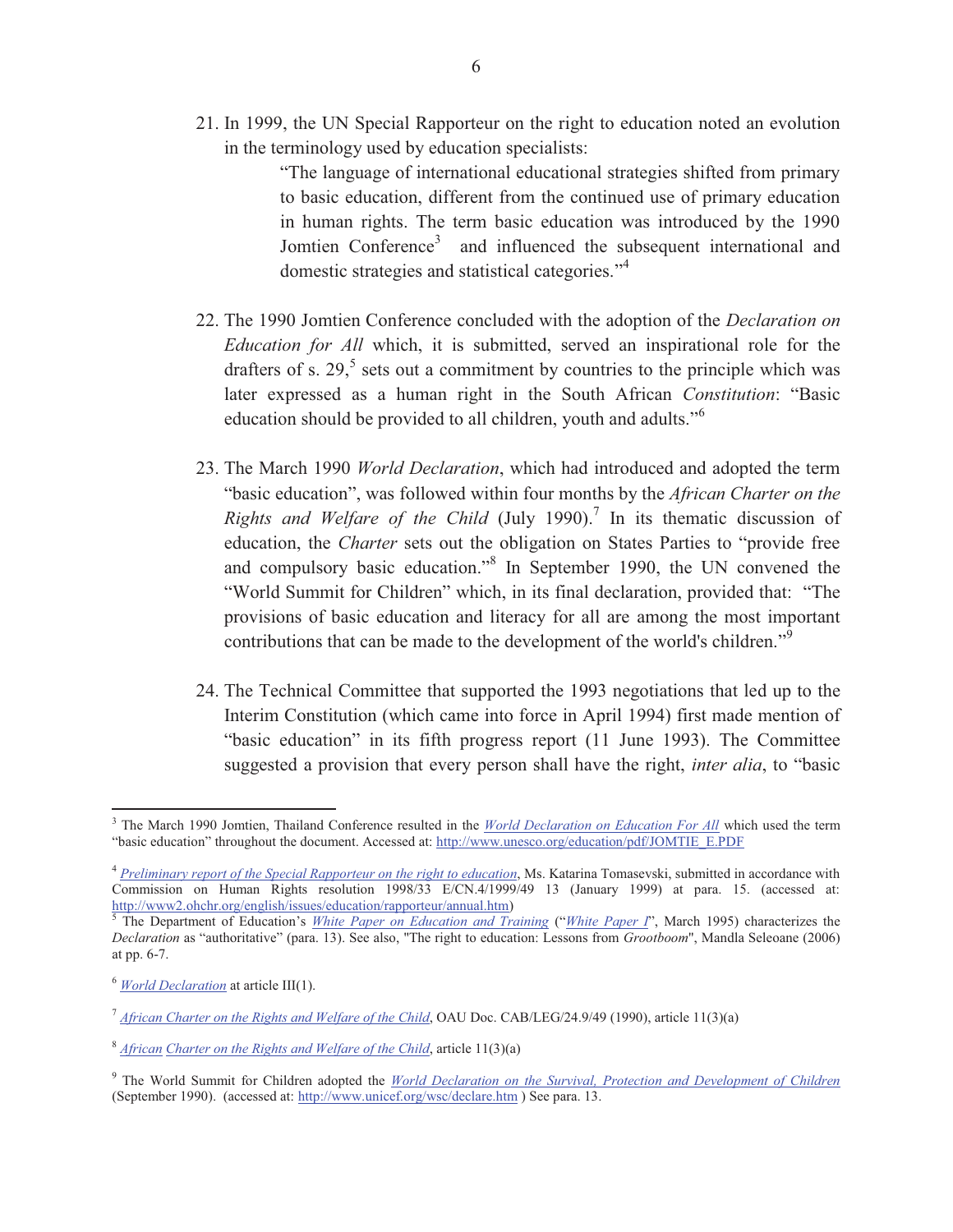21. In 1999, the UN Special Rapporteur on the right to education noted an evolution in the terminology used by education specialists:

    > "The language of international educational strategies shifted from primary to basic education, different from the continued use of primary education in human rights. The term basic education was introduced by the 1990 Jomtien Conference[3] and influenced the subsequent international and domestic strategies and statistical categories."[4]

22. The 1990 Jomtien Conference concluded with the adoption of the *Declaration on Education for All* which, it is submitted, served an inspirational role for the drafters of s. 29,[5] sets out a commitment by countries to the principle which was later expressed as a human right in the South African *Constitution*: "Basic education should be provided to all children, youth and adults."[6]

23. The March 1990 *World Declaration*, which had introduced and adopted the term "basic education", was followed within four months by the *African Charter on the Rights and Welfare of the Child* (July 1990).[7] In its thematic discussion of education, the *Charter* sets out the obligation on States Parties to "provide free and compulsory basic education."[8] In September 1990, the UN convened the "World Summit for Children" which, in its final declaration, provided that: "The provisions of basic education and literacy for all are among the most important contributions that can be made to the development of the world's children."[9]

24. The Technical Committee that supported the 1993 negotiations that led up to the Interim Constitution (which came into force in April 1994) first made mention of "basic education" in its fifth progress report (11 June 1993). The Committee suggested a provision that every person shall have the right, *inter alia*, to "basic

---

[3] The March 1990 Jomtien, Thailand Conference resulted in the *World Declaration on Education For All* which used the term "basic education" throughout the document. Accessed at: http://www.unesco.org/education/pdf/JOMTIE_E.PDF

[4] *Preliminary report of the Special Rapporteur on the right to education*, Ms. Katarina Tomasevski, submitted in accordance with Commission on Human Rights resolution 1998/33 E/CN.4/1999/49 13 (January 1999) at para. 15. (accessed at: http://www2.ohchr.org/english/issues/education/rapporteur/annual.htm)

[5] The Department of Education's *White Paper on Education and Training* ("*White Paper I*", March 1995) characterizes the *Declaration* as "authoritative" (para. 13). See also, "The right to education: Lessons from *Grootboom*", Mandla Seleoane (2006) at pp. 6-7.

[6] *World Declaration* at article III(1).

[7] *African Charter on the Rights and Welfare of the Child*, OAU Doc. CAB/LEG/24.9/49 (1990), article 11(3)(a)

[8] *African Charter on the Rights and Welfare of the Child*, article 11(3)(a)

[9] The World Summit for Children adopted the *World Declaration on the Survival, Protection and Development of Children* (September 1990). (accessed at: http://www.unicef.org/wsc/declare.htm ) See para. 13.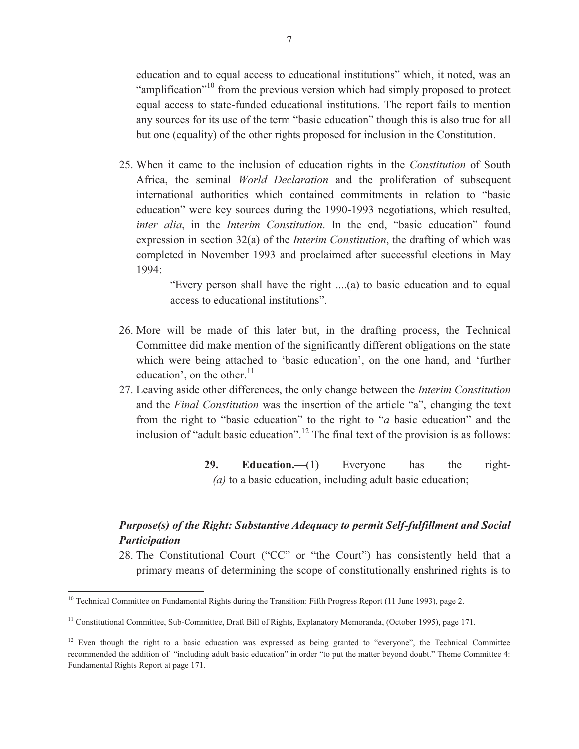education and to equal access to educational institutions" which, it noted, was an "amplification"[10] from the previous version which had simply proposed to protect equal access to state-funded educational institutions. The report fails to mention any sources for its use of the term "basic education" though this is also true for all but one (equality) of the other rights proposed for inclusion in the Constitution.

25. When it came to the inclusion of education rights in the *Constitution* of South Africa, the seminal *World Declaration* and the proliferation of subsequent international authorities which contained commitments in relation to "basic education" were key sources during the 1990-1993 negotiations, which resulted, *inter alia*, in the *Interim Constitution*. In the end, "basic education" found expression in section 32(a) of the *Interim Constitution*, the drafting of which was completed in November 1993 and proclaimed after successful elections in May 1994:

   > "Every person shall have the right ....(a) to <u>basic education</u> and to equal access to educational institutions".

26. More will be made of this later but, in the drafting process, the Technical Committee did make mention of the significantly different obligations on the state which were being attached to 'basic education', on the one hand, and 'further education', on the other.[11]

27. Leaving aside other differences, the only change between the *Interim Constitution* and the *Final Constitution* was the insertion of the article "a", changing the text from the right to "basic education" to the right to "*a* basic education" and the inclusion of "adult basic education".[12] The final text of the provision is as follows:

   > **29. Education.—**(1) Everyone has the right-
   > *(a)* to a basic education, including adult basic education;

### *Purpose(s) of the Right: Substantive Adequacy to permit Self-fulfillment and Social Participation*

28. The Constitutional Court ("CC" or "the Court") has consistently held that a primary means of determining the scope of constitutionally enshrined rights is to

---

[10] Technical Committee on Fundamental Rights during the Transition: Fifth Progress Report (11 June 1993), page 2.

[11] Constitutional Committee, Sub-Committee, Draft Bill of Rights, Explanatory Memoranda, (October 1995), page 171.

[12] Even though the right to a basic education was expressed as being granted to "everyone", the Technical Committee recommended the addition of "including adult basic education" in order "to put the matter beyond doubt." Theme Committee 4: Fundamental Rights Report at page 171.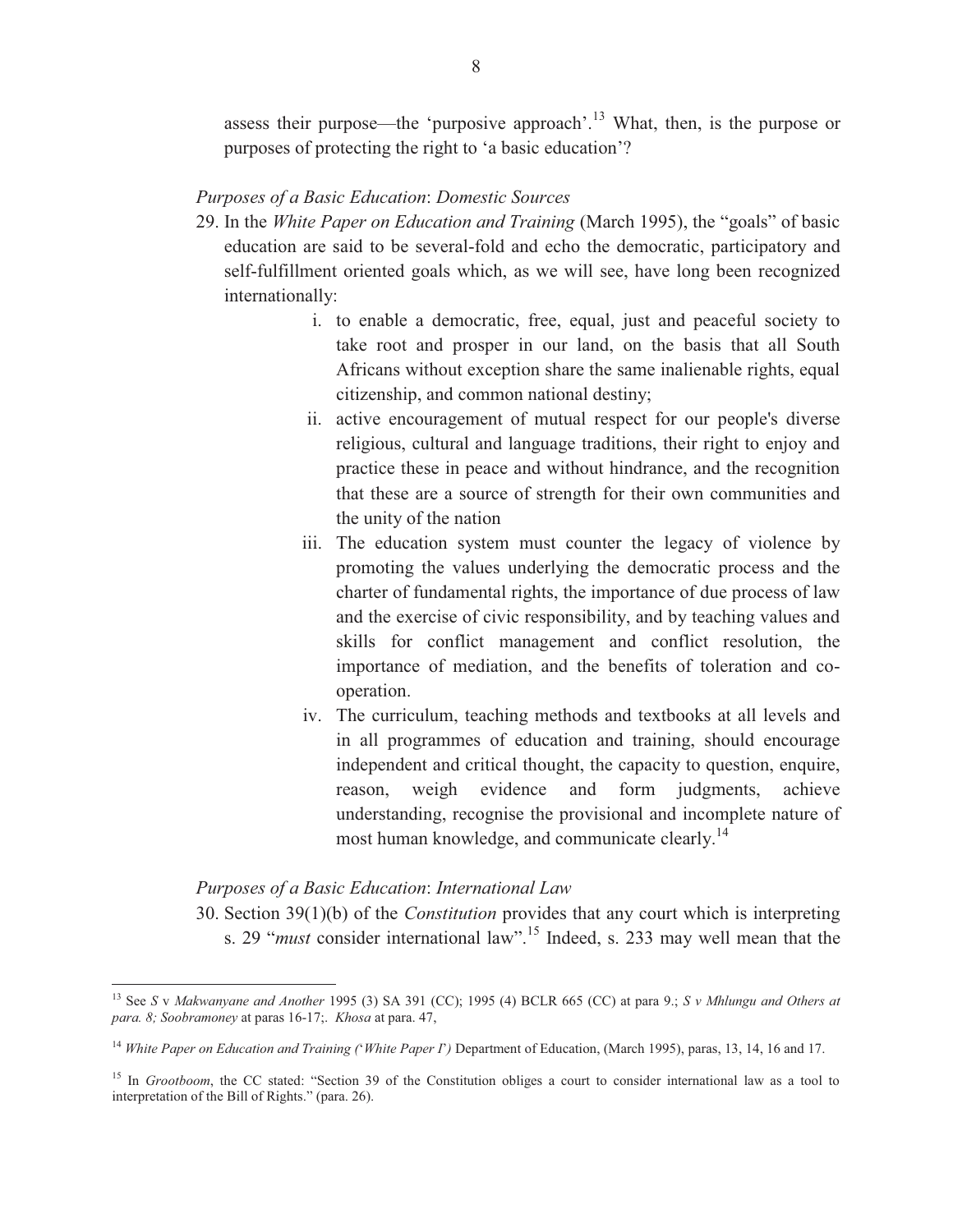assess their purpose—the 'purposive approach'.[13] What, then, is the purpose or purposes of protecting the right to 'a basic education'?

*Purposes of a Basic Education*: *Domestic Sources*

29. In the *White Paper on Education and Training* (March 1995), the "goals" of basic education are said to be several-fold and echo the democratic, participatory and self-fulfillment oriented goals which, as we will see, have long been recognized internationally:

    i. to enable a democratic, free, equal, just and peaceful society to take root and prosper in our land, on the basis that all South Africans without exception share the same inalienable rights, equal citizenship, and common national destiny;

    ii. active encouragement of mutual respect for our people's diverse religious, cultural and language traditions, their right to enjoy and practice these in peace and without hindrance, and the recognition that these are a source of strength for their own communities and the unity of the nation

    iii. The education system must counter the legacy of violence by promoting the values underlying the democratic process and the charter of fundamental rights, the importance of due process of law and the exercise of civic responsibility, and by teaching values and skills for conflict management and conflict resolution, the importance of mediation, and the benefits of toleration and co-operation.

    iv. The curriculum, teaching methods and textbooks at all levels and in all programmes of education and training, should encourage independent and critical thought, the capacity to question, enquire, reason, weigh evidence and form judgments, achieve understanding, recognise the provisional and incomplete nature of most human knowledge, and communicate clearly.[14]

*Purposes of a Basic Education*: *International Law*

30. Section 39(1)(b) of the *Constitution* provides that any court which is interpreting s. 29 "*must* consider international law".[15] Indeed, s. 233 may well mean that the

---

[13] See *S* v *Makwanyane and Another* 1995 (3) SA 391 (CC); 1995 (4) BCLR 665 (CC) at para 9.; *S v Mhlungu and Others at para. 8; Soobramoney* at paras 16-17;. *Khosa* at para. 47,

[14] *White Paper on Education and Training ('White Paper I')* Department of Education, (March 1995), paras, 13, 14, 16 and 17.

[15] In *Grootboom*, the CC stated: "Section 39 of the Constitution obliges a court to consider international law as a tool to interpretation of the Bill of Rights." (para. 26).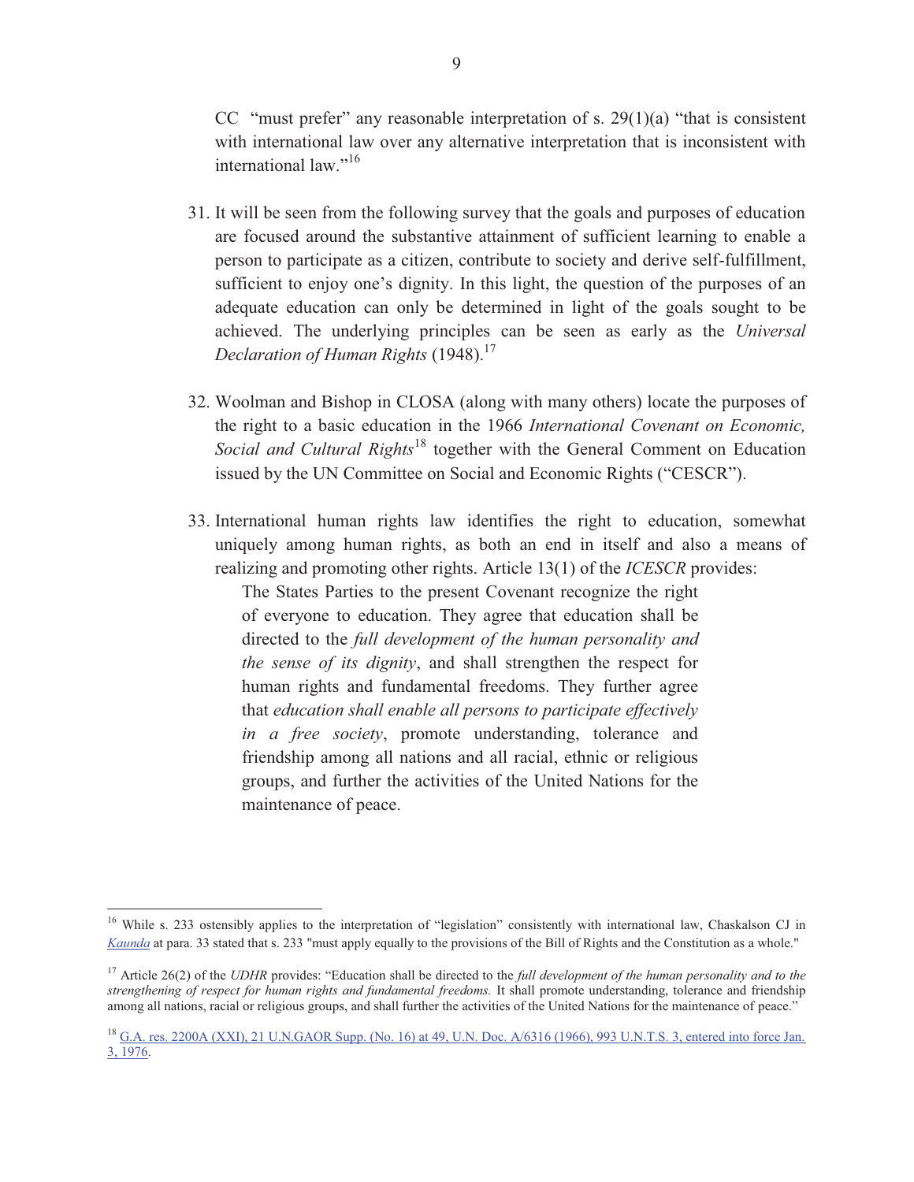CC "must prefer" any reasonable interpretation of s. 29(1)(a) "that is consistent with international law over any alternative interpretation that is inconsistent with international law."[16]

31. It will be seen from the following survey that the goals and purposes of education are focused around the substantive attainment of sufficient learning to enable a person to participate as a citizen, contribute to society and derive self-fulfillment, sufficient to enjoy one's dignity. In this light, the question of the purposes of an adequate education can only be determined in light of the goals sought to be achieved. The underlying principles can be seen as early as the *Universal Declaration of Human Rights* (1948).[17]

32. Woolman and Bishop in CLOSA (along with many others) locate the purposes of the right to a basic education in the 1966 *International Covenant on Economic, Social and Cultural Rights*[18] together with the General Comment on Education issued by the UN Committee on Social and Economic Rights ("CESCR").

33. International human rights law identifies the right to education, somewhat uniquely among human rights, as both an end in itself and also a means of realizing and promoting other rights. Article 13(1) of the *ICESCR* provides:

> The States Parties to the present Covenant recognize the right of everyone to education. They agree that education shall be directed to the *full development of the human personality and the sense of its dignity*, and shall strengthen the respect for human rights and fundamental freedoms. They further agree that *education shall enable all persons to participate effectively in a free society*, promote understanding, tolerance and friendship among all nations and all racial, ethnic or religious groups, and further the activities of the United Nations for the maintenance of peace.

---

[16] While s. 233 ostensibly applies to the interpretation of "legislation" consistently with international law, Chaskalson CJ in *Kaunda* at para. 33 stated that s. 233 "must apply equally to the provisions of the Bill of Rights and the Constitution as a whole."

[17] Article 26(2) of the *UDHR* provides: "Education shall be directed to the *full development of the human personality and to the strengthening of respect for human rights and fundamental freedoms.* It shall promote understanding, tolerance and friendship among all nations, racial or religious groups, and shall further the activities of the United Nations for the maintenance of peace."

[18] G.A. res. 2200A (XXI), 21 U.N.GAOR Supp. (No. 16) at 49, U.N. Doc. A/6316 (1966), 993 U.N.T.S. 3, entered into force Jan. 3, 1976.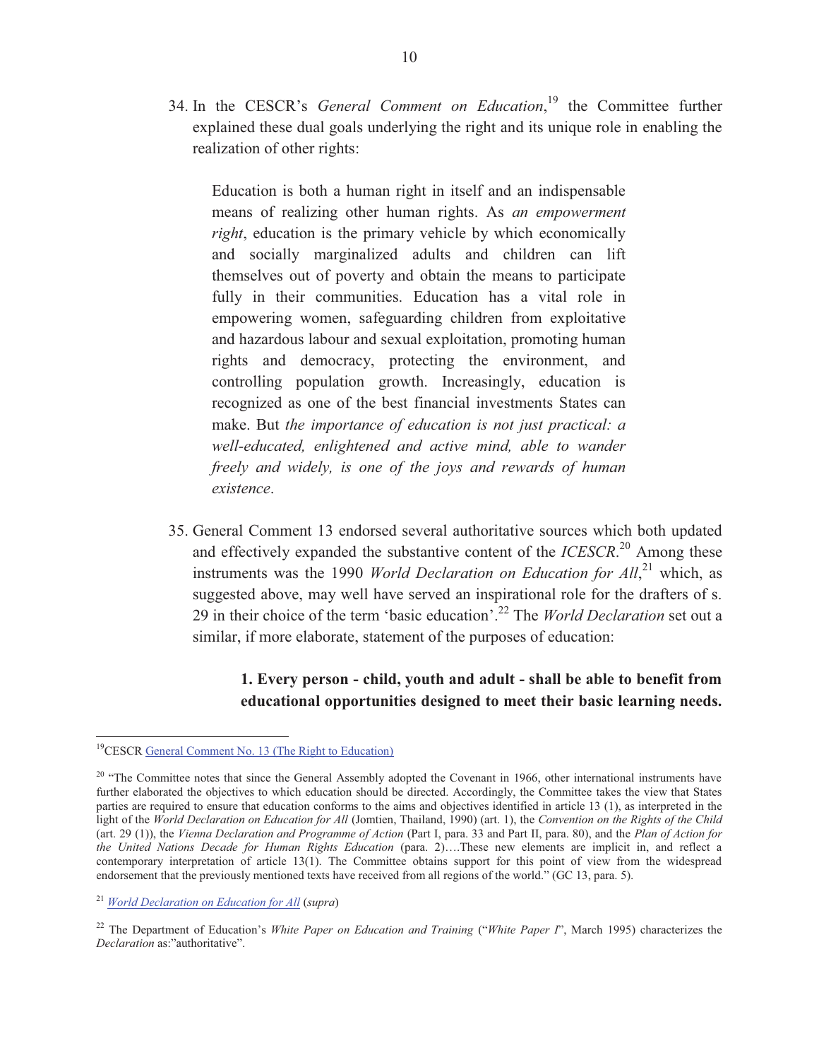34. In the CESCR's *General Comment on Education*,[19] the Committee further explained these dual goals underlying the right and its unique role in enabling the realization of other rights:

> Education is both a human right in itself and an indispensable means of realizing other human rights. As *an empowerment right*, education is the primary vehicle by which economically and socially marginalized adults and children can lift themselves out of poverty and obtain the means to participate fully in their communities. Education has a vital role in empowering women, safeguarding children from exploitative and hazardous labour and sexual exploitation, promoting human rights and democracy, protecting the environment, and controlling population growth. Increasingly, education is recognized as one of the best financial investments States can make. But *the importance of education is not just practical: a well-educated, enlightened and active mind, able to wander freely and widely, is one of the joys and rewards of human existence*.

35. General Comment 13 endorsed several authoritative sources which both updated and effectively expanded the substantive content of the *ICESCR*.[20] Among these instruments was the 1990 *World Declaration on Education for All*,[21] which, as suggested above, may well have served an inspirational role for the drafters of s. 29 in their choice of the term 'basic education'.[22] The *World Declaration* set out a similar, if more elaborate, statement of the purposes of education:

> **1. Every person - child, youth and adult - shall be able to benefit from educational opportunities designed to meet their basic learning needs.**

---

[19] CESCR General Comment No. 13 (The Right to Education)

[20] "The Committee notes that since the General Assembly adopted the Covenant in 1966, other international instruments have further elaborated the objectives to which education should be directed. Accordingly, the Committee takes the view that States parties are required to ensure that education conforms to the aims and objectives identified in article 13 (1), as interpreted in the light of the *World Declaration on Education for All* (Jomtien, Thailand, 1990) (art. 1), the *Convention on the Rights of the Child* (art. 29 (1)), the *Vienna Declaration and Programme of Action* (Part I, para. 33 and Part II, para. 80), and the *Plan of Action for the United Nations Decade for Human Rights Education* (para. 2)….These new elements are implicit in, and reflect a contemporary interpretation of article 13(1). The Committee obtains support for this point of view from the widespread endorsement that the previously mentioned texts have received from all regions of the world." (GC 13, para. 5).

[21] *World Declaration on Education for All* (*supra*)

[22] The Department of Education's *White Paper on Education and Training* ("*White Paper I*", March 1995) characterizes the *Declaration* as:"authoritative".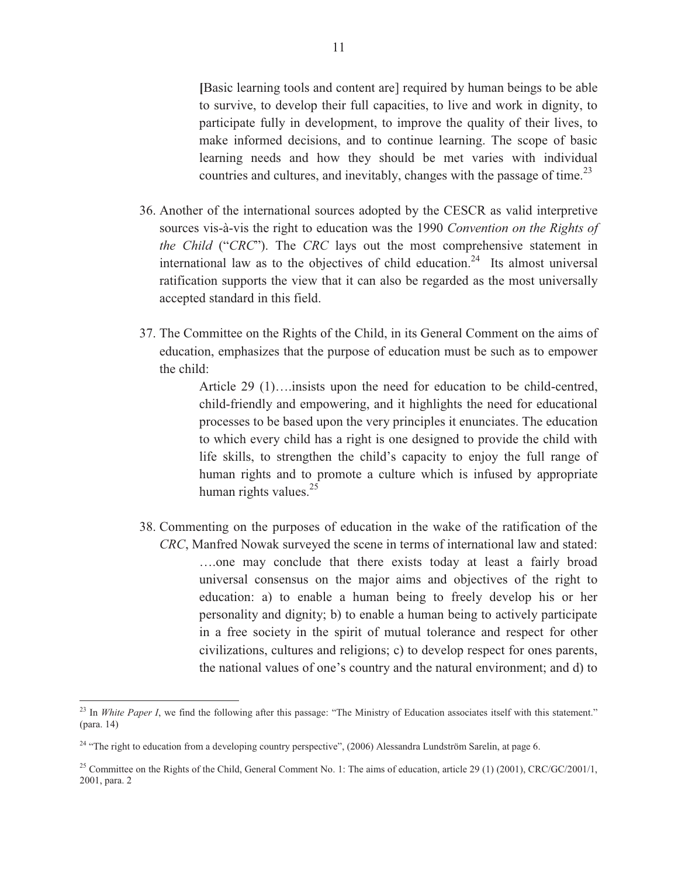> [Basic learning tools and content are] required by human beings to be able to survive, to develop their full capacities, to live and work in dignity, to participate fully in development, to improve the quality of their lives, to make informed decisions, and to continue learning. The scope of basic learning needs and how they should be met varies with individual countries and cultures, and inevitably, changes with the passage of time.[23]

36. Another of the international sources adopted by the CESCR as valid interpretive sources vis-à-vis the right to education was the 1990 *Convention on the Rights of the Child* ("*CRC*"). The *CRC* lays out the most comprehensive statement in international law as to the objectives of child education.[24] Its almost universal ratification supports the view that it can also be regarded as the most universally accepted standard in this field.

37. The Committee on the Rights of the Child, in its General Comment on the aims of education, emphasizes that the purpose of education must be such as to empower the child:

> Article 29 (1)….insists upon the need for education to be child-centred, child-friendly and empowering, and it highlights the need for educational processes to be based upon the very principles it enunciates. The education to which every child has a right is one designed to provide the child with life skills, to strengthen the child's capacity to enjoy the full range of human rights and to promote a culture which is infused by appropriate human rights values.[25]

38. Commenting on the purposes of education in the wake of the ratification of the *CRC*, Manfred Nowak surveyed the scene in terms of international law and stated:

> ….one may conclude that there exists today at least a fairly broad universal consensus on the major aims and objectives of the right to education: a) to enable a human being to freely develop his or her personality and dignity; b) to enable a human being to actively participate in a free society in the spirit of mutual tolerance and respect for other civilizations, cultures and religions; c) to develop respect for ones parents, the national values of one's country and the natural environment; and d) to

---

[23] In *White Paper I*, we find the following after this passage: "The Ministry of Education associates itself with this statement." (para. 14)

[24] "The right to education from a developing country perspective", (2006) Alessandra Lundström Sarelin, at page 6.

[25] Committee on the Rights of the Child, General Comment No. 1: The aims of education, article 29 (1) (2001), CRC/GC/2001/1, 2001, para. 2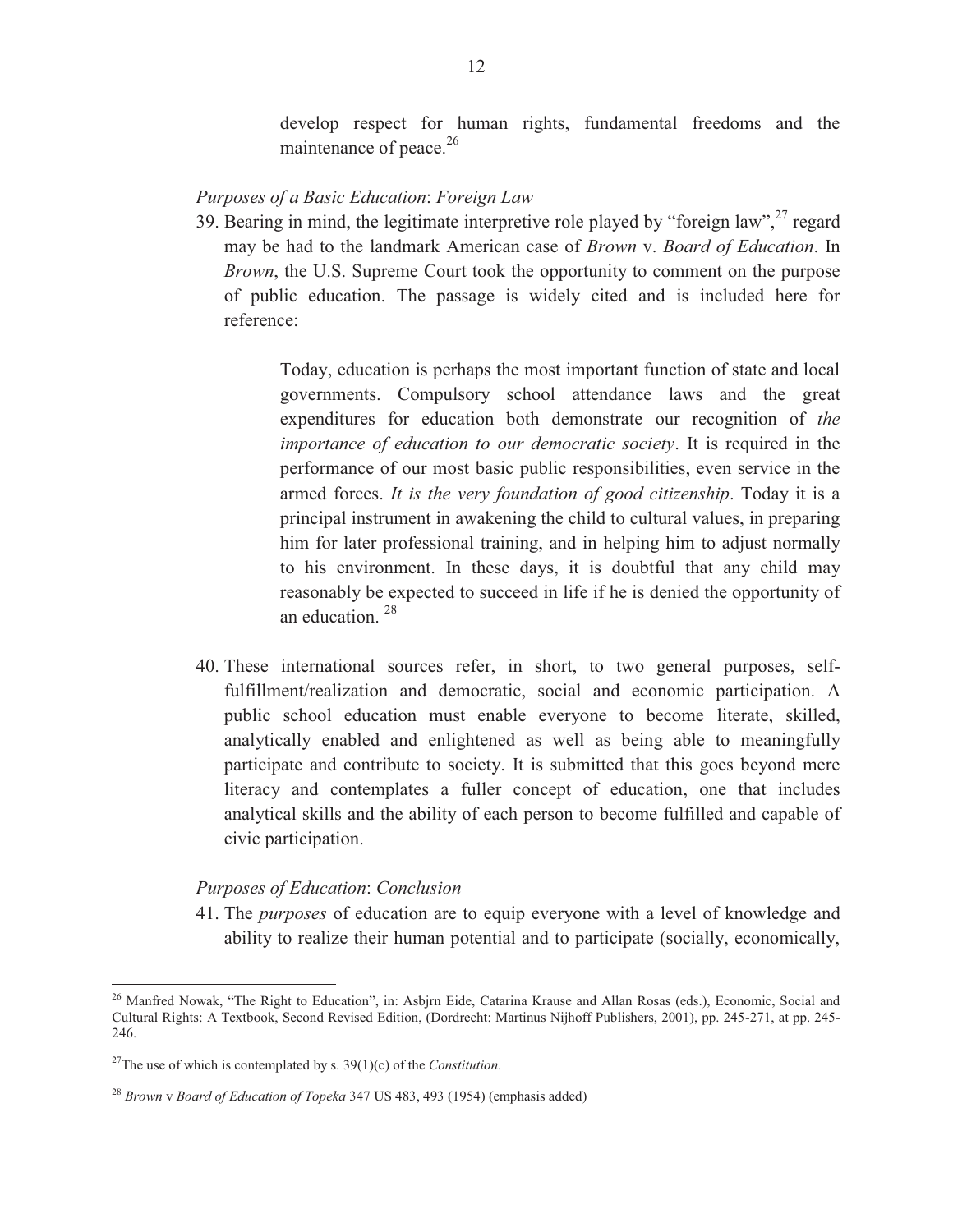> develop respect for human rights, fundamental freedoms and the maintenance of peace.[26]

*Purposes of a Basic Education*: *Foreign Law*

39. Bearing in mind, the legitimate interpretive role played by "foreign law",[27] regard may be had to the landmark American case of *Brown* v. *Board of Education*. In *Brown*, the U.S. Supreme Court took the opportunity to comment on the purpose of public education. The passage is widely cited and is included here for reference:

> Today, education is perhaps the most important function of state and local governments. Compulsory school attendance laws and the great expenditures for education both demonstrate our recognition of *the importance of education to our democratic society*. It is required in the performance of our most basic public responsibilities, even service in the armed forces. *It is the very foundation of good citizenship*. Today it is a principal instrument in awakening the child to cultural values, in preparing him for later professional training, and in helping him to adjust normally to his environment. In these days, it is doubtful that any child may reasonably be expected to succeed in life if he is denied the opportunity of an education. [28]

40. These international sources refer, in short, to two general purposes, self-fulfillment/realization and democratic, social and economic participation. A public school education must enable everyone to become literate, skilled, analytically enabled and enlightened as well as being able to meaningfully participate and contribute to society. It is submitted that this goes beyond mere literacy and contemplates a fuller concept of education, one that includes analytical skills and the ability of each person to become fulfilled and capable of civic participation.

*Purposes of Education*: *Conclusion*

41. The *purposes* of education are to equip everyone with a level of knowledge and ability to realize their human potential and to participate (socially, economically,

---

[26] Manfred Nowak, "The Right to Education", in: Asbjrn Eide, Catarina Krause and Allan Rosas (eds.), Economic, Social and Cultural Rights: A Textbook, Second Revised Edition, (Dordrecht: Martinus Nijhoff Publishers, 2001), pp. 245-271, at pp. 245-246.

[27] The use of which is contemplated by s. 39(1)(c) of the *Constitution*.

[28] *Brown* v *Board of Education of Topeka* 347 US 483, 493 (1954) (emphasis added)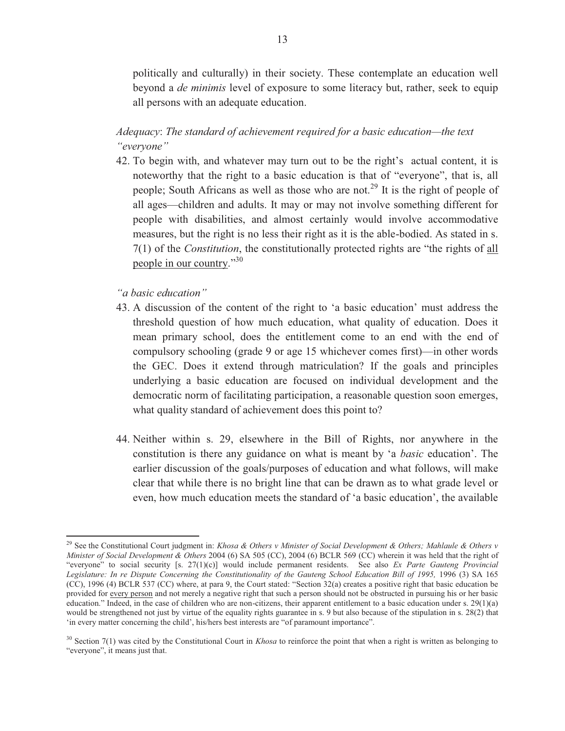politically and culturally) in their society. These contemplate an education well beyond a *de minimis* level of exposure to some literacy but, rather, seek to equip all persons with an adequate education.

*Adequacy*: *The standard of achievement required for a basic education—the text "everyone"*

42. To begin with, and whatever may turn out to be the right's actual content, it is noteworthy that the right to a basic education is that of "everyone", that is, all people; South Africans as well as those who are not.[29] It is the right of people of all ages—children and adults. It may or may not involve something different for people with disabilities, and almost certainly would involve accommodative measures, but the right is no less their right as it is the able-bodied. As stated in s. 7(1) of the *Constitution*, the constitutionally protected rights are "the rights of <u>all people in our country</u>."[30]

*"a basic education"*

43. A discussion of the content of the right to 'a basic education' must address the threshold question of how much education, what quality of education. Does it mean primary school, does the entitlement come to an end with the end of compulsory schooling (grade 9 or age 15 whichever comes first)—in other words the GEC. Does it extend through matriculation? If the goals and principles underlying a basic education are focused on individual development and the democratic norm of facilitating participation, a reasonable question soon emerges, what quality standard of achievement does this point to?

44. Neither within s. 29, elsewhere in the Bill of Rights, nor anywhere in the constitution is there any guidance on what is meant by 'a *basic* education'. The earlier discussion of the goals/purposes of education and what follows, will make clear that while there is no bright line that can be drawn as to what grade level or even, how much education meets the standard of 'a basic education', the available

---

[29] See the Constitutional Court judgment in: *Khosa & Others v Minister of Social Development & Others; Mahlaule & Others v Minister of Social Development & Others* 2004 (6) SA 505 (CC), 2004 (6) BCLR 569 (CC) wherein it was held that the right of "everyone" to social security [s. 27(1)(c)] would include permanent residents. See also *Ex Parte Gauteng Provincial Legislature: In re Dispute Concerning the Constitutionality of the Gauteng School Education Bill of 1995,* 1996 (3) SA 165 (CC), 1996 (4) BCLR 537 (CC) where, at para 9, the Court stated: "Section 32(a) creates a positive right that basic education be provided for <u>every person</u> and not merely a negative right that such a person should not be obstructed in pursuing his or her basic education." Indeed, in the case of children who are non-citizens, their apparent entitlement to a basic education under s. 29(1)(a) would be strengthened not just by virtue of the equality rights guarantee in s. 9 but also because of the stipulation in s. 28(2) that 'in every matter concerning the child', his/hers best interests are "of paramount importance".

[30] Section 7(1) was cited by the Constitutional Court in *Khosa* to reinforce the point that when a right is written as belonging to "everyone", it means just that.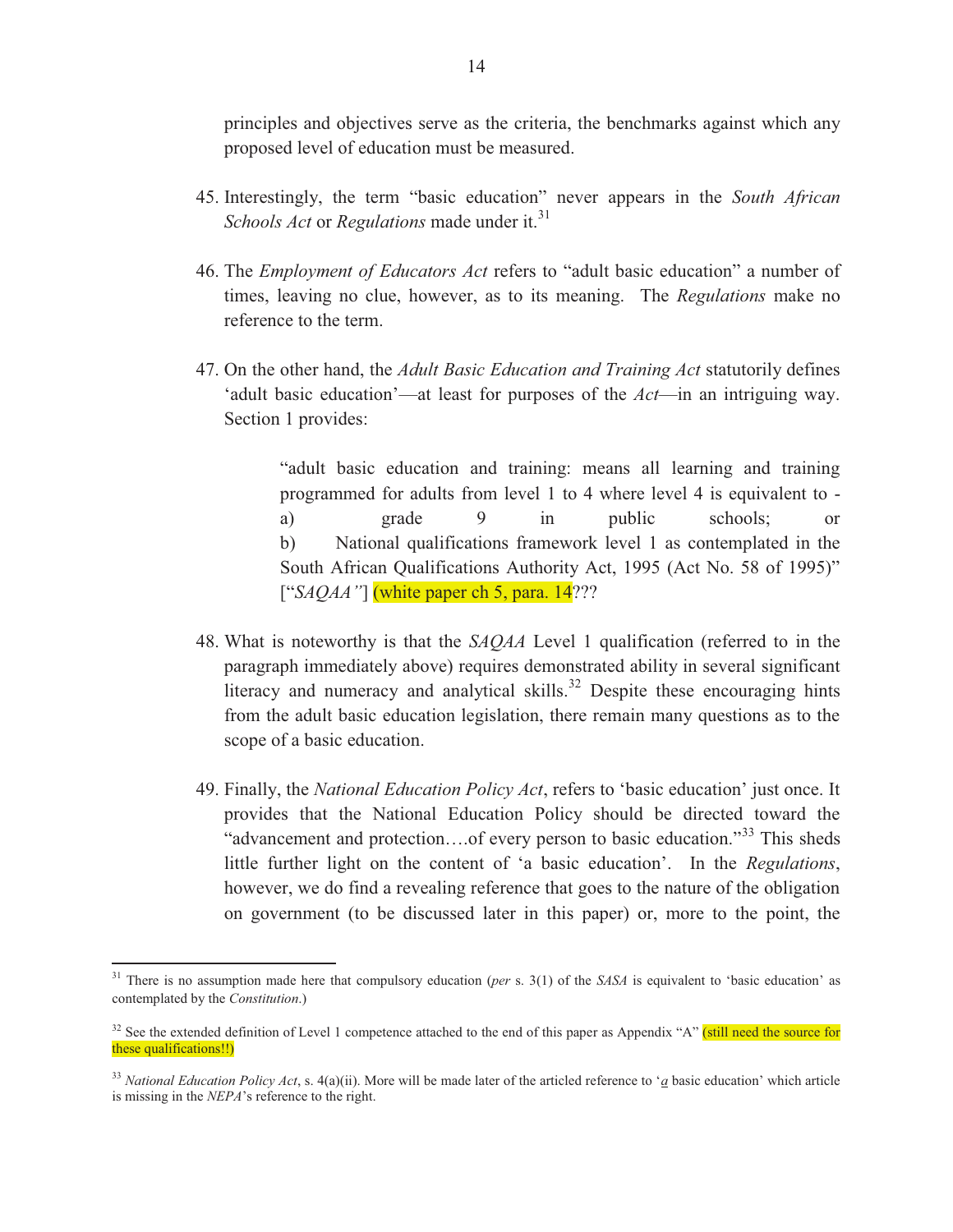principles and objectives serve as the criteria, the benchmarks against which any proposed level of education must be measured.

45. Interestingly, the term "basic education" never appears in the *South African Schools Act* or *Regulations* made under it.[31]

46. The *Employment of Educators Act* refers to "adult basic education" a number of times, leaving no clue, however, as to its meaning. The *Regulations* make no reference to the term.

47. On the other hand, the *Adult Basic Education and Training Act* statutorily defines 'adult basic education'—at least for purposes of the *Act*—in an intriguing way. Section 1 provides:

> "adult basic education and training: means all learning and training programmed for adults from level 1 to 4 where level 4 is equivalent to -
> a) grade 9 in public schools; or
> b) National qualifications framework level 1 as contemplated in the South African Qualifications Authority Act, 1995 (Act No. 58 of 1995)" ["*SAQAA"*] (white paper ch 5, para. 14???

48. What is noteworthy is that the *SAQAA* Level 1 qualification (referred to in the paragraph immediately above) requires demonstrated ability in several significant literacy and numeracy and analytical skills.[32] Despite these encouraging hints from the adult basic education legislation, there remain many questions as to the scope of a basic education.

49. Finally, the *National Education Policy Act*, refers to 'basic education' just once. It provides that the National Education Policy should be directed toward the "advancement and protection….of every person to basic education."[33] This sheds little further light on the content of 'a basic education'. In the *Regulations*, however, we do find a revealing reference that goes to the nature of the obligation on government (to be discussed later in this paper) or, more to the point, the

---

[31] There is no assumption made here that compulsory education (*per* s. 3(1) of the *SASA* is equivalent to 'basic education' as contemplated by the *Constitution*.)

[32] See the extended definition of Level 1 competence attached to the end of this paper as Appendix "A" (still need the source for these qualifications!!)

[33] *National Education Policy Act*, s. 4(a)(ii). More will be made later of the articled reference to '*a* basic education' which article is missing in the *NEPA*'s reference to the right.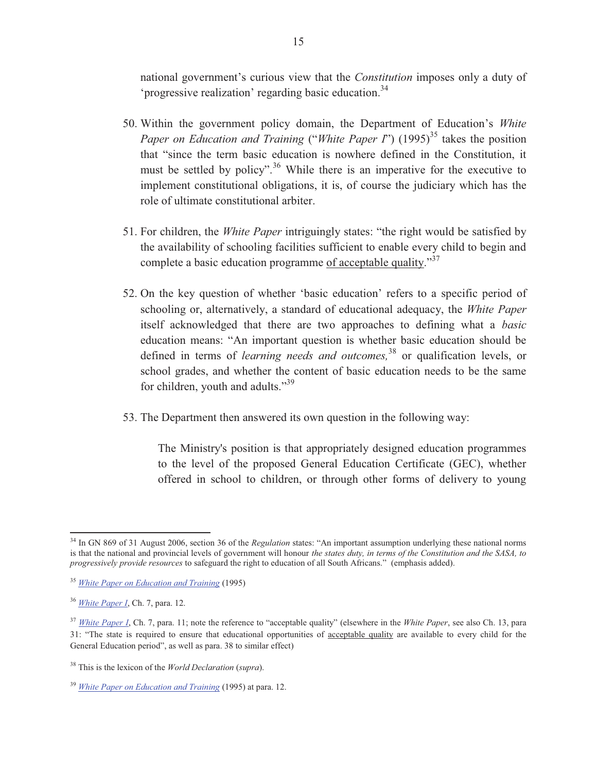national government's curious view that the *Constitution* imposes only a duty of 'progressive realization' regarding basic education.[34]

50. Within the government policy domain, the Department of Education's *White Paper on Education and Training* ("*White Paper I*") (1995)[35] takes the position that "since the term basic education is nowhere defined in the Constitution, it must be settled by policy".[36] While there is an imperative for the executive to implement constitutional obligations, it is, of course the judiciary which has the role of ultimate constitutional arbiter.

51. For children, the *White Paper* intriguingly states: "the right would be satisfied by the availability of schooling facilities sufficient to enable every child to begin and complete a basic education programme <u>of acceptable quality</u>."[37]

52. On the key question of whether 'basic education' refers to a specific period of schooling or, alternatively, a standard of educational adequacy, the *White Paper* itself acknowledged that there are two approaches to defining what a *basic* education means: "An important question is whether basic education should be defined in terms of *learning needs and outcomes,*[38] or qualification levels, or school grades, and whether the content of basic education needs to be the same for children, youth and adults."[39]

53. The Department then answered its own question in the following way:

> The Ministry's position is that appropriately designed education programmes to the level of the proposed General Education Certificate (GEC), whether offered in school to children, or through other forms of delivery to young

---

[34] In GN 869 of 31 August 2006, section 36 of the *Regulation* states: "An important assumption underlying these national norms is that the national and provincial levels of government will honour *the states duty, in terms of the Constitution and the SASA, to progressively provide resources* to safeguard the right to education of all South Africans." (emphasis added).

[35] *White Paper on Education and Training* (1995)

[36] *White Paper I*, Ch. 7, para. 12.

[37] *White Paper I*, Ch. 7, para. 11; note the reference to "acceptable quality" (elsewhere in the *White Paper*, see also Ch. 13, para 31: "The state is required to ensure that educational opportunities of <u>acceptable quality</u> are available to every child for the General Education period", as well as para. 38 to similar effect)

[38] This is the lexicon of the *World Declaration* (*supra*).

[39] *White Paper on Education and Training* (1995) at para. 12.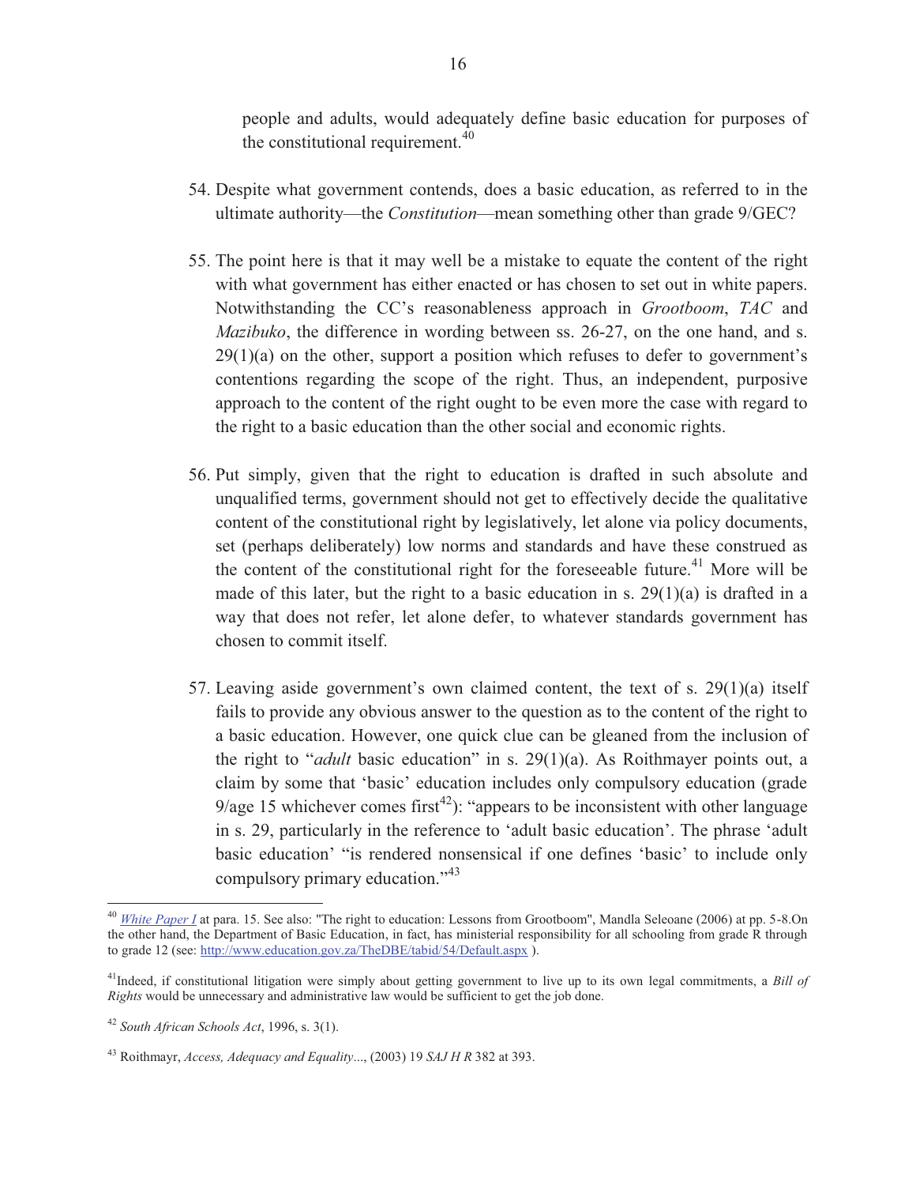people and adults, would adequately define basic education for purposes of the constitutional requirement.[40]

54. Despite what government contends, does a basic education, as referred to in the ultimate authority—the *Constitution*—mean something other than grade 9/GEC?

55. The point here is that it may well be a mistake to equate the content of the right with what government has either enacted or has chosen to set out in white papers. Notwithstanding the CC's reasonableness approach in *Grootboom*, *TAC* and *Mazibuko*, the difference in wording between ss. 26-27, on the one hand, and s. 29(1)(a) on the other, support a position which refuses to defer to government's contentions regarding the scope of the right. Thus, an independent, purposive approach to the content of the right ought to be even more the case with regard to the right to a basic education than the other social and economic rights.

56. Put simply, given that the right to education is drafted in such absolute and unqualified terms, government should not get to effectively decide the qualitative content of the constitutional right by legislatively, let alone via policy documents, set (perhaps deliberately) low norms and standards and have these construed as the content of the constitutional right for the foreseeable future.[41] More will be made of this later, but the right to a basic education in s. 29(1)(a) is drafted in a way that does not refer, let alone defer, to whatever standards government has chosen to commit itself.

57. Leaving aside government's own claimed content, the text of s. 29(1)(a) itself fails to provide any obvious answer to the question as to the content of the right to a basic education. However, one quick clue can be gleaned from the inclusion of the right to "*adult* basic education" in s. 29(1)(a). As Roithmayer points out, a claim by some that 'basic' education includes only compulsory education (grade 9/age 15 whichever comes first[42]): "appears to be inconsistent with other language in s. 29, particularly in the reference to 'adult basic education'. The phrase 'adult basic education' "is rendered nonsensical if one defines 'basic' to include only compulsory primary education."[43]

---

[40] *White Paper I* at para. 15. See also: "The right to education: Lessons from Grootboom", Mandla Seleoane (2006) at pp. 5-8.On the other hand, the Department of Basic Education, in fact, has ministerial responsibility for all schooling from grade R through to grade 12 (see: http://www.education.gov.za/TheDBE/tabid/54/Default.aspx ).

[41] Indeed, if constitutional litigation were simply about getting government to live up to its own legal commitments, a *Bill of Rights* would be unnecessary and administrative law would be sufficient to get the job done.

[42] *South African Schools Act*, 1996, s. 3(1).

[43] Roithmayr, *Access, Adequacy and Equality*..., (2003) 19 *SAJ H R* 382 at 393.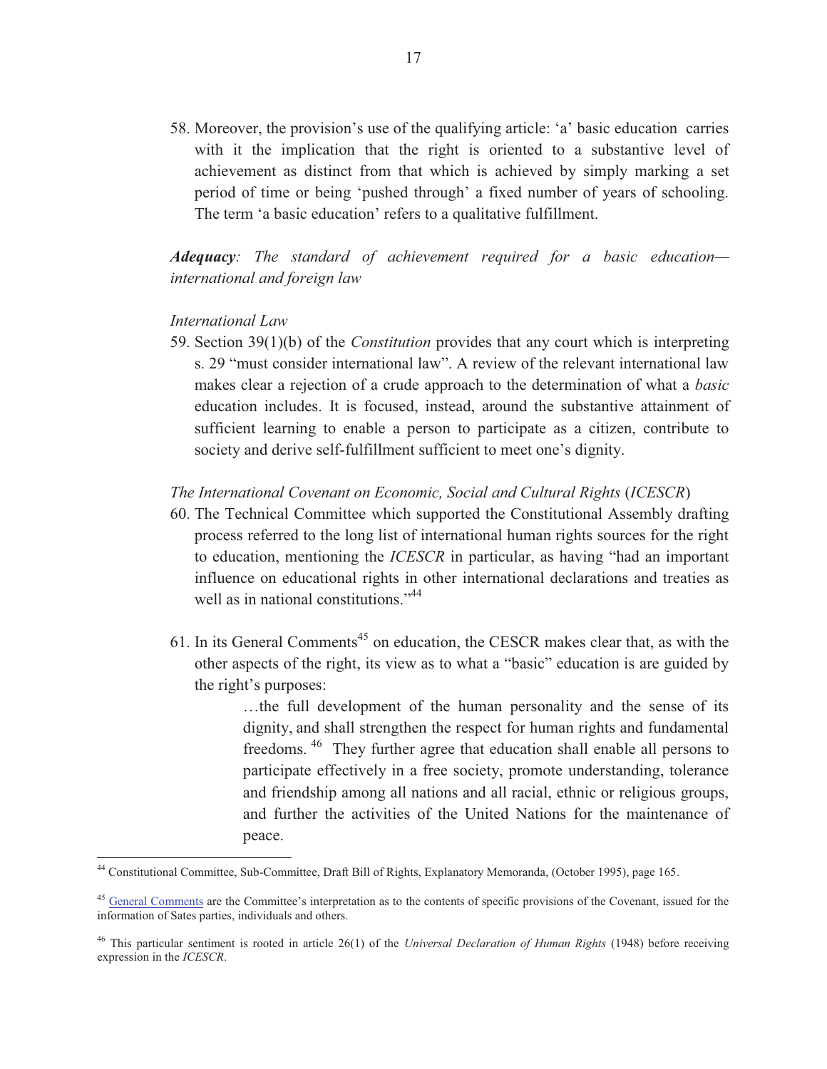58. Moreover, the provision's use of the qualifying article: 'a' basic education carries with it the implication that the right is oriented to a substantive level of achievement as distinct from that which is achieved by simply marking a set period of time or being 'pushed through' a fixed number of years of schooling. The term 'a basic education' refers to a qualitative fulfillment.

***Adequacy**: The standard of achievement required for a basic education—international and foreign law*

*International Law*

59. Section 39(1)(b) of the *Constitution* provides that any court which is interpreting s. 29 "must consider international law". A review of the relevant international law makes clear a rejection of a crude approach to the determination of what a *basic* education includes. It is focused, instead, around the substantive attainment of sufficient learning to enable a person to participate as a citizen, contribute to society and derive self-fulfillment sufficient to meet one's dignity.

*The International Covenant on Economic, Social and Cultural Rights* (*ICESCR*)

60. The Technical Committee which supported the Constitutional Assembly drafting process referred to the long list of international human rights sources for the right to education, mentioning the *ICESCR* in particular, as having "had an important influence on educational rights in other international declarations and treaties as well as in national constitutions."[44]

61. In its General Comments[45] on education, the CESCR makes clear that, as with the other aspects of the right, its view as to what a "basic" education is are guided by the right's purposes:

> …the full development of the human personality and the sense of its dignity, and shall strengthen the respect for human rights and fundamental freedoms. [46] They further agree that education shall enable all persons to participate effectively in a free society, promote understanding, tolerance and friendship among all nations and all racial, ethnic or religious groups, and further the activities of the United Nations for the maintenance of peace.

---

[44] Constitutional Committee, Sub-Committee, Draft Bill of Rights, Explanatory Memoranda, (October 1995), page 165.

[45] General Comments are the Committee's interpretation as to the contents of specific provisions of the Covenant, issued for the information of Sates parties, individuals and others.

[46] This particular sentiment is rooted in article 26(1) of the *Universal Declaration of Human Rights* (1948) before receiving expression in the *ICESCR*.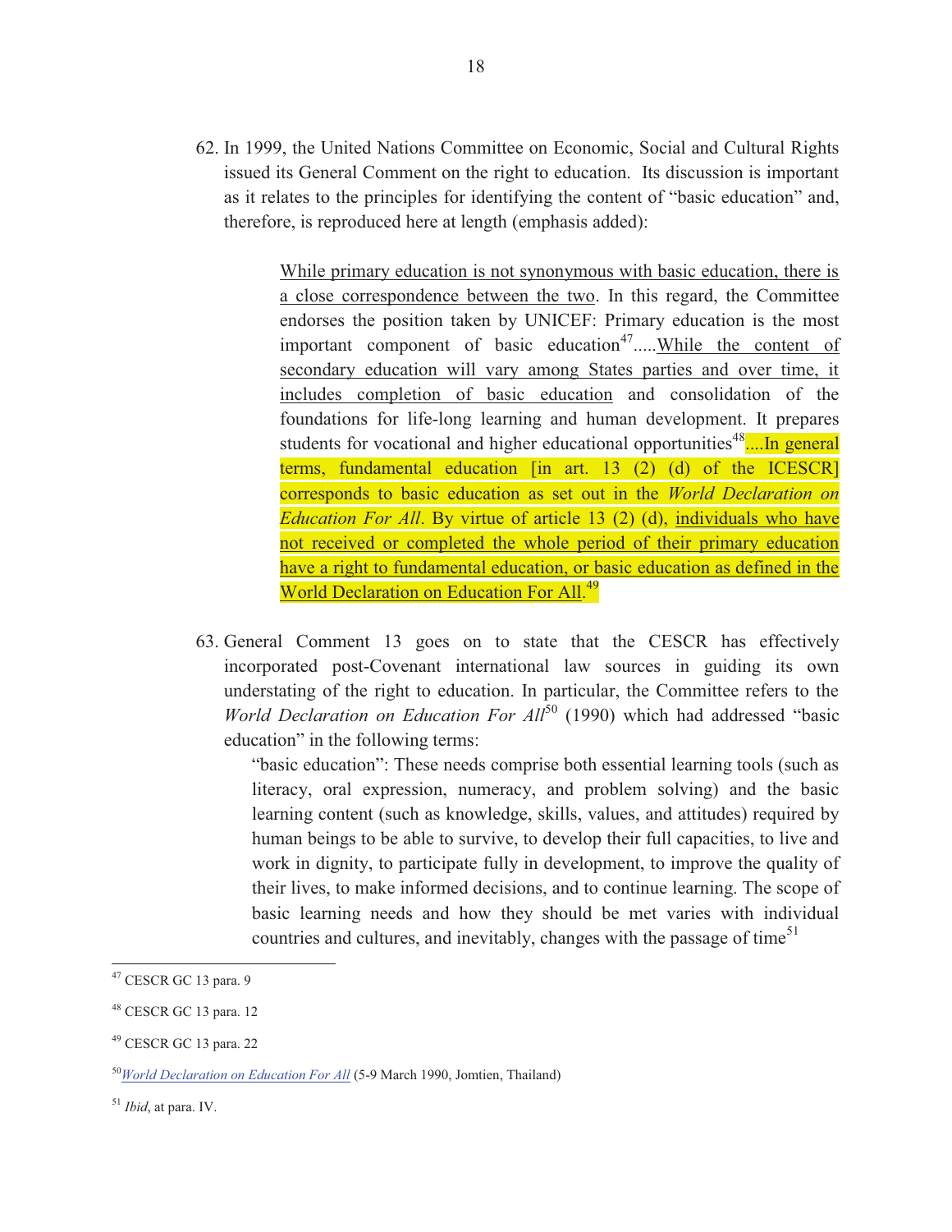62. In 1999, the United Nations Committee on Economic, Social and Cultural Rights issued its General Comment on the right to education. Its discussion is important as it relates to the principles for identifying the content of "basic education" and, therefore, is reproduced here at length (emphasis added):

> <u>While primary education is not synonymous with basic education, there is a close correspondence between the two</u>. In this regard, the Committee endorses the position taken by UNICEF: Primary education is the most important component of basic education[47].....<u>While the content of secondary education will vary among States parties and over time, it includes completion of basic education</u> and consolidation of the foundations for life-long learning and human development. It prepares students for vocational and higher educational opportunities[48]....In general terms, fundamental education [in art. 13 (2) (d) of the ICESCR] corresponds to basic education as set out in the *World Declaration on Education For All*. By virtue of article 13 (2) (d), <u>individuals who have not received or completed the whole period of their primary education have a right to fundamental education, or basic education as defined in the World Declaration on Education For All</u>.[49]

63. General Comment 13 goes on to state that the CESCR has effectively incorporated post-Covenant international law sources in guiding its own understating of the right to education. In particular, the Committee refers to the *World Declaration on Education For All*[50] (1990) which had addressed "basic education" in the following terms:

> "basic education": These needs comprise both essential learning tools (such as literacy, oral expression, numeracy, and problem solving) and the basic learning content (such as knowledge, skills, values, and attitudes) required by human beings to be able to survive, to develop their full capacities, to live and work in dignity, to participate fully in development, to improve the quality of their lives, to make informed decisions, and to continue learning. The scope of basic learning needs and how they should be met varies with individual countries and cultures, and inevitably, changes with the passage of time[51]

---

[47] CESCR GC 13 para. 9

[48] CESCR GC 13 para. 12

[49] CESCR GC 13 para. 22

[50] *World Declaration on Education For All* (5-9 March 1990, Jomtien, Thailand)

[51] *Ibid*, at para. IV.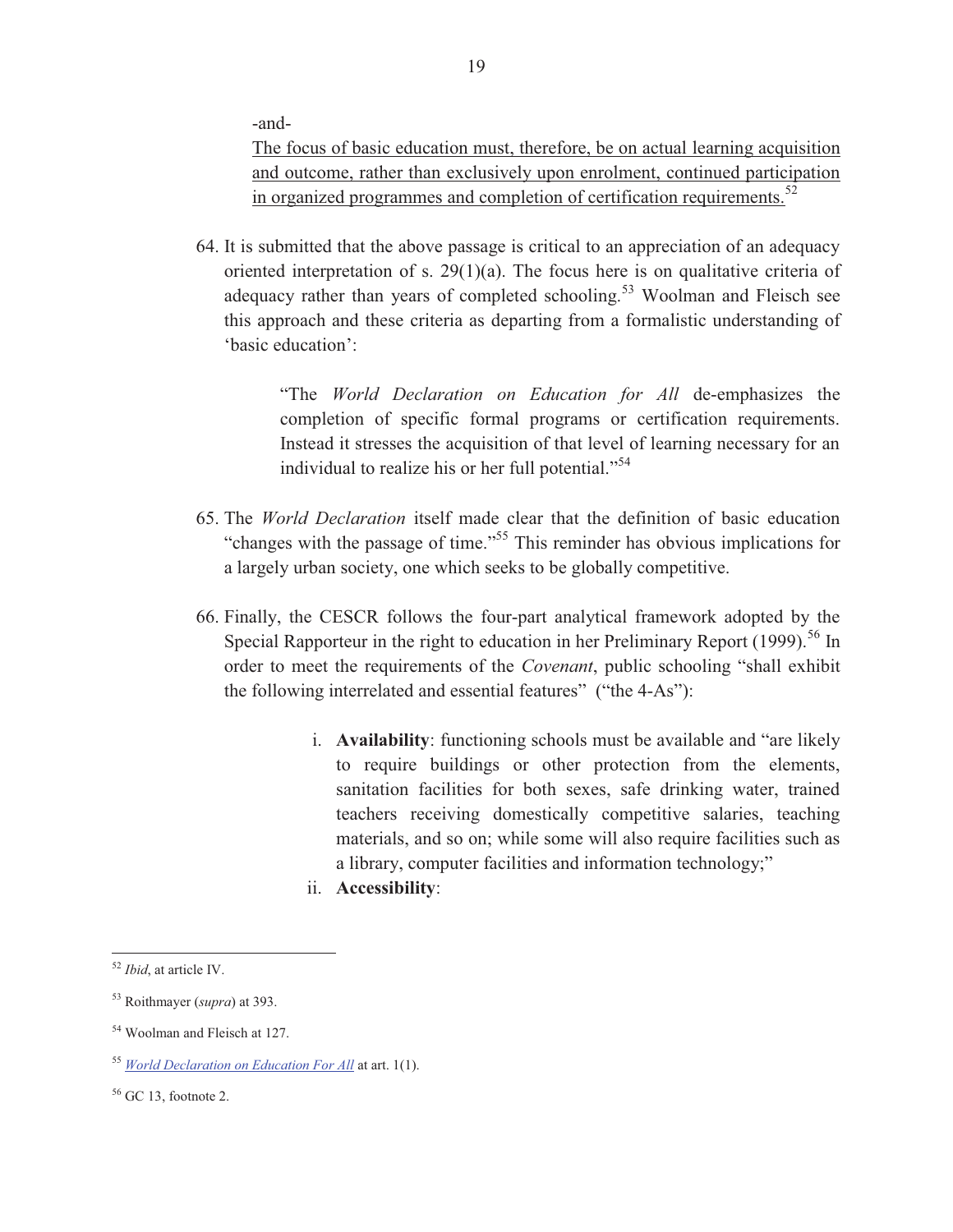-and-

<u>The focus of basic education must, therefore, be on actual learning acquisition and outcome, rather than exclusively upon enrolment, continued participation in organized programmes and completion of certification requirements.</u>[52]

64. It is submitted that the above passage is critical to an appreciation of an adequacy oriented interpretation of s. 29(1)(a). The focus here is on qualitative criteria of adequacy rather than years of completed schooling.[53] Woolman and Fleisch see this approach and these criteria as departing from a formalistic understanding of 'basic education':

> "The *World Declaration on Education for All* de-emphasizes the completion of specific formal programs or certification requirements. Instead it stresses the acquisition of that level of learning necessary for an individual to realize his or her full potential."[54]

65. The *World Declaration* itself made clear that the definition of basic education "changes with the passage of time."[55] This reminder has obvious implications for a largely urban society, one which seeks to be globally competitive.

66. Finally, the CESCR follows the four-part analytical framework adopted by the Special Rapporteur in the right to education in her Preliminary Report (1999).[56] In order to meet the requirements of the *Covenant*, public schooling "shall exhibit the following interrelated and essential features" ("the 4-As"):

   i. **Availability**: functioning schools must be available and "are likely to require buildings or other protection from the elements, sanitation facilities for both sexes, safe drinking water, trained teachers receiving domestically competitive salaries, teaching materials, and so on; while some will also require facilities such as a library, computer facilities and information technology;"

   ii. **Accessibility**:

---

[52] *Ibid*, at article IV.

[53] Roithmayer (*supra*) at 393.

[54] Woolman and Fleisch at 127.

[55] *World Declaration on Education For All* at art. 1(1).

[56] GC 13, footnote 2.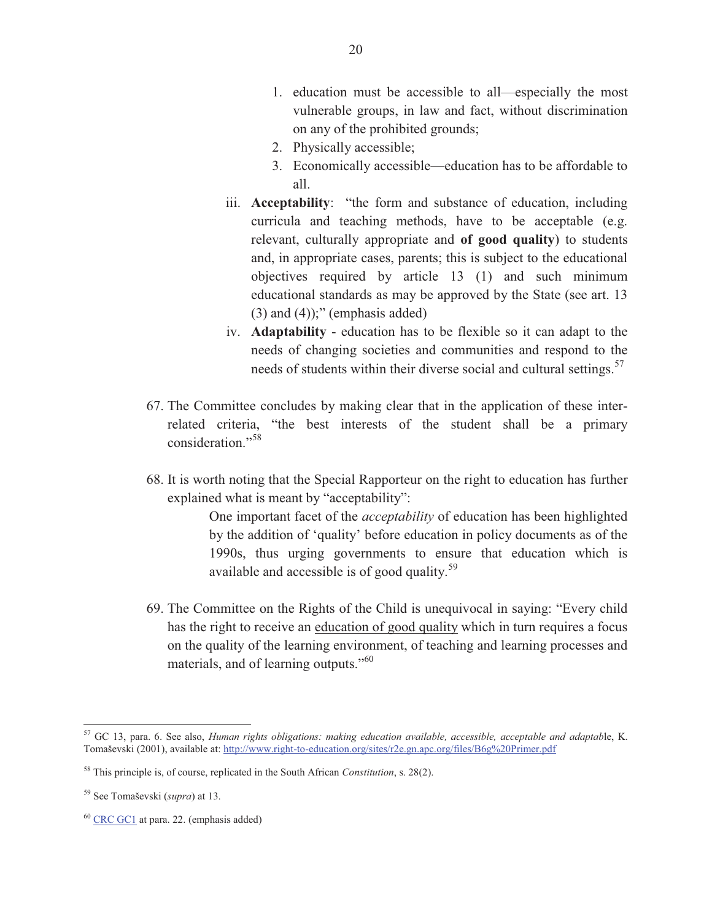1. education must be accessible to all—especially the most vulnerable groups, in law and fact, without discrimination on any of the prohibited grounds;
2. Physically accessible;
3. Economically accessible—education has to be affordable to all.

iii. **Acceptability**: "the form and substance of education, including curricula and teaching methods, have to be acceptable (e.g. relevant, culturally appropriate and **of good quality**) to students and, in appropriate cases, parents; this is subject to the educational objectives required by article 13 (1) and such minimum educational standards as may be approved by the State (see art. 13 (3) and (4));" (emphasis added)

iv. **Adaptability** - education has to be flexible so it can adapt to the needs of changing societies and communities and respond to the needs of students within their diverse social and cultural settings.[57]

67. The Committee concludes by making clear that in the application of these inter-related criteria, "the best interests of the student shall be a primary consideration."[58]

68. It is worth noting that the Special Rapporteur on the right to education has further explained what is meant by "acceptability":

> One important facet of the *acceptability* of education has been highlighted by the addition of 'quality' before education in policy documents as of the 1990s, thus urging governments to ensure that education which is available and accessible is of good quality.[59]

69. The Committee on the Rights of the Child is unequivocal in saying: "Every child has the right to receive an <u>education of good quality</u> which in turn requires a focus on the quality of the learning environment, of teaching and learning processes and materials, and of learning outputs."[60]

---

[57] GC 13, para. 6. See also, *Human rights obligations: making education available, accessible, acceptable and adaptab*le, K. Tomaševski (2001), available at: http://www.right-to-education.org/sites/r2e.gn.apc.org/files/B6g%20Primer.pdf

[58] This principle is, of course, replicated in the South African *Constitution*, s. 28(2).

[59] See Tomaševski (*supra*) at 13.

[60] CRC GC1 at para. 22. (emphasis added)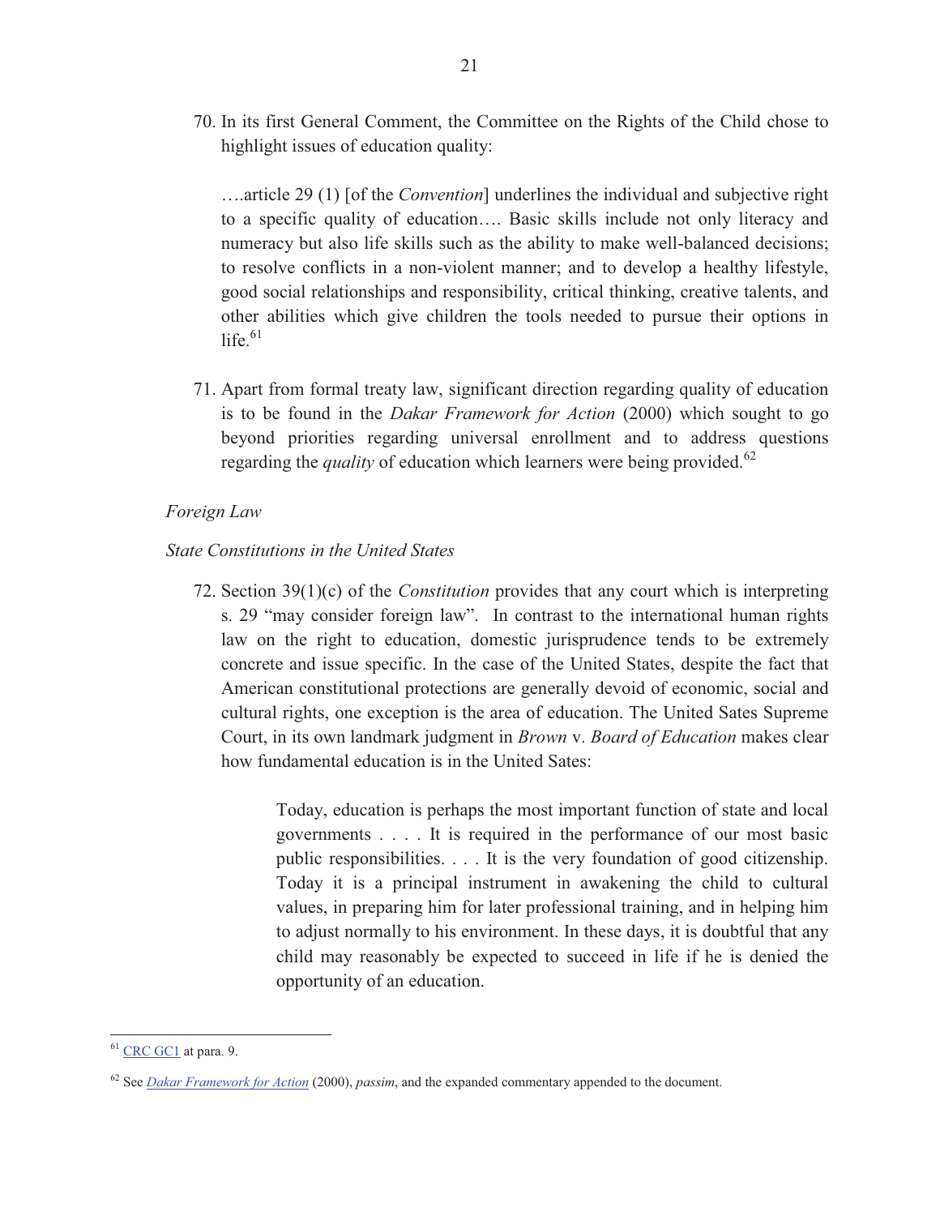70. In its first General Comment, the Committee on the Rights of the Child chose to highlight issues of education quality:

> ….article 29 (1) [of the *Convention*] underlines the individual and subjective right to a specific quality of education…. Basic skills include not only literacy and numeracy but also life skills such as the ability to make well-balanced decisions; to resolve conflicts in a non-violent manner; and to develop a healthy lifestyle, good social relationships and responsibility, critical thinking, creative talents, and other abilities which give children the tools needed to pursue their options in life.[61]

71. Apart from formal treaty law, significant direction regarding quality of education is to be found in the *Dakar Framework for Action* (2000) which sought to go beyond priorities regarding universal enrollment and to address questions regarding the *quality* of education which learners were being provided.[62]

*Foreign Law*

*State Constitutions in the United States*

72. Section 39(1)(c) of the *Constitution* provides that any court which is interpreting s. 29 "may consider foreign law". In contrast to the international human rights law on the right to education, domestic jurisprudence tends to be extremely concrete and issue specific. In the case of the United States, despite the fact that American constitutional protections are generally devoid of economic, social and cultural rights, one exception is the area of education. The United Sates Supreme Court, in its own landmark judgment in *Brown* v. *Board of Education* makes clear how fundamental education is in the United Sates:

> Today, education is perhaps the most important function of state and local governments . . . . It is required in the performance of our most basic public responsibilities. . . . It is the very foundation of good citizenship. Today it is a principal instrument in awakening the child to cultural values, in preparing him for later professional training, and in helping him to adjust normally to his environment. In these days, it is doubtful that any child may reasonably be expected to succeed in life if he is denied the opportunity of an education.

---

[61] CRC GC1 at para. 9.

[62] See *Dakar Framework for Action* (2000), *passim*, and the expanded commentary appended to the document.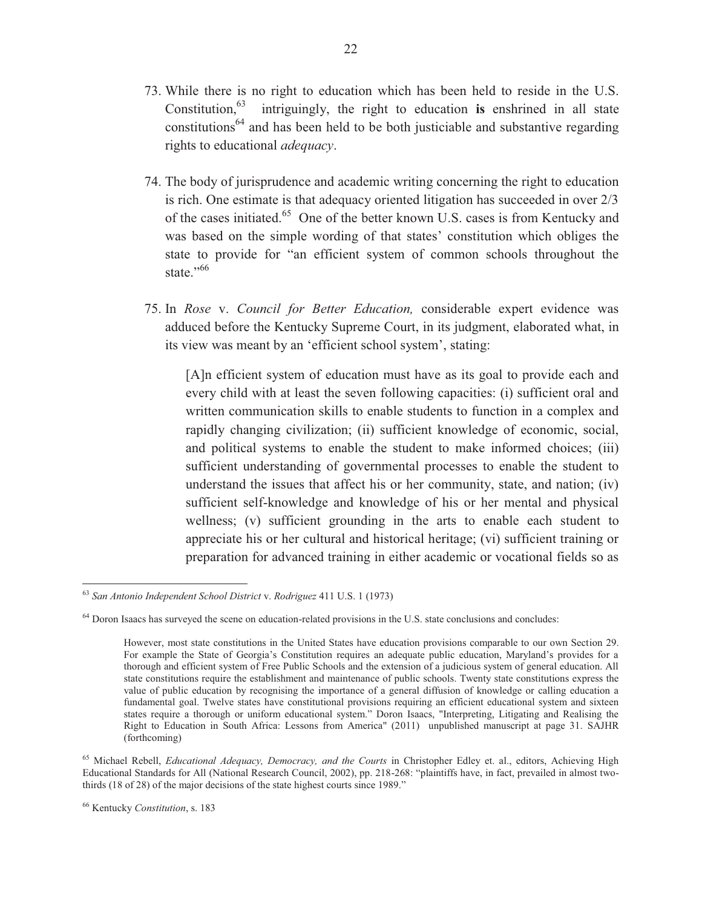73. While there is no right to education which has been held to reside in the U.S. Constitution,[63] intriguingly, the right to education **is** enshrined in all state constitutions[64] and has been held to be both justiciable and substantive regarding rights to educational *adequacy*.

74. The body of jurisprudence and academic writing concerning the right to education is rich. One estimate is that adequacy oriented litigation has succeeded in over 2/3 of the cases initiated.[65] One of the better known U.S. cases is from Kentucky and was based on the simple wording of that states' constitution which obliges the state to provide for "an efficient system of common schools throughout the state."[66]

75. In *Rose* v. *Council for Better Education,* considerable expert evidence was adduced before the Kentucky Supreme Court, in its judgment, elaborated what, in its view was meant by an 'efficient school system', stating:

> [A]n efficient system of education must have as its goal to provide each and every child with at least the seven following capacities: (i) sufficient oral and written communication skills to enable students to function in a complex and rapidly changing civilization; (ii) sufficient knowledge of economic, social, and political systems to enable the student to make informed choices; (iii) sufficient understanding of governmental processes to enable the student to understand the issues that affect his or her community, state, and nation; (iv) sufficient self-knowledge and knowledge of his or her mental and physical wellness; (v) sufficient grounding in the arts to enable each student to appreciate his or her cultural and historical heritage; (vi) sufficient training or preparation for advanced training in either academic or vocational fields so as

---

[63] *San Antonio Independent School District* v. *Rodriguez* 411 U.S. 1 (1973)

[64] Doron Isaacs has surveyed the scene on education-related provisions in the U.S. state conclusions and concludes:

> However, most state constitutions in the United States have education provisions comparable to our own Section 29. For example the State of Georgia's Constitution requires an adequate public education, Maryland's provides for a thorough and efficient system of Free Public Schools and the extension of a judicious system of general education. All state constitutions require the establishment and maintenance of public schools. Twenty state constitutions express the value of public education by recognising the importance of a general diffusion of knowledge or calling education a fundamental goal. Twelve states have constitutional provisions requiring an efficient educational system and sixteen states require a thorough or uniform educational system." Doron Isaacs, "Interpreting, Litigating and Realising the Right to Education in South Africa: Lessons from America" (2011) unpublished manuscript at page 31. SAJHR (forthcoming)

[65] Michael Rebell, *Educational Adequacy, Democracy, and the Courts* in Christopher Edley et. al., editors, Achieving High Educational Standards for All (National Research Council, 2002), pp. 218-268: "plaintiffs have, in fact, prevailed in almost two-thirds (18 of 28) of the major decisions of the state highest courts since 1989."

[66] Kentucky *Constitution*, s. 183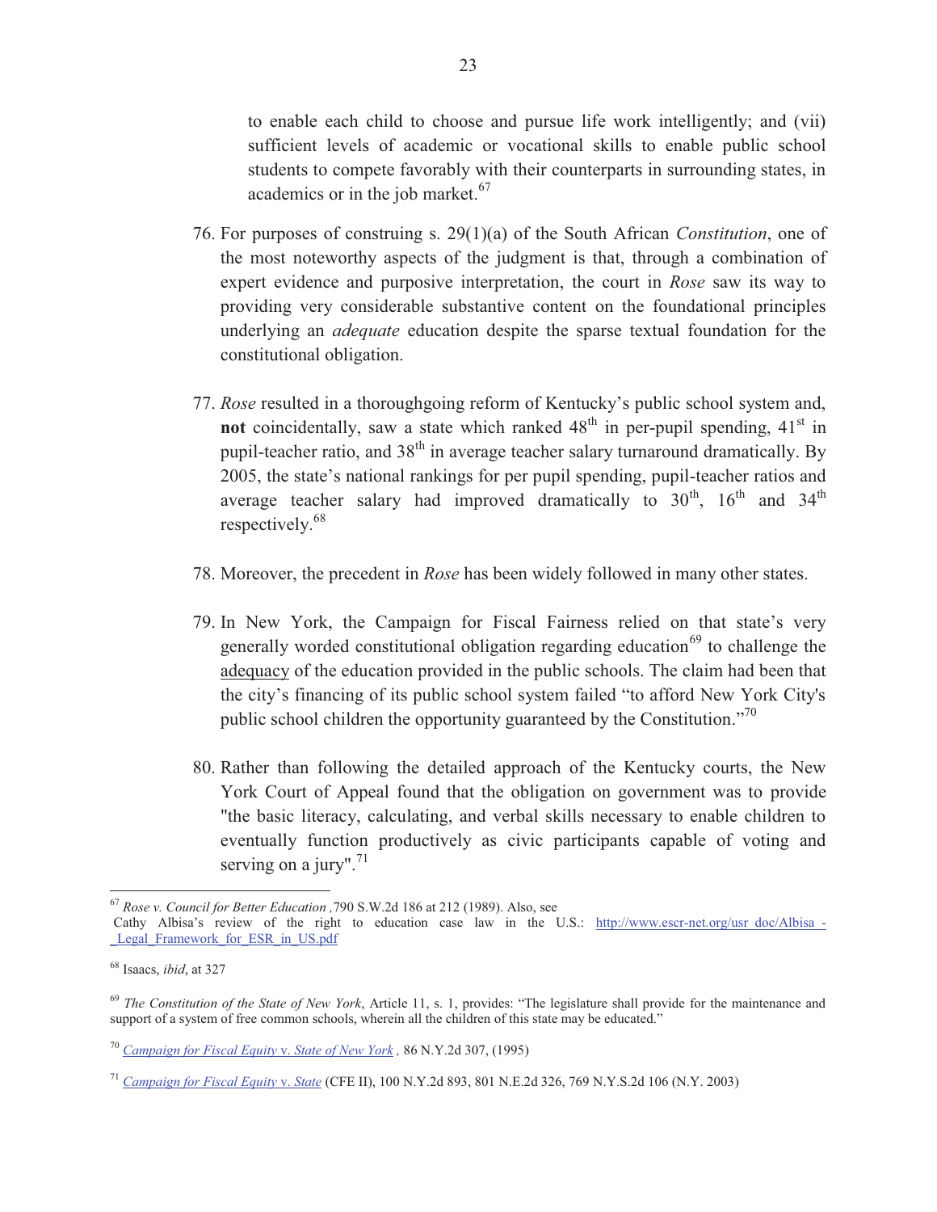to enable each child to choose and pursue life work intelligently; and (vii) sufficient levels of academic or vocational skills to enable public school students to compete favorably with their counterparts in surrounding states, in academics or in the job market.[67]

76. For purposes of construing s. 29(1)(a) of the South African *Constitution*, one of the most noteworthy aspects of the judgment is that, through a combination of expert evidence and purposive interpretation, the court in *Rose* saw its way to providing very considerable substantive content on the foundational principles underlying an *adequate* education despite the sparse textual foundation for the constitutional obligation.

77. *Rose* resulted in a thoroughgoing reform of Kentucky's public school system and, **not** coincidentally, saw a state which ranked 48th in per-pupil spending, 41st in pupil-teacher ratio, and 38th in average teacher salary turnaround dramatically. By 2005, the state's national rankings for per pupil spending, pupil-teacher ratios and average teacher salary had improved dramatically to 30th, 16th and 34th respectively.[68]

78. Moreover, the precedent in *Rose* has been widely followed in many other states.

79. In New York, the Campaign for Fiscal Fairness relied on that state's very generally worded constitutional obligation regarding education[69] to challenge the adequacy of the education provided in the public schools. The claim had been that the city's financing of its public school system failed "to afford New York City's public school children the opportunity guaranteed by the Constitution."[70]

80. Rather than following the detailed approach of the Kentucky courts, the New York Court of Appeal found that the obligation on government was to provide "the basic literacy, calculating, and verbal skills necessary to enable children to eventually function productively as civic participants capable of voting and serving on a jury".[71]

---

[67] *Rose v. Council for Better Education* ,790 S.W.2d 186 at 212 (1989). Also, see Cathy Albisa's review of the right to education case law in the U.S.: http://www.escr-net.org/usr_doc/Albisa_-_Legal_Framework_for_ESR_in_US.pdf

[68] Isaacs, *ibid*, at 327

[69] *The Constitution of the State of New York*, Article 11, s. 1, provides: "The legislature shall provide for the maintenance and support of a system of free common schools, wherein all the children of this state may be educated."

[70] *Campaign for Fiscal Equity* v. *State of New York* , 86 N.Y.2d 307, (1995)

[71] *Campaign for Fiscal Equity* v. *State* (CFE II), 100 N.Y.2d 893, 801 N.E.2d 326, 769 N.Y.S.2d 106 (N.Y. 2003)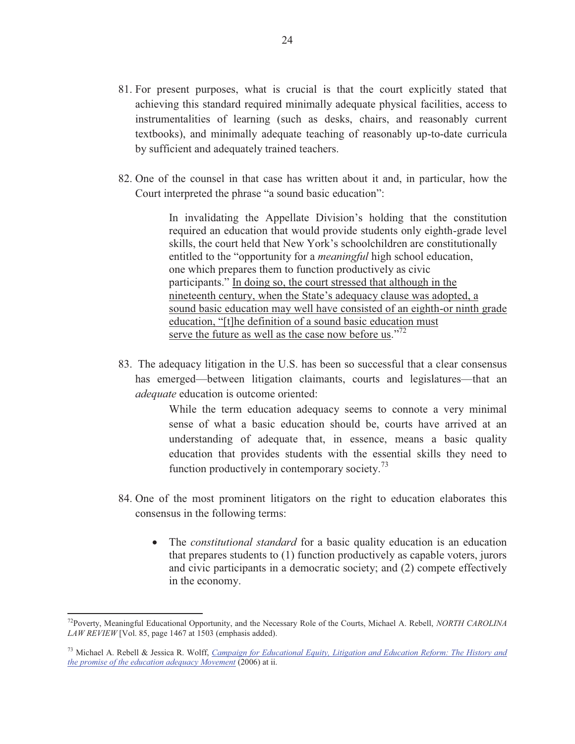81. For present purposes, what is crucial is that the court explicitly stated that achieving this standard required minimally adequate physical facilities, access to instrumentalities of learning (such as desks, chairs, and reasonably current textbooks), and minimally adequate teaching of reasonably up-to-date curricula by sufficient and adequately trained teachers.

82. One of the counsel in that case has written about it and, in particular, how the Court interpreted the phrase "a sound basic education":

> In invalidating the Appellate Division's holding that the constitution required an education that would provide students only eighth-grade level skills, the court held that New York's schoolchildren are constitutionally entitled to the "opportunity for a *meaningful* high school education, one which prepares them to function productively as civic participants." <u>In doing so, the court stressed that although in the nineteenth century, when the State's adequacy clause was adopted, a sound basic education may well have consisted of an eighth-or ninth grade education, "[t]he definition of a sound basic education must serve the future as well as the case now before us</u>."[72]

83. The adequacy litigation in the U.S. has been so successful that a clear consensus has emerged—between litigation claimants, courts and legislatures—that an *adequate* education is outcome oriented:

> While the term education adequacy seems to connote a very minimal sense of what a basic education should be, courts have arrived at an understanding of adequate that, in essence, means a basic quality education that provides students with the essential skills they need to function productively in contemporary society.[73]

84. One of the most prominent litigators on the right to education elaborates this consensus in the following terms:

   - The *constitutional standard* for a basic quality education is an education that prepares students to (1) function productively as capable voters, jurors and civic participants in a democratic society; and (2) compete effectively in the economy.

---

[72] Poverty, Meaningful Educational Opportunity, and the Necessary Role of the Courts, Michael A. Rebell, *NORTH CAROLINA LAW REVIEW* [Vol. 85, page 1467 at 1503 (emphasis added).

[73] Michael A. Rebell & Jessica R. Wolff, *Campaign for Educational Equity, Litigation and Education Reform: The History and the promise of the education adequacy Movement* (2006) at ii.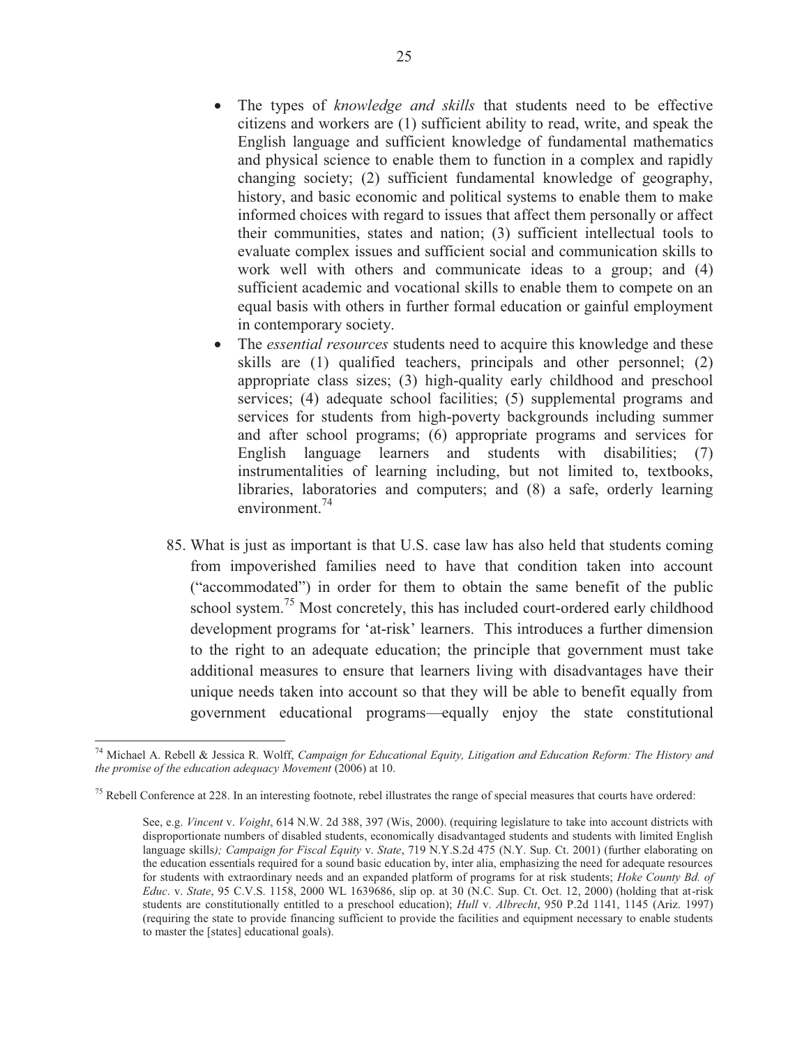- The types of *knowledge and skills* that students need to be effective citizens and workers are (1) sufficient ability to read, write, and speak the English language and sufficient knowledge of fundamental mathematics and physical science to enable them to function in a complex and rapidly changing society; (2) sufficient fundamental knowledge of geography, history, and basic economic and political systems to enable them to make informed choices with regard to issues that affect them personally or affect their communities, states and nation; (3) sufficient intellectual tools to evaluate complex issues and sufficient social and communication skills to work well with others and communicate ideas to a group; and (4) sufficient academic and vocational skills to enable them to compete on an equal basis with others in further formal education or gainful employment in contemporary society.
- The *essential resources* students need to acquire this knowledge and these skills are (1) qualified teachers, principals and other personnel; (2) appropriate class sizes; (3) high-quality early childhood and preschool services; (4) adequate school facilities; (5) supplemental programs and services for students from high-poverty backgrounds including summer and after school programs; (6) appropriate programs and services for English language learners and students with disabilities; (7) instrumentalities of learning including, but not limited to, textbooks, libraries, laboratories and computers; and (8) a safe, orderly learning environment.[74]

85. What is just as important is that U.S. case law has also held that students coming from impoverished families need to have that condition taken into account ("accommodated") in order for them to obtain the same benefit of the public school system.[75] Most concretely, this has included court-ordered early childhood development programs for 'at-risk' learners. This introduces a further dimension to the right to an adequate education; the principle that government must take additional measures to ensure that learners living with disadvantages have their unique needs taken into account so that they will be able to benefit equally from government educational programs—equally enjoy the state constitutional

---

[74] Michael A. Rebell & Jessica R. Wolff, *Campaign for Educational Equity, Litigation and Education Reform: The History and the promise of the education adequacy Movement* (2006) at 10.

[75] Rebell Conference at 228. In an interesting footnote, rebel illustrates the range of special measures that courts have ordered:

> See, e.g. *Vincent* v. *Voight*, 614 N.W. 2d 388, 397 (Wis, 2000). (requiring legislature to take into account districts with disproportionate numbers of disabled students, economically disadvantaged students and students with limited English language skills*); Campaign for Fiscal Equity* v. *State*, 719 N.Y.S.2d 475 (N.Y. Sup. Ct. 2001) (further elaborating on the education essentials required for a sound basic education by, inter alia, emphasizing the need for adequate resources for students with extraordinary needs and an expanded platform of programs for at risk students; *Hoke County Bd. of Educ*. v. *State*, 95 C.V.S. 1158, 2000 WL 1639686, slip op. at 30 (N.C. Sup. Ct. Oct. 12, 2000) (holding that at-risk students are constitutionally entitled to a preschool education); *Hull* v. *Albrecht*, 950 P.2d 1141, 1145 (Ariz. 1997) (requiring the state to provide financing sufficient to provide the facilities and equipment necessary to enable students to master the [states] educational goals).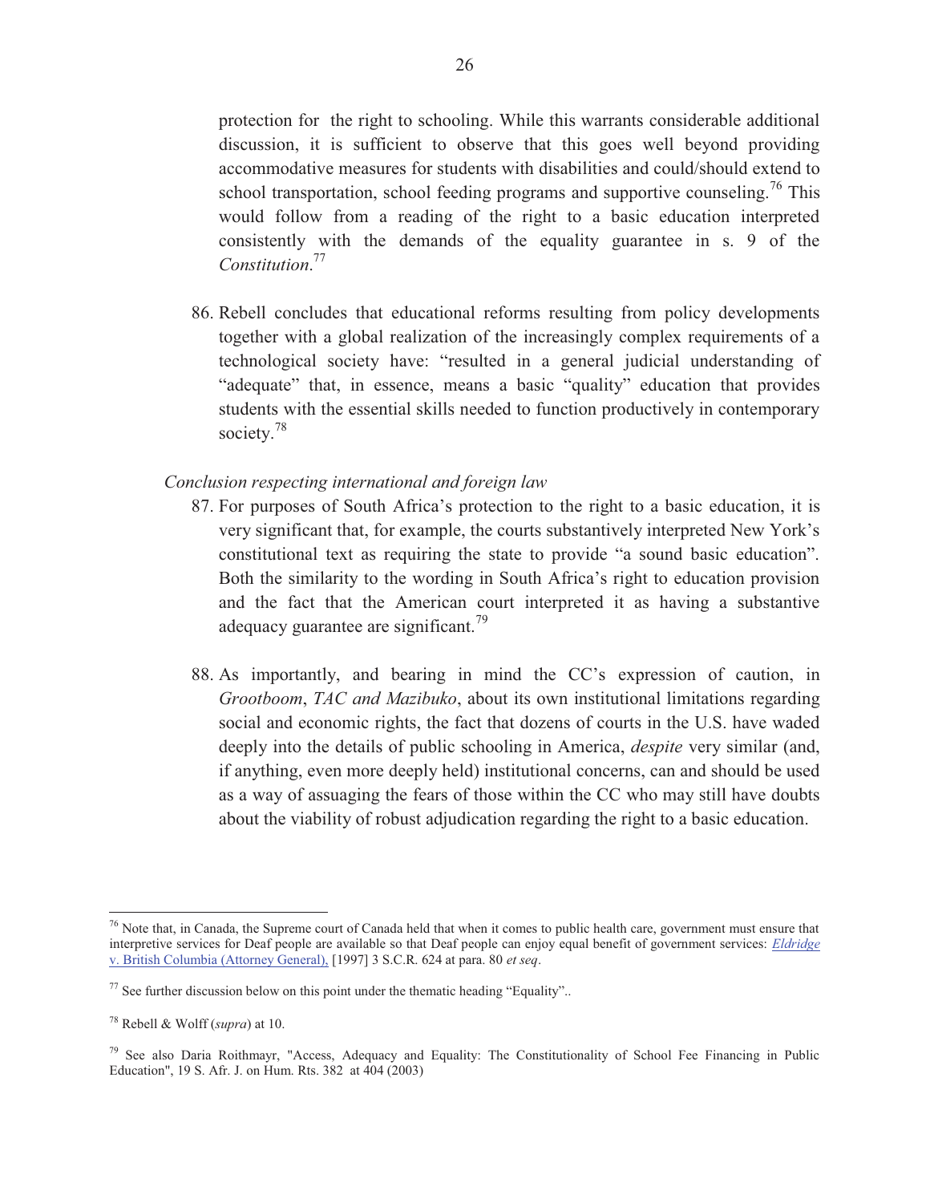protection for the right to schooling. While this warrants considerable additional discussion, it is sufficient to observe that this goes well beyond providing accommodative measures for students with disabilities and could/should extend to school transportation, school feeding programs and supportive counseling.[76] This would follow from a reading of the right to a basic education interpreted consistently with the demands of the equality guarantee in s. 9 of the *Constitution*.[77]

86. Rebell concludes that educational reforms resulting from policy developments together with a global realization of the increasingly complex requirements of a technological society have: "resulted in a general judicial understanding of "adequate" that, in essence, means a basic "quality" education that provides students with the essential skills needed to function productively in contemporary society.[78]

*Conclusion respecting international and foreign law*

87. For purposes of South Africa's protection to the right to a basic education, it is very significant that, for example, the courts substantively interpreted New York's constitutional text as requiring the state to provide "a sound basic education". Both the similarity to the wording in South Africa's right to education provision and the fact that the American court interpreted it as having a substantive adequacy guarantee are significant.[79]

88. As importantly, and bearing in mind the CC's expression of caution, in *Grootboom*, *TAC and Mazibuko*, about its own institutional limitations regarding social and economic rights, the fact that dozens of courts in the U.S. have waded deeply into the details of public schooling in America, *despite* very similar (and, if anything, even more deeply held) institutional concerns, can and should be used as a way of assuaging the fears of those within the CC who may still have doubts about the viability of robust adjudication regarding the right to a basic education.

---

[76] Note that, in Canada, the Supreme court of Canada held that when it comes to public health care, government must ensure that interpretive services for Deaf people are available so that Deaf people can enjoy equal benefit of government services: *Eldridge* v. British Columbia (Attorney General), [1997] 3 S.C.R. 624 at para. 80 *et seq*.

[77] See further discussion below on this point under the thematic heading "Equality"..

[78] Rebell & Wolff (*supra*) at 10.

[79] See also Daria Roithmayr, "Access, Adequacy and Equality: The Constitutionality of School Fee Financing in Public Education", 19 S. Afr. J. on Hum. Rts. 382 at 404 (2003)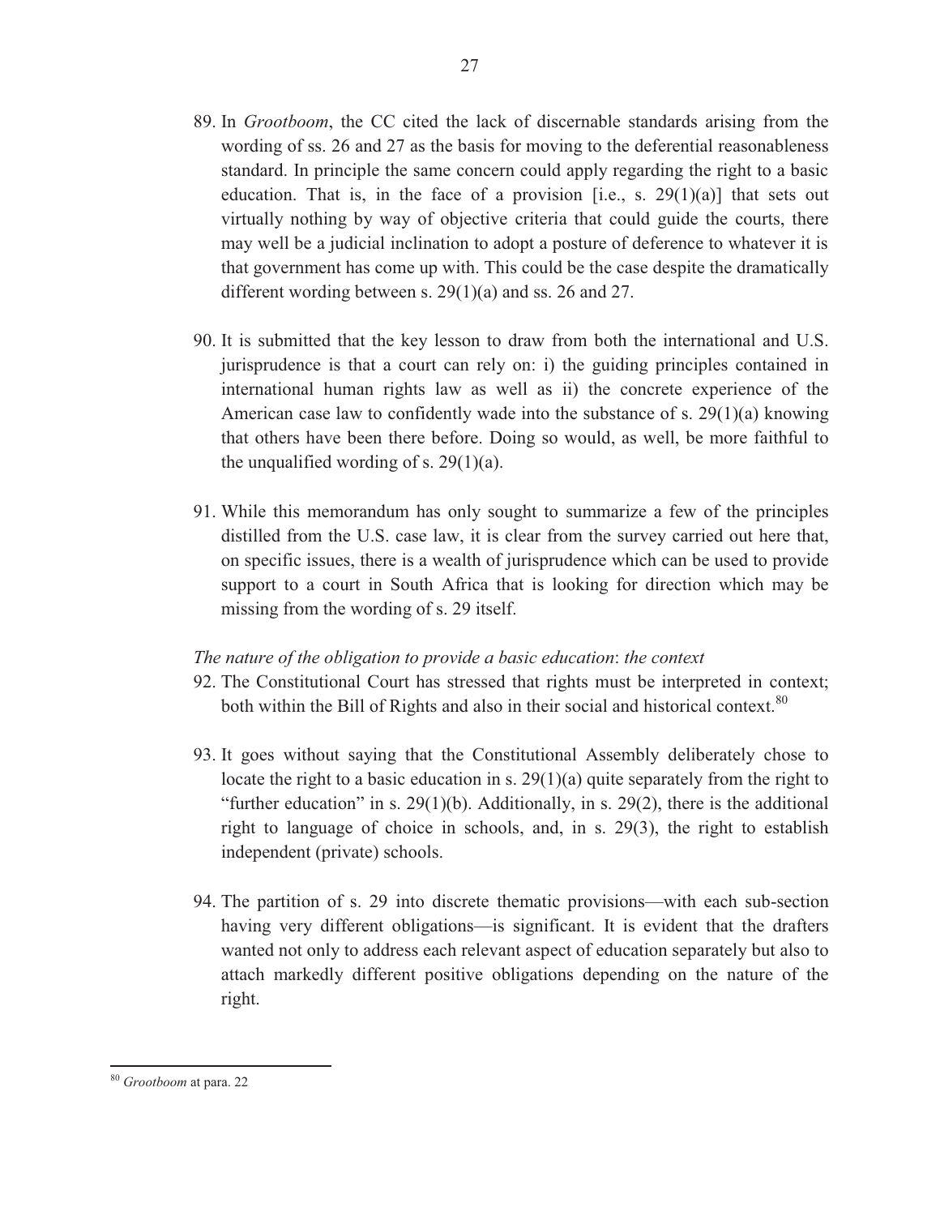89. In *Grootboom*, the CC cited the lack of discernable standards arising from the wording of ss. 26 and 27 as the basis for moving to the deferential reasonableness standard. In principle the same concern could apply regarding the right to a basic education. That is, in the face of a provision [i.e., s. 29(1)(a)] that sets out virtually nothing by way of objective criteria that could guide the courts, there may well be a judicial inclination to adopt a posture of deference to whatever it is that government has come up with. This could be the case despite the dramatically different wording between s. 29(1)(a) and ss. 26 and 27.

90. It is submitted that the key lesson to draw from both the international and U.S. jurisprudence is that a court can rely on: i) the guiding principles contained in international human rights law as well as ii) the concrete experience of the American case law to confidently wade into the substance of s. 29(1)(a) knowing that others have been there before. Doing so would, as well, be more faithful to the unqualified wording of s. 29(1)(a).

91. While this memorandum has only sought to summarize a few of the principles distilled from the U.S. case law, it is clear from the survey carried out here that, on specific issues, there is a wealth of jurisprudence which can be used to provide support to a court in South Africa that is looking for direction which may be missing from the wording of s. 29 itself.

*The nature of the obligation to provide a basic education*: *the context*

92. The Constitutional Court has stressed that rights must be interpreted in context; both within the Bill of Rights and also in their social and historical context.[80]

93. It goes without saying that the Constitutional Assembly deliberately chose to locate the right to a basic education in s. 29(1)(a) quite separately from the right to "further education" in s. 29(1)(b). Additionally, in s. 29(2), there is the additional right to language of choice in schools, and, in s. 29(3), the right to establish independent (private) schools.

94. The partition of s. 29 into discrete thematic provisions—with each sub-section having very different obligations—is significant. It is evident that the drafters wanted not only to address each relevant aspect of education separately but also to attach markedly different positive obligations depending on the nature of the right.

---

[80] *Grootboom* at para. 22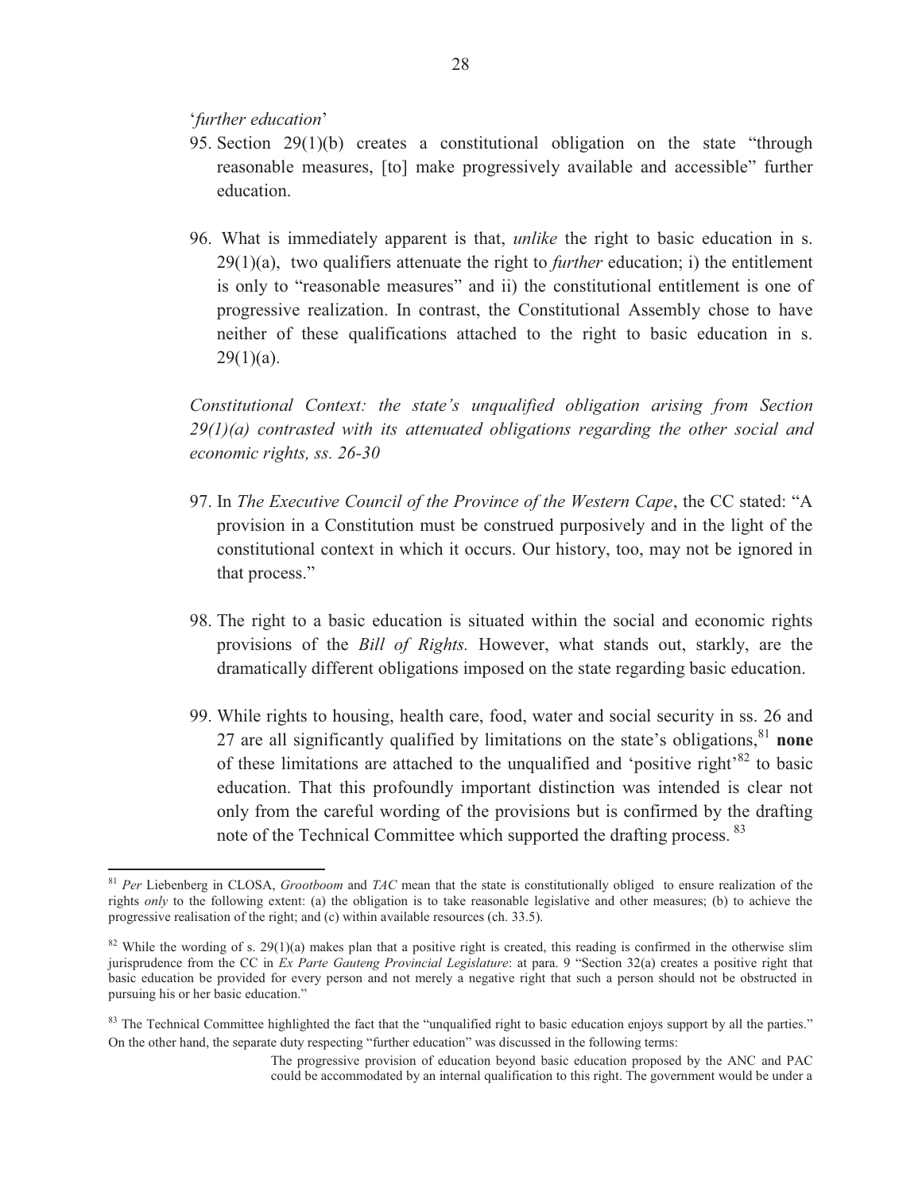'*further education*'

95. Section 29(1)(b) creates a constitutional obligation on the state "through reasonable measures, [to] make progressively available and accessible" further education.

96. What is immediately apparent is that, *unlike* the right to basic education in s. 29(1)(a), two qualifiers attenuate the right to *further* education; i) the entitlement is only to "reasonable measures" and ii) the constitutional entitlement is one of progressive realization. In contrast, the Constitutional Assembly chose to have neither of these qualifications attached to the right to basic education in s. 29(1)(a).

*Constitutional Context: the state's unqualified obligation arising from Section 29(1)(a) contrasted with its attenuated obligations regarding the other social and economic rights, ss. 26-30*

97. In *The Executive Council of the Province of the Western Cape*, the CC stated: "A provision in a Constitution must be construed purposively and in the light of the constitutional context in which it occurs. Our history, too, may not be ignored in that process."

98. The right to a basic education is situated within the social and economic rights provisions of the *Bill of Rights.* However, what stands out, starkly, are the dramatically different obligations imposed on the state regarding basic education.

99. While rights to housing, health care, food, water and social security in ss. 26 and 27 are all significantly qualified by limitations on the state's obligations,[81] **none** of these limitations are attached to the unqualified and 'positive right'[82] to basic education. That this profoundly important distinction was intended is clear not only from the careful wording of the provisions but is confirmed by the drafting note of the Technical Committee which supported the drafting process.[83]

---

[81] *Per* Liebenberg in CLOSA, *Grootboom* and *TAC* mean that the state is constitutionally obliged to ensure realization of the rights *only* to the following extent: (a) the obligation is to take reasonable legislative and other measures; (b) to achieve the progressive realisation of the right; and (c) within available resources (ch. 33.5).

[82] While the wording of s. 29(1)(a) makes plan that a positive right is created, this reading is confirmed in the otherwise slim jurisprudence from the CC in *Ex Parte Gauteng Provincial Legislature*: at para. 9 "Section 32(a) creates a positive right that basic education be provided for every person and not merely a negative right that such a person should not be obstructed in pursuing his or her basic education."

[83] The Technical Committee highlighted the fact that the "unqualified right to basic education enjoys support by all the parties." On the other hand, the separate duty respecting "further education" was discussed in the following terms:

> The progressive provision of education beyond basic education proposed by the ANC and PAC could be accommodated by an internal qualification to this right. The government would be under a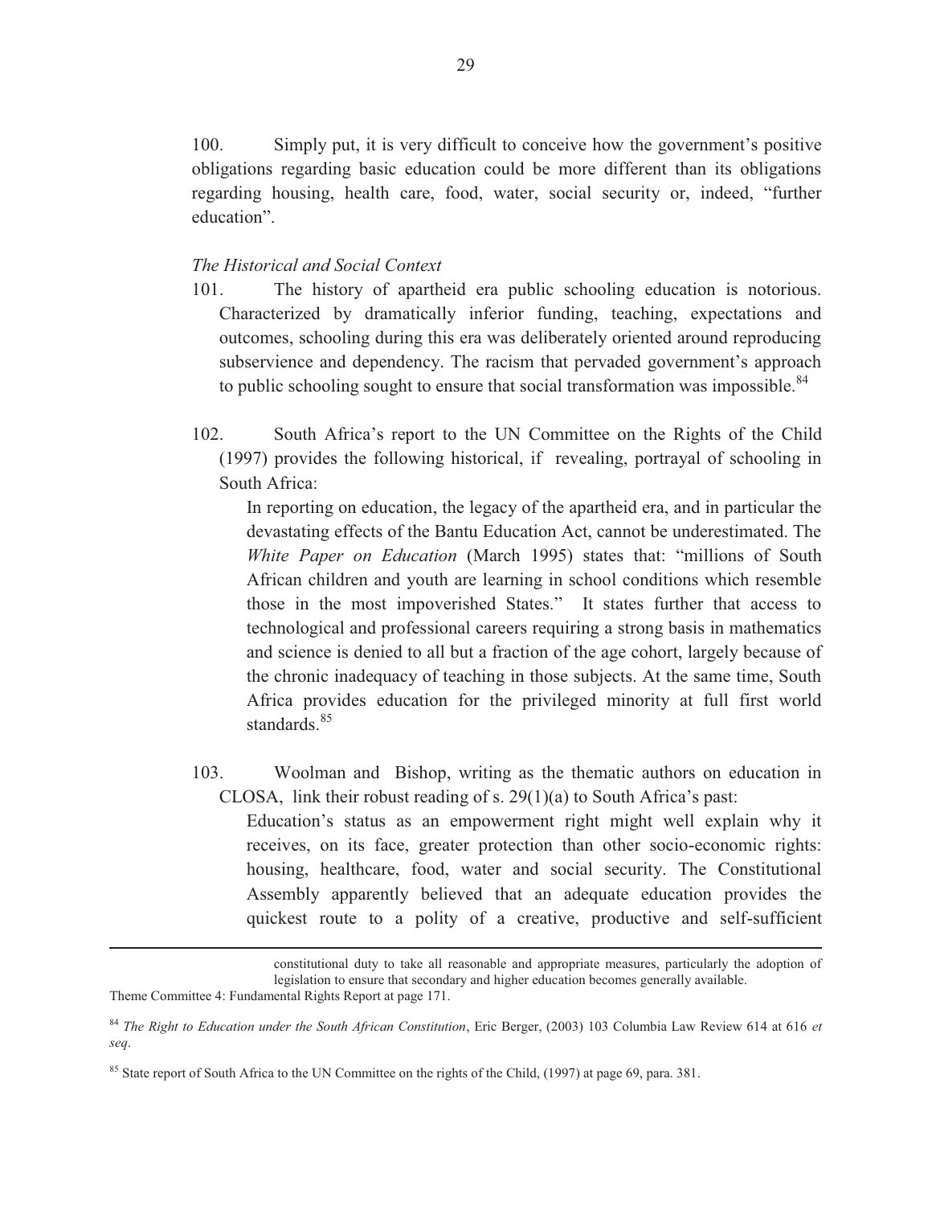100. Simply put, it is very difficult to conceive how the government's positive obligations regarding basic education could be more different than its obligations regarding housing, health care, food, water, social security or, indeed, "further education".

*The Historical and Social Context*

101. The history of apartheid era public schooling education is notorious. Characterized by dramatically inferior funding, teaching, expectations and outcomes, schooling during this era was deliberately oriented around reproducing subservience and dependency. The racism that pervaded government's approach to public schooling sought to ensure that social transformation was impossible.[84]

102. South Africa's report to the UN Committee on the Rights of the Child (1997) provides the following historical, if revealing, portrayal of schooling in South Africa:

> In reporting on education, the legacy of the apartheid era, and in particular the devastating effects of the Bantu Education Act, cannot be underestimated. The *White Paper on Education* (March 1995) states that: "millions of South African children and youth are learning in school conditions which resemble those in the most impoverished States." It states further that access to technological and professional careers requiring a strong basis in mathematics and science is denied to all but a fraction of the age cohort, largely because of the chronic inadequacy of teaching in those subjects. At the same time, South Africa provides education for the privileged minority at full first world standards.[85]

103. Woolman and Bishop, writing as the thematic authors on education in CLOSA, link their robust reading of s. 29(1)(a) to South Africa's past:

> Education's status as an empowerment right might well explain why it receives, on its face, greater protection than other socio-economic rights: housing, healthcare, food, water and social security. The Constitutional Assembly apparently believed that an adequate education provides the quickest route to a polity of a creative, productive and self-sufficient

---

> constitutional duty to take all reasonable and appropriate measures, particularly the adoption of legislation to ensure that secondary and higher education becomes generally available.

Theme Committee 4: Fundamental Rights Report at page 171.

[84] *The Right to Education under the South African Constitution*, Eric Berger, (2003) 103 Columbia Law Review 614 at 616 *et seq*.

[85] State report of South Africa to the UN Committee on the rights of the Child, (1997) at page 69, para. 381.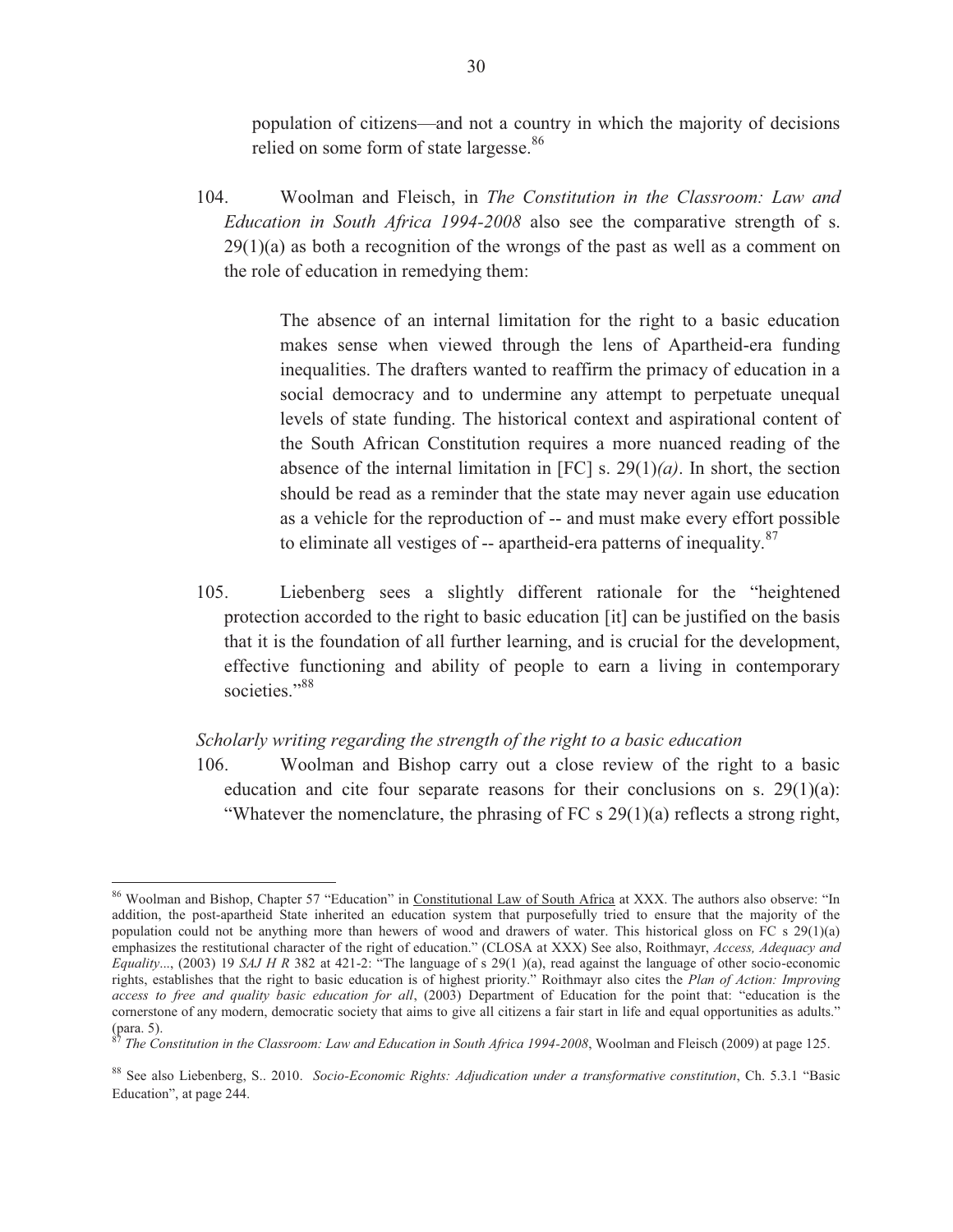population of citizens—and not a country in which the majority of decisions relied on some form of state largesse.[86]

104. Woolman and Fleisch, in *The Constitution in the Classroom: Law and Education in South Africa 1994-2008* also see the comparative strength of s. 29(1)(a) as both a recognition of the wrongs of the past as well as a comment on the role of education in remedying them:

> The absence of an internal limitation for the right to a basic education makes sense when viewed through the lens of Apartheid-era funding inequalities. The drafters wanted to reaffirm the primacy of education in a social democracy and to undermine any attempt to perpetuate unequal levels of state funding. The historical context and aspirational content of the South African Constitution requires a more nuanced reading of the absence of the internal limitation in [FC] s. 29(1)*(a)*. In short, the section should be read as a reminder that the state may never again use education as a vehicle for the reproduction of -- and must make every effort possible to eliminate all vestiges of -- apartheid-era patterns of inequality.[87]

105. Liebenberg sees a slightly different rationale for the "heightened protection accorded to the right to basic education [it] can be justified on the basis that it is the foundation of all further learning, and is crucial for the development, effective functioning and ability of people to earn a living in contemporary societies."[88]

*Scholarly writing regarding the strength of the right to a basic education*

106. Woolman and Bishop carry out a close review of the right to a basic education and cite four separate reasons for their conclusions on s. 29(1)(a): "Whatever the nomenclature, the phrasing of FC s 29(1)(a) reflects a strong right,

---

[86] Woolman and Bishop, Chapter 57 "Education" in Constitutional Law of South Africa at XXX. The authors also observe: "In addition, the post-apartheid State inherited an education system that purposefully tried to ensure that the majority of the population could not be anything more than hewers of wood and drawers of water. This historical gloss on FC s 29(1)(a) emphasizes the restitutional character of the right of education." (CLOSA at XXX) See also, Roithmayr, *Access, Adequacy and Equality...*, (2003) 19 *SAJ H R* 382 at 421-2: "The language of s 29(1 )(a), read against the language of other socio-economic rights, establishes that the right to basic education is of highest priority." Roithmayr also cites the *Plan of Action: Improving access to free and quality basic education for all*, (2003) Department of Education for the point that: "education is the cornerstone of any modern, democratic society that aims to give all citizens a fair start in life and equal opportunities as adults." (para. 5).

[87] *The Constitution in the Classroom: Law and Education in South Africa 1994-2008*, Woolman and Fleisch (2009) at page 125.

[88] See also Liebenberg, S.. 2010. *Socio-Economic Rights: Adjudication under a transformative constitution*, Ch. 5.3.1 "Basic Education", at page 244.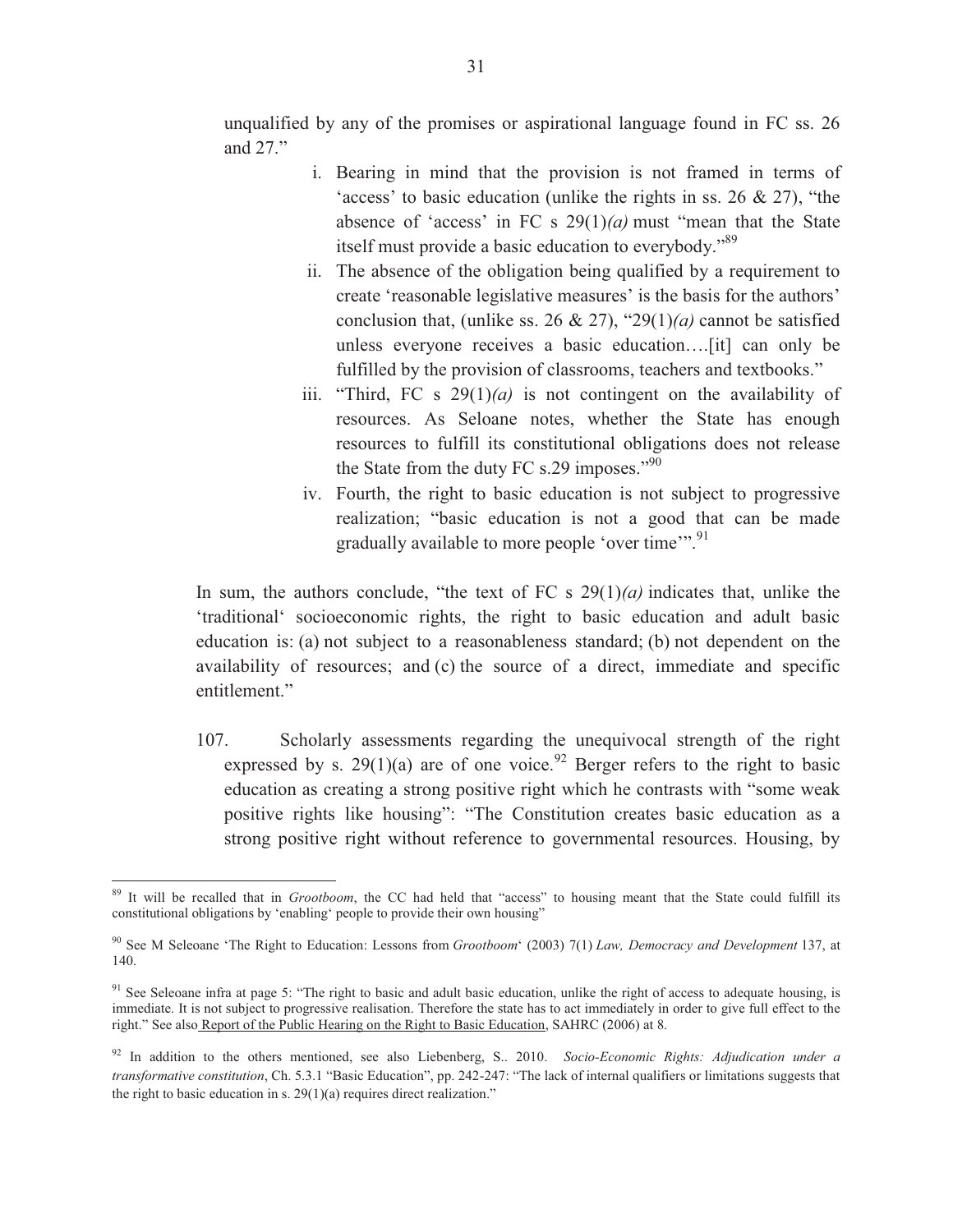unqualified by any of the promises or aspirational language found in FC ss. 26 and 27."

i. Bearing in mind that the provision is not framed in terms of 'access' to basic education (unlike the rights in ss. 26 & 27), "the absence of 'access' in FC s 29(1)*(a)* must "mean that the State itself must provide a basic education to everybody."[89]

ii. The absence of the obligation being qualified by a requirement to create 'reasonable legislative measures' is the basis for the authors' conclusion that, (unlike ss. 26 & 27), "29(1)*(a)* cannot be satisfied unless everyone receives a basic education….[it] can only be fulfilled by the provision of classrooms, teachers and textbooks."

iii. "Third, FC s 29(1)*(a)* is not contingent on the availability of resources. As Seloane notes, whether the State has enough resources to fulfill its constitutional obligations does not release the State from the duty FC s.29 imposes."[90]

iv. Fourth, the right to basic education is not subject to progressive realization; "basic education is not a good that can be made gradually available to more people 'over time'".[91]

In sum, the authors conclude, "the text of FC s 29(1)*(a)* indicates that, unlike the 'traditional' socioeconomic rights, the right to basic education and adult basic education is: (a) not subject to a reasonableness standard; (b) not dependent on the availability of resources; and (c) the source of a direct, immediate and specific entitlement."

107. Scholarly assessments regarding the unequivocal strength of the right expressed by s. 29(1)(a) are of one voice.[92] Berger refers to the right to basic education as creating a strong positive right which he contrasts with "some weak positive rights like housing": "The Constitution creates basic education as a strong positive right without reference to governmental resources. Housing, by

---

[89] It will be recalled that in *Grootboom*, the CC had held that "access" to housing meant that the State could fulfill its constitutional obligations by 'enabling' people to provide their own housing"

[90] See M Seleoane 'The Right to Education: Lessons from *Grootboom*' (2003) 7(1) *Law, Democracy and Development* 137, at 140.

[91] See Seleoane infra at page 5: "The right to basic and adult basic education, unlike the right of access to adequate housing, is immediate. It is not subject to progressive realisation. Therefore the state has to act immediately in order to give full effect to the right." See also Report of the Public Hearing on the Right to Basic Education, SAHRC (2006) at 8.

[92] In addition to the others mentioned, see also Liebenberg, S.. 2010. *Socio-Economic Rights: Adjudication under a transformative constitution*, Ch. 5.3.1 "Basic Education", pp. 242-247: "The lack of internal qualifiers or limitations suggests that the right to basic education in s. 29(1)(a) requires direct realization."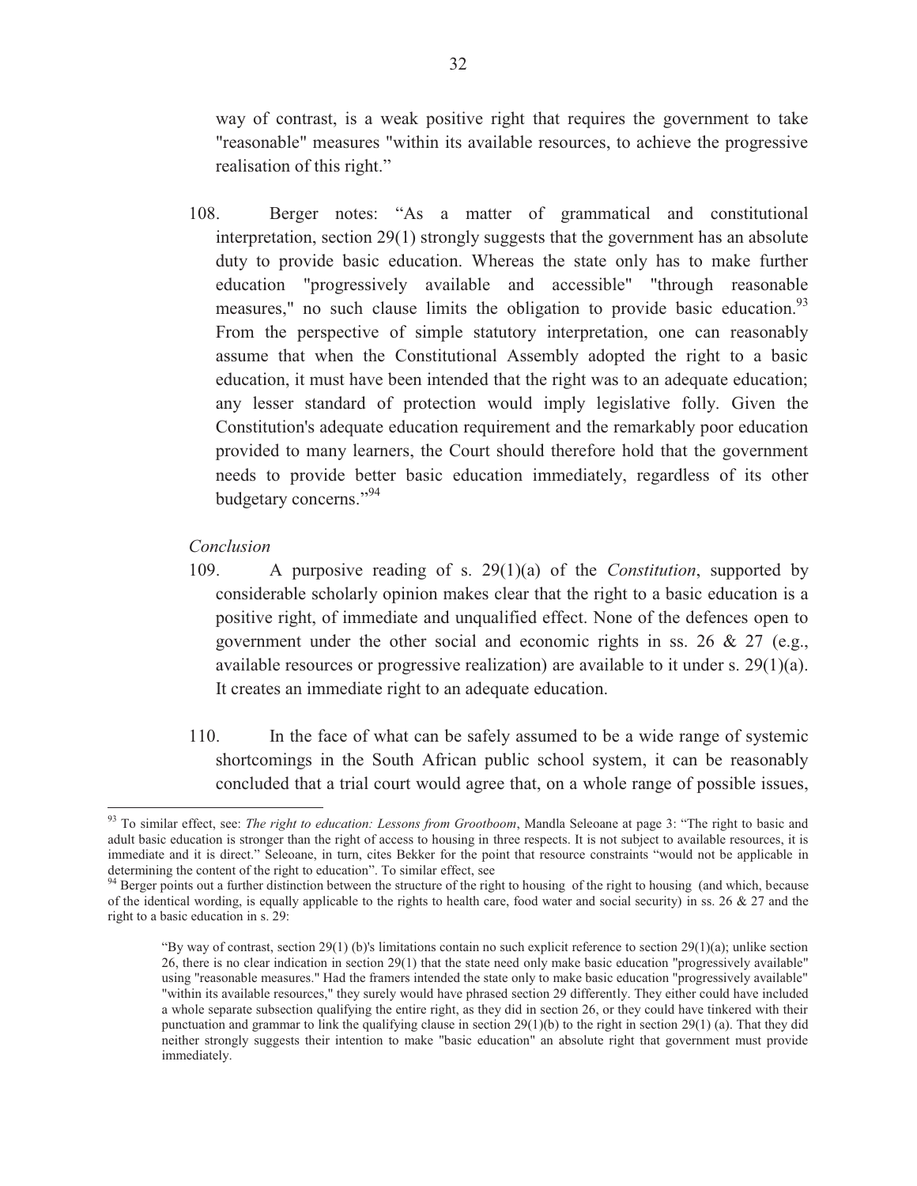way of contrast, is a weak positive right that requires the government to take "reasonable" measures "within its available resources, to achieve the progressive realisation of this right."

108. Berger notes: "As a matter of grammatical and constitutional interpretation, section 29(1) strongly suggests that the government has an absolute duty to provide basic education. Whereas the state only has to make further education "progressively available and accessible" "through reasonable measures," no such clause limits the obligation to provide basic education.[93] From the perspective of simple statutory interpretation, one can reasonably assume that when the Constitutional Assembly adopted the right to a basic education, it must have been intended that the right was to an adequate education; any lesser standard of protection would imply legislative folly. Given the Constitution's adequate education requirement and the remarkably poor education provided to many learners, the Court should therefore hold that the government needs to provide better basic education immediately, regardless of its other budgetary concerns."[94]

*Conclusion*

109. A purposive reading of s. 29(1)(a) of the *Constitution*, supported by considerable scholarly opinion makes clear that the right to a basic education is a positive right, of immediate and unqualified effect. None of the defences open to government under the other social and economic rights in ss. 26 & 27 (e.g., available resources or progressive realization) are available to it under s. 29(1)(a). It creates an immediate right to an adequate education.

110. In the face of what can be safely assumed to be a wide range of systemic shortcomings in the South African public school system, it can be reasonably concluded that a trial court would agree that, on a whole range of possible issues,

---

[93] To similar effect, see: *The right to education: Lessons from Grootboom*, Mandla Seleoane at page 3: "The right to basic and adult basic education is stronger than the right of access to housing in three respects. It is not subject to available resources, it is immediate and it is direct." Seleoane, in turn, cites Bekker for the point that resource constraints "would not be applicable in determining the content of the right to education". To similar effect, see

[94] Berger points out a further distinction between the structure of the right to housing of the right to housing (and which, because of the identical wording, is equally applicable to the rights to health care, food water and social security) in ss. 26 & 27 and the right to a basic education in s. 29:

> "By way of contrast, section 29(1) (b)'s limitations contain no such explicit reference to section 29(1)(a); unlike section 26, there is no clear indication in section 29(1) that the state need only make basic education "progressively available" using "reasonable measures." Had the framers intended the state only to make basic education "progressively available" "within its available resources," they surely would have phrased section 29 differently. They either could have included a whole separate subsection qualifying the entire right, as they did in section 26, or they could have tinkered with their punctuation and grammar to link the qualifying clause in section 29(1)(b) to the right in section 29(1) (a). That they did neither strongly suggests their intention to make "basic education" an absolute right that government must provide immediately.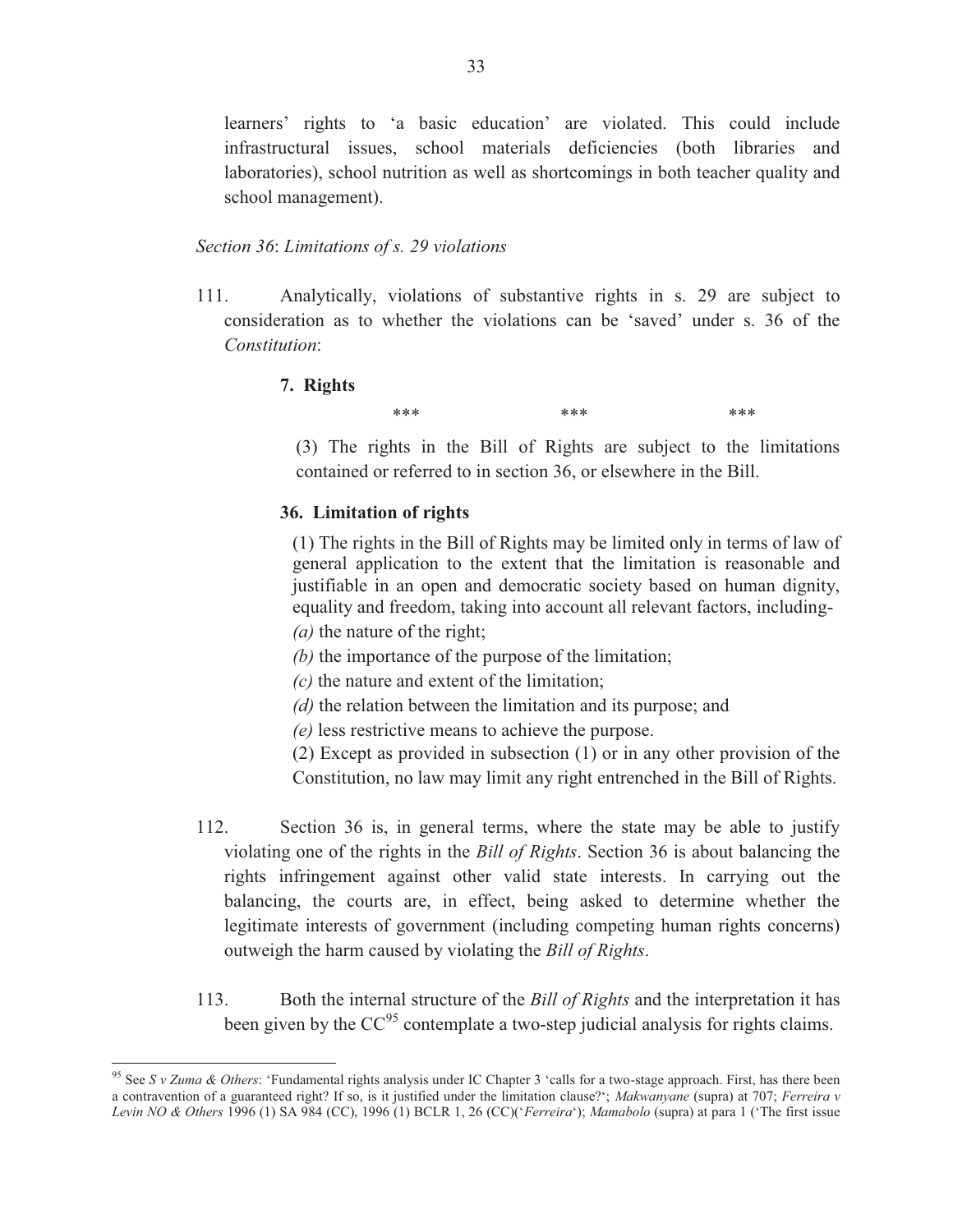learners' rights to 'a basic education' are violated. This could include infrastructural issues, school materials deficiencies (both libraries and laboratories), school nutrition as well as shortcomings in both teacher quality and school management).

*Section 36*: *Limitations of s. 29 violations*

111. Analytically, violations of substantive rights in s. 29 are subject to consideration as to whether the violations can be 'saved' under s. 36 of the *Constitution*:

> **7. Rights**
>
> *** *** ***
>
> (3) The rights in the Bill of Rights are subject to the limitations contained or referred to in section 36, or elsewhere in the Bill.
>
> **36. Limitation of rights**
>
> (1) The rights in the Bill of Rights may be limited only in terms of law of general application to the extent that the limitation is reasonable and justifiable in an open and democratic society based on human dignity, equality and freedom, taking into account all relevant factors, including-
> *(a)* the nature of the right;
> *(b)* the importance of the purpose of the limitation;
> *(c)* the nature and extent of the limitation;
> *(d)* the relation between the limitation and its purpose; and
> *(e)* less restrictive means to achieve the purpose.
>
> (2) Except as provided in subsection (1) or in any other provision of the Constitution, no law may limit any right entrenched in the Bill of Rights.

112. Section 36 is, in general terms, where the state may be able to justify violating one of the rights in the *Bill of Rights*. Section 36 is about balancing the rights infringement against other valid state interests. In carrying out the balancing, the courts are, in effect, being asked to determine whether the legitimate interests of government (including competing human rights concerns) outweigh the harm caused by violating the *Bill of Rights*.

113. Both the internal structure of the *Bill of Rights* and the interpretation it has been given by the CC[95] contemplate a two-step judicial analysis for rights claims.

---

[95] See *S v Zuma & Others*: 'Fundamental rights analysis under IC Chapter 3 'calls for a two-stage approach. First, has there been a contravention of a guaranteed right? If so, is it justified under the limitation clause?'; *Makwanyane* (supra) at 707; *Ferreira v Levin NO & Others* 1996 (1) SA 984 (CC), 1996 (1) BCLR 1, 26 (CC)('*Ferreira*'); *Mamabolo* (supra) at para 1 ('The first issue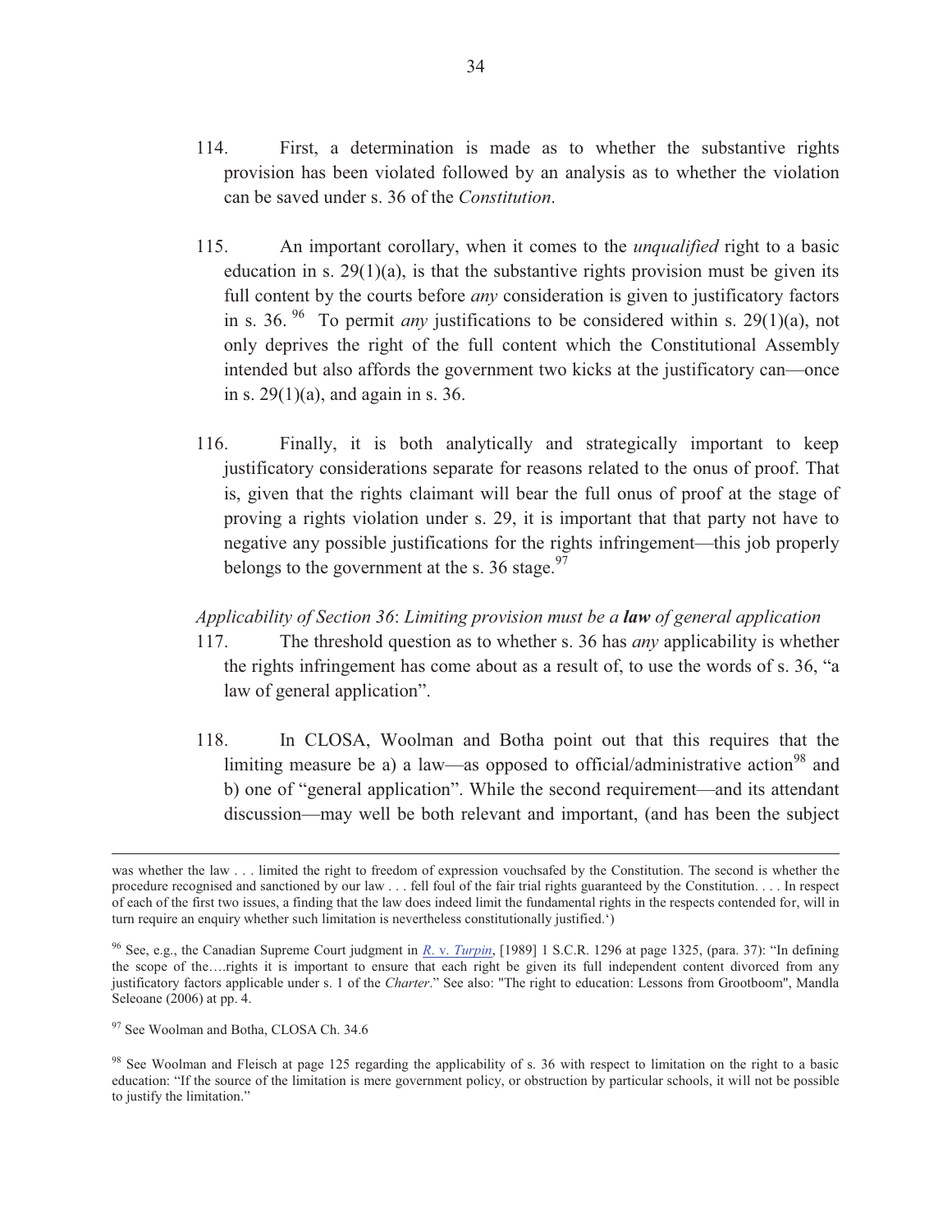114. First, a determination is made as to whether the substantive rights provision has been violated followed by an analysis as to whether the violation can be saved under s. 36 of the *Constitution*.

115. An important corollary, when it comes to the *unqualified* right to a basic education in s. 29(1)(a), is that the substantive rights provision must be given its full content by the courts before *any* consideration is given to justificatory factors in s. 36.[96] To permit *any* justifications to be considered within s. 29(1)(a), not only deprives the right of the full content which the Constitutional Assembly intended but also affords the government two kicks at the justificatory can—once in s. 29(1)(a), and again in s. 36.

116. Finally, it is both analytically and strategically important to keep justificatory considerations separate for reasons related to the onus of proof. That is, given that the rights claimant will bear the full onus of proof at the stage of proving a rights violation under s. 29, it is important that that party not have to negative any possible justifications for the rights infringement—this job properly belongs to the government at the s. 36 stage.[97]

*Applicability of Section 36*: *Limiting provision must be a **law** of general application*

117. The threshold question as to whether s. 36 has *any* applicability is whether the rights infringement has come about as a result of, to use the words of s. 36, "a law of general application".

118. In CLOSA, Woolman and Botha point out that this requires that the limiting measure be a) a law—as opposed to official/administrative action[98] and b) one of "general application". While the second requirement—and its attendant discussion—may well be both relevant and important, (and has been the subject

---

was whether the law . . . limited the right to freedom of expression vouchsafed by the Constitution. The second is whether the procedure recognised and sanctioned by our law . . . fell foul of the fair trial rights guaranteed by the Constitution. . . . In respect of each of the first two issues, a finding that the law does indeed limit the fundamental rights in the respects contended for, will in turn require an enquiry whether such limitation is nevertheless constitutionally justified.')

[96] See, e.g., the Canadian Supreme Court judgment in *R. v. Turpin*, [1989] 1 S.C.R. 1296 at page 1325, (para. 37): "In defining the scope of the….rights it is important to ensure that each right be given its full independent content divorced from any justificatory factors applicable under s. 1 of the *Charter*." See also: "The right to education: Lessons from Grootboom", Mandla Seleoane (2006) at pp. 4.

[97] See Woolman and Botha, CLOSA Ch. 34.6

[98] See Woolman and Fleisch at page 125 regarding the applicability of s. 36 with respect to limitation on the right to a basic education: "If the source of the limitation is mere government policy, or obstruction by particular schools, it will not be possible to justify the limitation."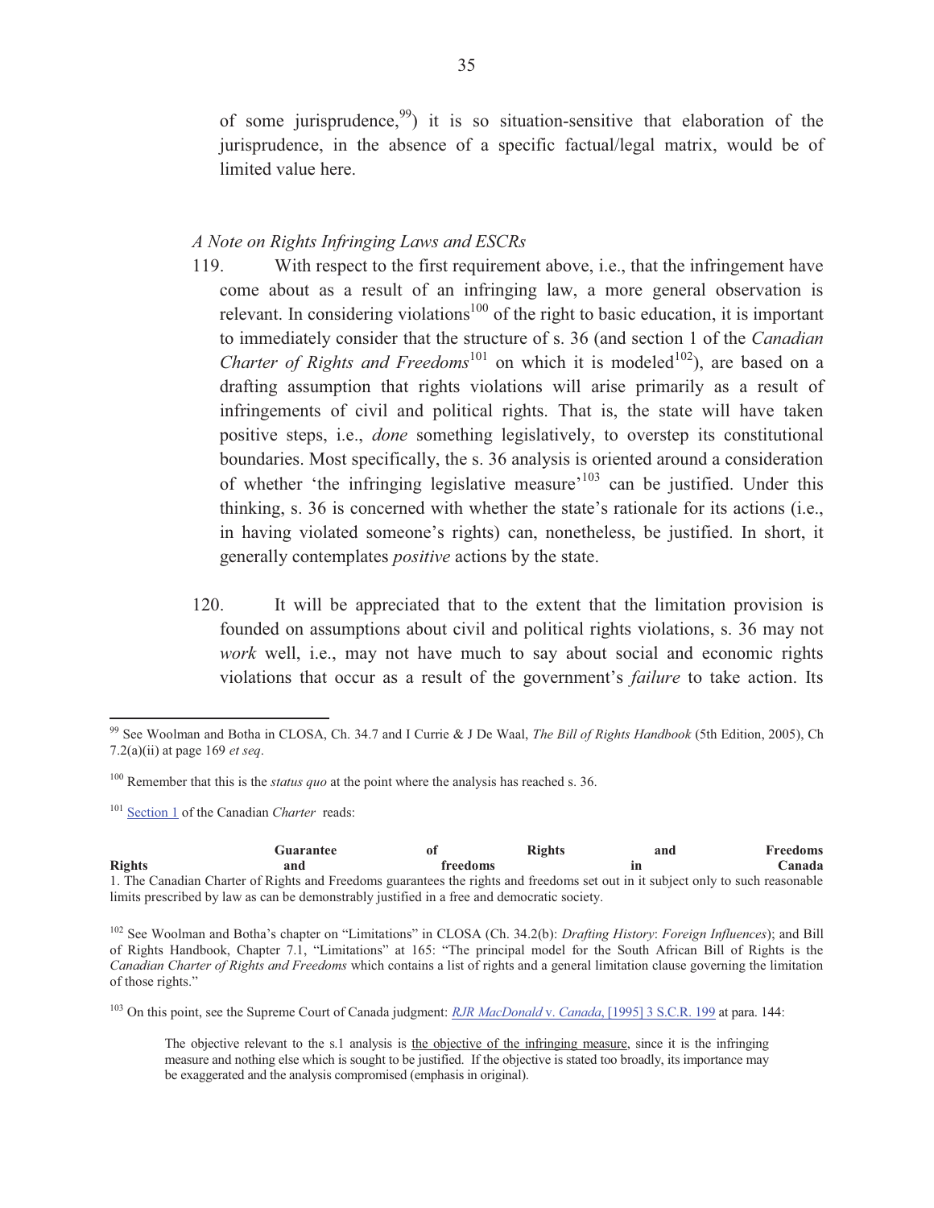of some jurisprudence,[99]) it is so situation-sensitive that elaboration of the jurisprudence, in the absence of a specific factual/legal matrix, would be of limited value here.

*A Note on Rights Infringing Laws and ESCRs*

119. With respect to the first requirement above, i.e., that the infringement have come about as a result of an infringing law, a more general observation is relevant. In considering violations[100] of the right to basic education, it is important to immediately consider that the structure of s. 36 (and section 1 of the *Canadian Charter of Rights and Freedoms*[101] on which it is modeled[102]), are based on a drafting assumption that rights violations will arise primarily as a result of infringements of civil and political rights. That is, the state will have taken positive steps, i.e., *done* something legislatively, to overstep its constitutional boundaries. Most specifically, the s. 36 analysis is oriented around a consideration of whether 'the infringing legislative measure'[103] can be justified. Under this thinking, s. 36 is concerned with whether the state's rationale for its actions (i.e., in having violated someone's rights) can, nonetheless, be justified. In short, it generally contemplates *positive* actions by the state.

120. It will be appreciated that to the extent that the limitation provision is founded on assumptions about civil and political rights violations, s. 36 may not *work* well, i.e., may not have much to say about social and economic rights violations that occur as a result of the government's *failure* to take action. Its

---

[99] See Woolman and Botha in CLOSA, Ch. 34.7 and I Currie & J De Waal, *The Bill of Rights Handbook* (5th Edition, 2005), Ch 7.2(a)(ii) at page 169 *et seq*.

[100] Remember that this is the *status quo* at the point where the analysis has reached s. 36.

[101] Section 1 of the Canadian *Charter* reads:

**Guarantee of Rights and Freedoms**
**Rights and freedoms in Canada**
1. The Canadian Charter of Rights and Freedoms guarantees the rights and freedoms set out in it subject only to such reasonable limits prescribed by law as can be demonstrably justified in a free and democratic society.

[102] See Woolman and Botha's chapter on "Limitations" in CLOSA (Ch. 34.2(b): *Drafting History*: *Foreign Influences*); and Bill of Rights Handbook, Chapter 7.1, "Limitations" at 165: "The principal model for the South African Bill of Rights is the *Canadian Charter of Rights and Freedoms* which contains a list of rights and a general limitation clause governing the limitation of those rights."

[103] On this point, see the Supreme Court of Canada judgment: *RJR MacDonald* v. *Canada*, [1995] 3 S.C.R. 199 at para. 144:

> The objective relevant to the s.1 analysis is the objective of the infringing measure, since it is the infringing measure and nothing else which is sought to be justified. If the objective is stated too broadly, its importance may be exaggerated and the analysis compromised (emphasis in original).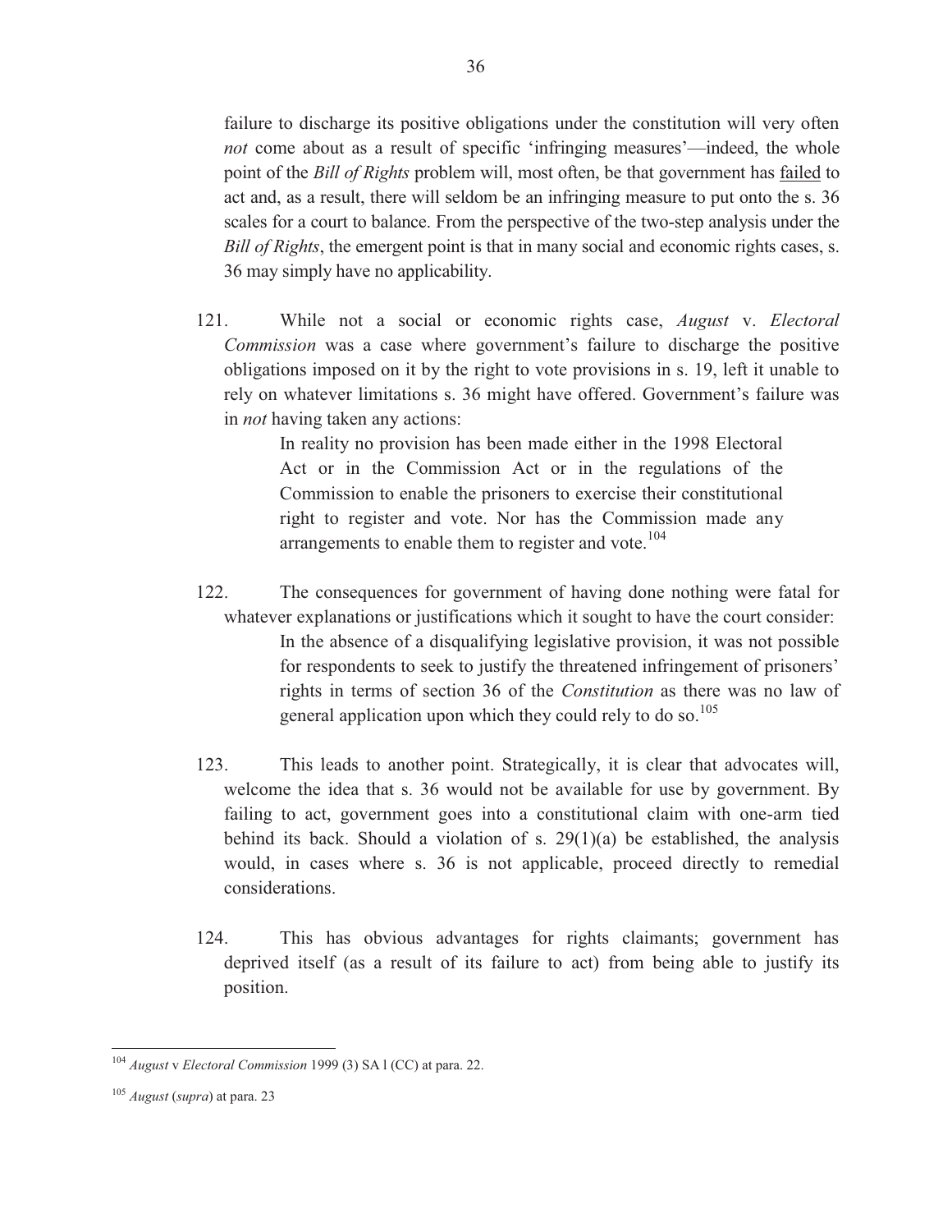failure to discharge its positive obligations under the constitution will very often *not* come about as a result of specific 'infringing measures'—indeed, the whole point of the *Bill of Rights* problem will, most often, be that government has <u>failed</u> to act and, as a result, there will seldom be an infringing measure to put onto the s. 36 scales for a court to balance. From the perspective of the two-step analysis under the *Bill of Rights*, the emergent point is that in many social and economic rights cases, s. 36 may simply have no applicability.

121. While not a social or economic rights case, *August* v. *Electoral Commission* was a case where government's failure to discharge the positive obligations imposed on it by the right to vote provisions in s. 19, left it unable to rely on whatever limitations s. 36 might have offered. Government's failure was in *not* having taken any actions:

> In reality no provision has been made either in the 1998 Electoral Act or in the Commission Act or in the regulations of the Commission to enable the prisoners to exercise their constitutional right to register and vote. Nor has the Commission made any arrangements to enable them to register and vote.[104]

122. The consequences for government of having done nothing were fatal for whatever explanations or justifications which it sought to have the court consider:

> In the absence of a disqualifying legislative provision, it was not possible for respondents to seek to justify the threatened infringement of prisoners' rights in terms of section 36 of the *Constitution* as there was no law of general application upon which they could rely to do so.[105]

123. This leads to another point. Strategically, it is clear that advocates will, welcome the idea that s. 36 would not be available for use by government. By failing to act, government goes into a constitutional claim with one-arm tied behind its back. Should a violation of s. 29(1)(a) be established, the analysis would, in cases where s. 36 is not applicable, proceed directly to remedial considerations.

124. This has obvious advantages for rights claimants; government has deprived itself (as a result of its failure to act) from being able to justify its position.

---

[104] *August* v *Electoral Commission* 1999 (3) SA l (CC) at para. 22.

[105] *August* (*supra*) at para. 23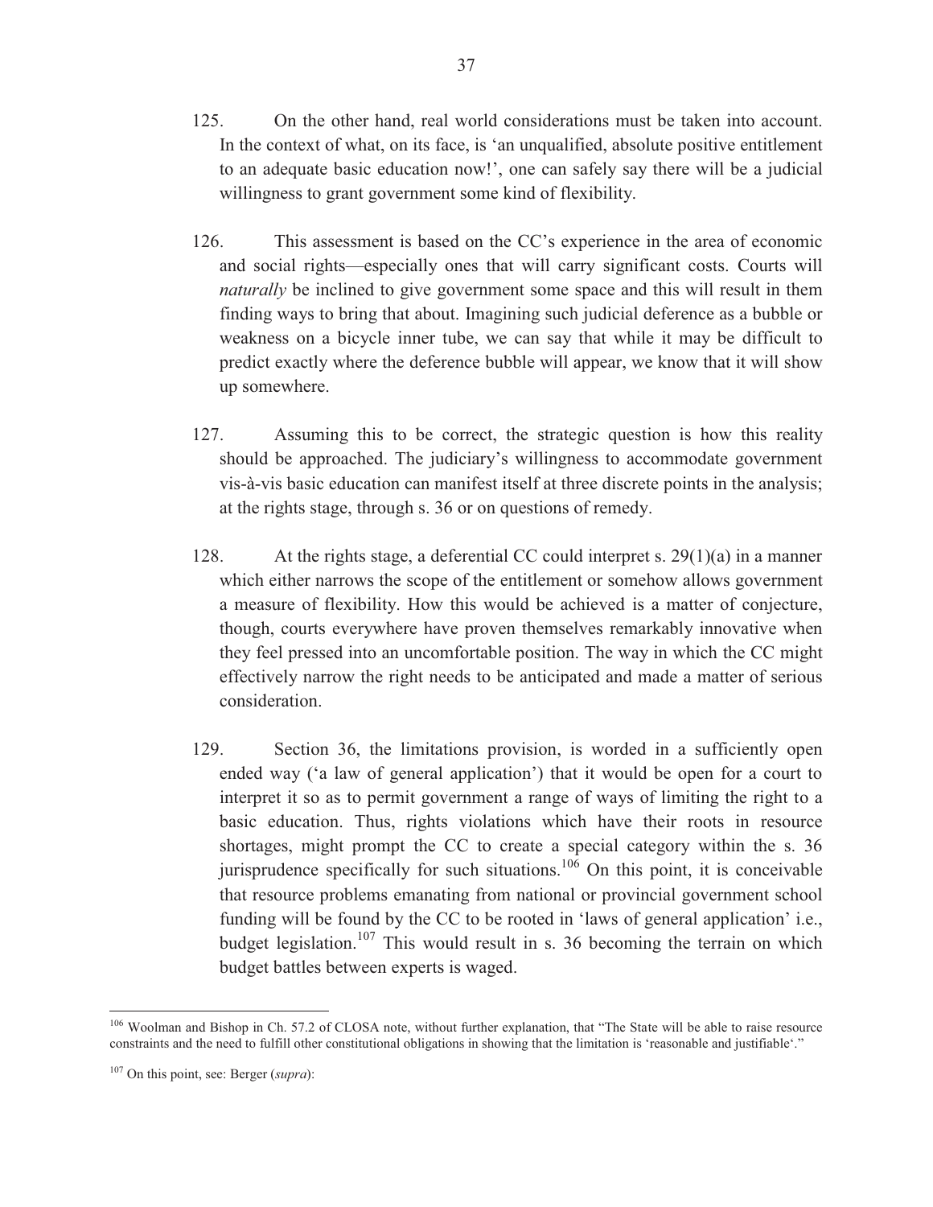125. On the other hand, real world considerations must be taken into account. In the context of what, on its face, is 'an unqualified, absolute positive entitlement to an adequate basic education now!', one can safely say there will be a judicial willingness to grant government some kind of flexibility.

126. This assessment is based on the CC's experience in the area of economic and social rights—especially ones that will carry significant costs. Courts will *naturally* be inclined to give government some space and this will result in them finding ways to bring that about. Imagining such judicial deference as a bubble or weakness on a bicycle inner tube, we can say that while it may be difficult to predict exactly where the deference bubble will appear, we know that it will show up somewhere.

127. Assuming this to be correct, the strategic question is how this reality should be approached. The judiciary's willingness to accommodate government vis-à-vis basic education can manifest itself at three discrete points in the analysis; at the rights stage, through s. 36 or on questions of remedy.

128. At the rights stage, a deferential CC could interpret s. 29(1)(a) in a manner which either narrows the scope of the entitlement or somehow allows government a measure of flexibility. How this would be achieved is a matter of conjecture, though, courts everywhere have proven themselves remarkably innovative when they feel pressed into an uncomfortable position. The way in which the CC might effectively narrow the right needs to be anticipated and made a matter of serious consideration.

129. Section 36, the limitations provision, is worded in a sufficiently open ended way ('a law of general application') that it would be open for a court to interpret it so as to permit government a range of ways of limiting the right to a basic education. Thus, rights violations which have their roots in resource shortages, might prompt the CC to create a special category within the s. 36 jurisprudence specifically for such situations.[106] On this point, it is conceivable that resource problems emanating from national or provincial government school funding will be found by the CC to be rooted in 'laws of general application' i.e., budget legislation.[107] This would result in s. 36 becoming the terrain on which budget battles between experts is waged.

---

[106] Woolman and Bishop in Ch. 57.2 of CLOSA note, without further explanation, that "The State will be able to raise resource constraints and the need to fulfill other constitutional obligations in showing that the limitation is 'reasonable and justifiable'."

[107] On this point, see: Berger (*supra*):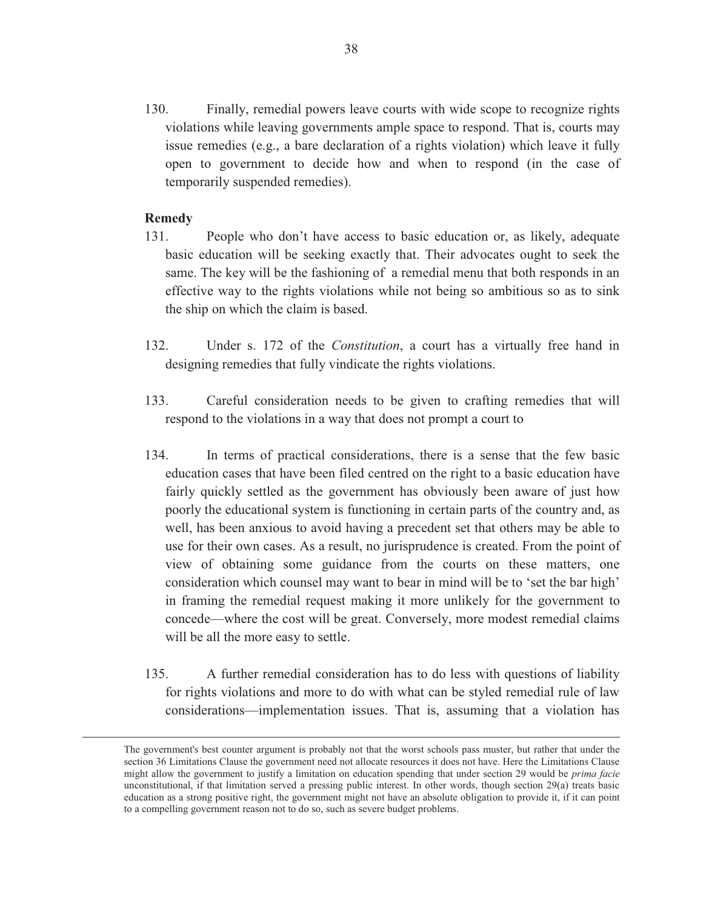130. Finally, remedial powers leave courts with wide scope to recognize rights violations while leaving governments ample space to respond. That is, courts may issue remedies (e.g., a bare declaration of a rights violation) which leave it fully open to government to decide how and when to respond (in the case of temporarily suspended remedies).

**Remedy**

131. People who don't have access to basic education or, as likely, adequate basic education will be seeking exactly that. Their advocates ought to seek the same. The key will be the fashioning of a remedial menu that both responds in an effective way to the rights violations while not being so ambitious so as to sink the ship on which the claim is based.

132. Under s. 172 of the *Constitution*, a court has a virtually free hand in designing remedies that fully vindicate the rights violations.

133. Careful consideration needs to be given to crafting remedies that will respond to the violations in a way that does not prompt a court to

134. In terms of practical considerations, there is a sense that the few basic education cases that have been filed centred on the right to a basic education have fairly quickly settled as the government has obviously been aware of just how poorly the educational system is functioning in certain parts of the country and, as well, has been anxious to avoid having a precedent set that others may be able to use for their own cases. As a result, no jurisprudence is created. From the point of view of obtaining some guidance from the courts on these matters, one consideration which counsel may want to bear in mind will be to 'set the bar high' in framing the remedial request making it more unlikely for the government to concede—where the cost will be great. Conversely, more modest remedial claims will be all the more easy to settle.

135. A further remedial consideration has to do less with questions of liability for rights violations and more to do with what can be styled remedial rule of law considerations—implementation issues. That is, assuming that a violation has

---

The government's best counter argument is probably not that the worst schools pass muster, but rather that under the section 36 Limitations Clause the government need not allocate resources it does not have. Here the Limitations Clause might allow the government to justify a limitation on education spending that under section 29 would be *prima facie* unconstitutional, if that limitation served a pressing public interest. In other words, though section 29(a) treats basic education as a strong positive right, the government might not have an absolute obligation to provide it, if it can point to a compelling government reason not to do so, such as severe budget problems.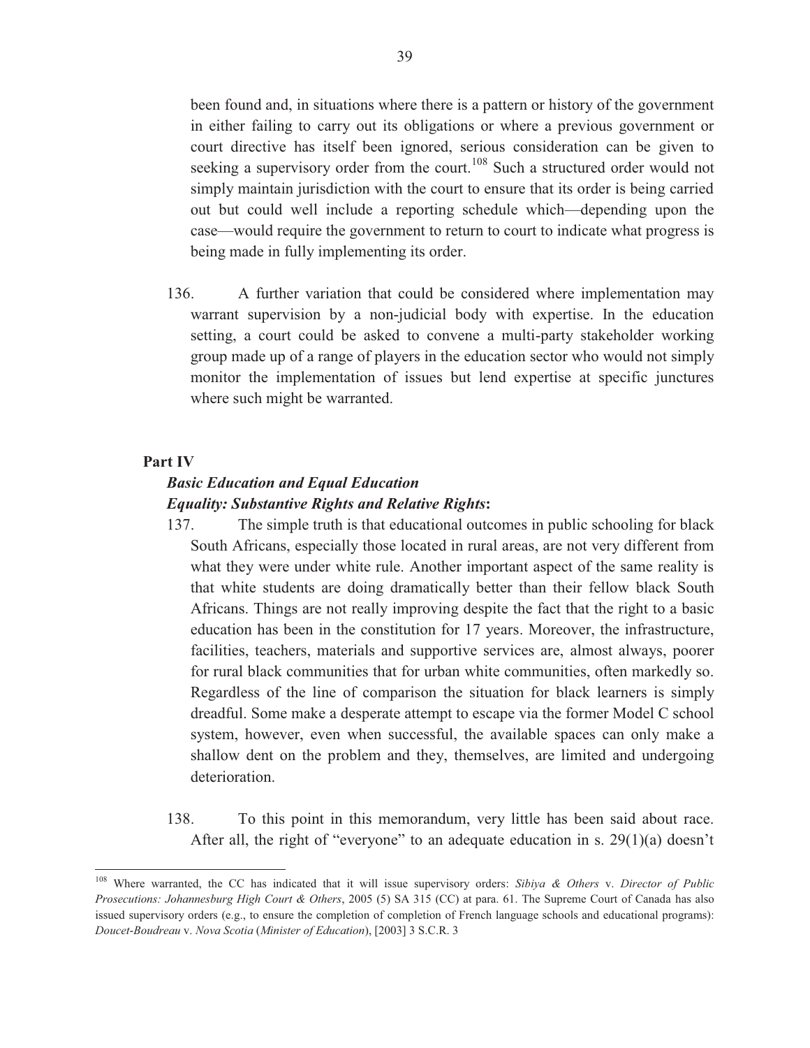been found and, in situations where there is a pattern or history of the government in either failing to carry out its obligations or where a previous government or court directive has itself been ignored, serious consideration can be given to seeking a supervisory order from the court.[108] Such a structured order would not simply maintain jurisdiction with the court to ensure that its order is being carried out but could well include a reporting schedule which—depending upon the case—would require the government to return to court to indicate what progress is being made in fully implementing its order.

136. A further variation that could be considered where implementation may warrant supervision by a non-judicial body with expertise. In the education setting, a court could be asked to convene a multi-party stakeholder working group made up of a range of players in the education sector who would not simply monitor the implementation of issues but lend expertise at specific junctures where such might be warranted.

**Part IV**

***Basic Education and Equal Education***
***Equality: Substantive Rights and Relative Rights*:**

137. The simple truth is that educational outcomes in public schooling for black South Africans, especially those located in rural areas, are not very different from what they were under white rule. Another important aspect of the same reality is that white students are doing dramatically better than their fellow black South Africans. Things are not really improving despite the fact that the right to a basic education has been in the constitution for 17 years. Moreover, the infrastructure, facilities, teachers, materials and supportive services are, almost always, poorer for rural black communities that for urban white communities, often markedly so. Regardless of the line of comparison the situation for black learners is simply dreadful. Some make a desperate attempt to escape via the former Model C school system, however, even when successful, the available spaces can only make a shallow dent on the problem and they, themselves, are limited and undergoing deterioration.

138. To this point in this memorandum, very little has been said about race. After all, the right of "everyone" to an adequate education in s. 29(1)(a) doesn't

[108] Where warranted, the CC has indicated that it will issue supervisory orders: *Sibiya & Others* v. *Director of Public Prosecutions: Johannesburg High Court & Others*, 2005 (5) SA 315 (CC) at para. 61. The Supreme Court of Canada has also issued supervisory orders (e.g., to ensure the completion of completion of French language schools and educational programs): *Doucet-Boudreau* v. *Nova Scotia* (*Minister of Education*), [2003] 3 S.C.R. 3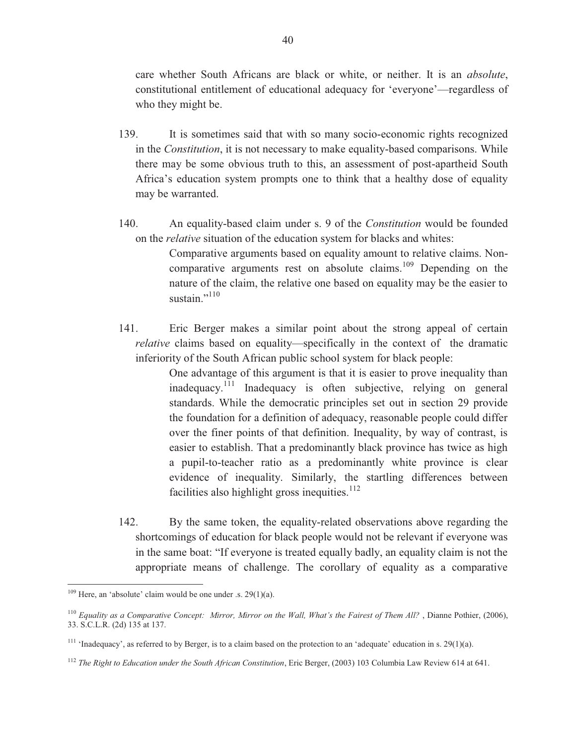care whether South Africans are black or white, or neither. It is an *absolute*, constitutional entitlement of educational adequacy for 'everyone'—regardless of who they might be.

139. It is sometimes said that with so many socio-economic rights recognized in the *Constitution*, it is not necessary to make equality-based comparisons. While there may be some obvious truth to this, an assessment of post-apartheid South Africa's education system prompts one to think that a healthy dose of equality may be warranted.

140. An equality-based claim under s. 9 of the *Constitution* would be founded on the *relative* situation of the education system for blacks and whites:

> Comparative arguments based on equality amount to relative claims. Non-comparative arguments rest on absolute claims.[109] Depending on the nature of the claim, the relative one based on equality may be the easier to sustain."[110]

141. Eric Berger makes a similar point about the strong appeal of certain *relative* claims based on equality—specifically in the context of the dramatic inferiority of the South African public school system for black people:

> One advantage of this argument is that it is easier to prove inequality than inadequacy.[111] Inadequacy is often subjective, relying on general standards. While the democratic principles set out in section 29 provide the foundation for a definition of adequacy, reasonable people could differ over the finer points of that definition. Inequality, by way of contrast, is easier to establish. That a predominantly black province has twice as high a pupil-to-teacher ratio as a predominantly white province is clear evidence of inequality. Similarly, the startling differences between facilities also highlight gross inequities.[112]

142. By the same token, the equality-related observations above regarding the shortcomings of education for black people would not be relevant if everyone was in the same boat: "If everyone is treated equally badly, an equality claim is not the appropriate means of challenge. The corollary of equality as a comparative

---

[109] Here, an 'absolute' claim would be one under .s. 29(1)(a).

[110] *Equality as a Comparative Concept: Mirror, Mirror on the Wall, What's the Fairest of Them All?* , Dianne Pothier, (2006), 33. S.C.L.R. (2d) 135 at 137.

[111] 'Inadequacy', as referred to by Berger, is to a claim based on the protection to an 'adequate' education in s. 29(1)(a).

[112] *The Right to Education under the South African Constitution*, Eric Berger, (2003) 103 Columbia Law Review 614 at 641.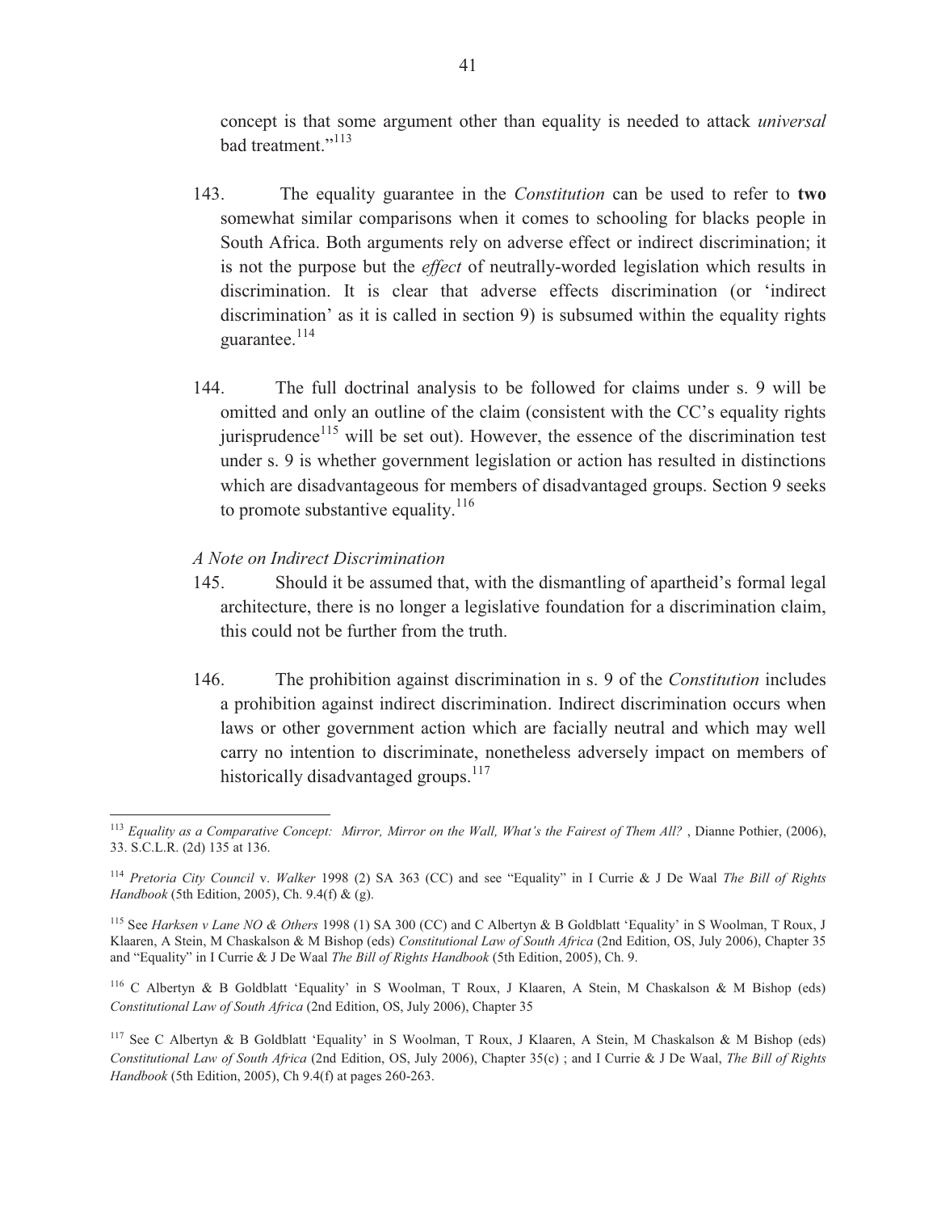concept is that some argument other than equality is needed to attack *universal* bad treatment."[113]

143. The equality guarantee in the *Constitution* can be used to refer to **two** somewhat similar comparisons when it comes to schooling for blacks people in South Africa. Both arguments rely on adverse effect or indirect discrimination; it is not the purpose but the *effect* of neutrally-worded legislation which results in discrimination. It is clear that adverse effects discrimination (or 'indirect discrimination' as it is called in section 9) is subsumed within the equality rights guarantee.[114]

144. The full doctrinal analysis to be followed for claims under s. 9 will be omitted and only an outline of the claim (consistent with the CC's equality rights jurisprudence[115] will be set out). However, the essence of the discrimination test under s. 9 is whether government legislation or action has resulted in distinctions which are disadvantageous for members of disadvantaged groups. Section 9 seeks to promote substantive equality.[116]

*A Note on Indirect Discrimination*

145. Should it be assumed that, with the dismantling of apartheid's formal legal architecture, there is no longer a legislative foundation for a discrimination claim, this could not be further from the truth.

146. The prohibition against discrimination in s. 9 of the *Constitution* includes a prohibition against indirect discrimination. Indirect discrimination occurs when laws or other government action which are facially neutral and which may well carry no intention to discriminate, nonetheless adversely impact on members of historically disadvantaged groups.[117]

---

[113] *Equality as a Comparative Concept: Mirror, Mirror on the Wall, What's the Fairest of Them All?* , Dianne Pothier, (2006), 33. S.C.L.R. (2d) 135 at 136.

[114] *Pretoria City Council* v. *Walker* 1998 (2) SA 363 (CC) and see "Equality" in I Currie & J De Waal *The Bill of Rights Handbook* (5th Edition, 2005), Ch. 9.4(f) & (g).

[115] See *Harksen v Lane NO & Others* 1998 (1) SA 300 (CC) and C Albertyn & B Goldblatt 'Equality' in S Woolman, T Roux, J Klaaren, A Stein, M Chaskalson & M Bishop (eds) *Constitutional Law of South Africa* (2nd Edition, OS, July 2006), Chapter 35 and "Equality" in I Currie & J De Waal *The Bill of Rights Handbook* (5th Edition, 2005), Ch. 9.

[116] C Albertyn & B Goldblatt 'Equality' in S Woolman, T Roux, J Klaaren, A Stein, M Chaskalson & M Bishop (eds) *Constitutional Law of South Africa* (2nd Edition, OS, July 2006), Chapter 35

[117] See C Albertyn & B Goldblatt 'Equality' in S Woolman, T Roux, J Klaaren, A Stein, M Chaskalson & M Bishop (eds) *Constitutional Law of South Africa* (2nd Edition, OS, July 2006), Chapter 35(c) ; and I Currie & J De Waal, *The Bill of Rights Handbook* (5th Edition, 2005), Ch 9.4(f) at pages 260-263.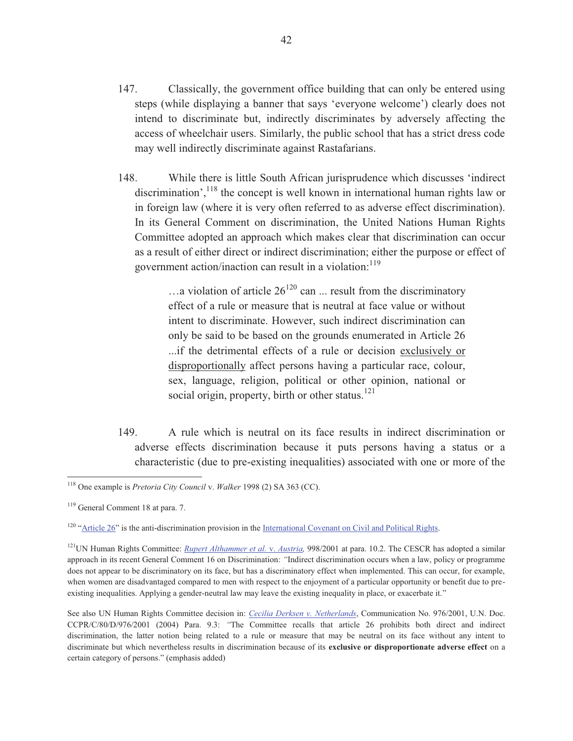147. Classically, the government office building that can only be entered using steps (while displaying a banner that says 'everyone welcome') clearly does not intend to discriminate but, indirectly discriminates by adversely affecting the access of wheelchair users. Similarly, the public school that has a strict dress code may well indirectly discriminate against Rastafarians.

148. While there is little South African jurisprudence which discusses 'indirect discrimination',[118] the concept is well known in international human rights law or in foreign law (where it is very often referred to as adverse effect discrimination). In its General Comment on discrimination, the United Nations Human Rights Committee adopted an approach which makes clear that discrimination can occur as a result of either direct or indirect discrimination; either the purpose or effect of government action/inaction can result in a violation:[119]

> …a violation of article 26[120] can ... result from the discriminatory effect of a rule or measure that is neutral at face value or without intent to discriminate. However, such indirect discrimination can only be said to be based on the grounds enumerated in Article 26 ...if the detrimental effects of a rule or decision <u>exclusively or disproportionally</u> affect persons having a particular race, colour, sex, language, religion, political or other opinion, national or social origin, property, birth or other status.[121]

149. A rule which is neutral on its face results in indirect discrimination or adverse effects discrimination because it puts persons having a status or a characteristic (due to pre-existing inequalities) associated with one or more of the

---

[118] One example is *Pretoria City Council* v. *Walker* 1998 (2) SA 363 (CC).

[119] General Comment 18 at para. 7.

[120] "Article 26" is the anti-discrimination provision in the International Covenant on Civil and Political Rights.

[121] UN Human Rights Committee: *Rupert Althammer et al.* v. *Austria,* 998/2001 at para. 10.2. The CESCR has adopted a similar approach in its recent General Comment 16 on Discrimination: "Indirect discrimination occurs when a law, policy or programme does not appear to be discriminatory on its face, but has a discriminatory effect when implemented. This can occur, for example, when women are disadvantaged compared to men with respect to the enjoyment of a particular opportunity or benefit due to pre-existing inequalities. Applying a gender-neutral law may leave the existing inequality in place, or exacerbate it."

See also UN Human Rights Committee decision in: *Cecilia Derksen v. Netherlands*, Communication No. 976/2001, U.N. Doc. CCPR/C/80/D/976/2001 (2004) Para. 9.3: "The Committee recalls that article 26 prohibits both direct and indirect discrimination, the latter notion being related to a rule or measure that may be neutral on its face without any intent to discriminate but which nevertheless results in discrimination because of its **exclusive or disproportionate adverse effect** on a certain category of persons." (emphasis added)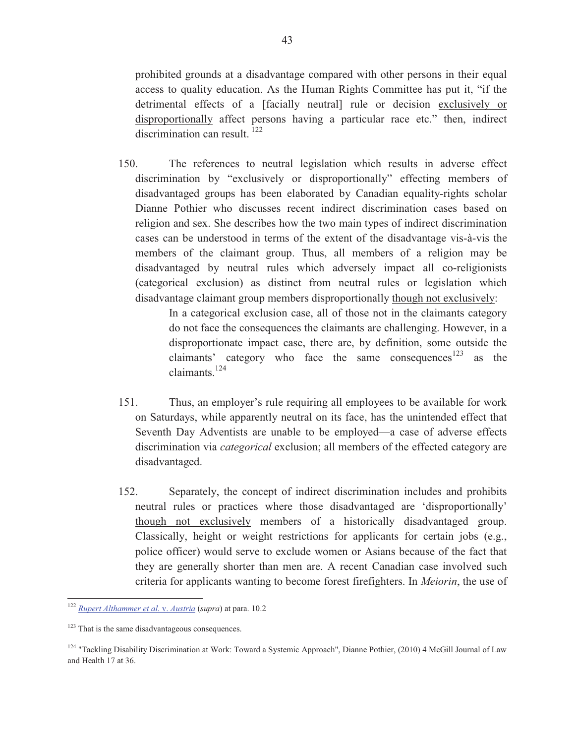prohibited grounds at a disadvantage compared with other persons in their equal access to quality education. As the Human Rights Committee has put it, "if the detrimental effects of a [facially neutral] rule or decision <u>exclusively or disproportionally</u> affect persons having a particular race etc." then, indirect discrimination can result. [122]

150. The references to neutral legislation which results in adverse effect discrimination by "exclusively or disproportionally" effecting members of disadvantaged groups has been elaborated by Canadian equality-rights scholar Dianne Pothier who discusses recent indirect discrimination cases based on religion and sex. She describes how the two main types of indirect discrimination cases can be understood in terms of the extent of the disadvantage vis-à-vis the members of the claimant group. Thus, all members of a religion may be disadvantaged by neutral rules which adversely impact all co-religionists (categorical exclusion) as distinct from neutral rules or legislation which disadvantage claimant group members disproportionally <u>though not exclusively</u>:

> In a categorical exclusion case, all of those not in the claimants category do not face the consequences the claimants are challenging. However, in a disproportionate impact case, there are, by definition, some outside the claimants' category who face the same consequences[123] as the claimants.[124]

151. Thus, an employer's rule requiring all employees to be available for work on Saturdays, while apparently neutral on its face, has the unintended effect that Seventh Day Adventists are unable to be employed—a case of adverse effects discrimination via *categorical* exclusion; all members of the effected category are disadvantaged.

152. Separately, the concept of indirect discrimination includes and prohibits neutral rules or practices where those disadvantaged are 'disproportionally' <u>though not exclusively</u> members of a historically disadvantaged group. Classically, height or weight restrictions for applicants for certain jobs (e.g., police officer) would serve to exclude women or Asians because of the fact that they are generally shorter than men are. A recent Canadian case involved such criteria for applicants wanting to become forest firefighters. In *Meiorin*, the use of

---

[122] *Rupert Althammer et al.* v. *Austria* (*supra*) at para. 10.2

[123] That is the same disadvantageous consequences.

[124] "Tackling Disability Discrimination at Work: Toward a Systemic Approach", Dianne Pothier, (2010) 4 McGill Journal of Law and Health 17 at 36.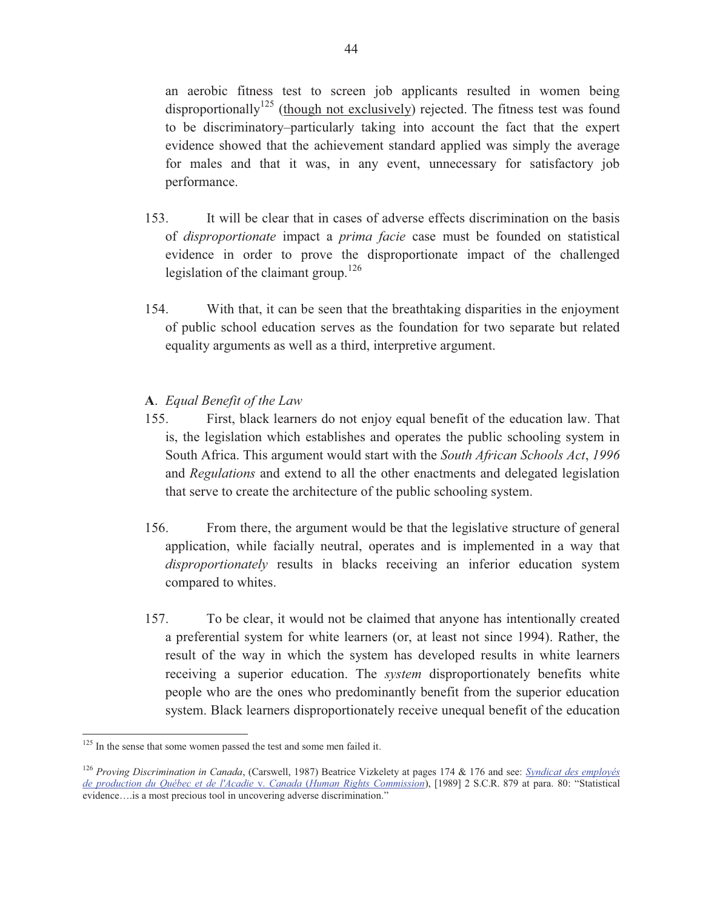an aerobic fitness test to screen job applicants resulted in women being disproportionally[125] (<u>though not exclusively</u>) rejected. The fitness test was found to be discriminatory–particularly taking into account the fact that the expert evidence showed that the achievement standard applied was simply the average for males and that it was, in any event, unnecessary for satisfactory job performance.

153. It will be clear that in cases of adverse effects discrimination on the basis of *disproportionate* impact a *prima facie* case must be founded on statistical evidence in order to prove the disproportionate impact of the challenged legislation of the claimant group.[126]

154. With that, it can be seen that the breathtaking disparities in the enjoyment of public school education serves as the foundation for two separate but related equality arguments as well as a third, interpretive argument.

**A**. *Equal Benefit of the Law*

155. First, black learners do not enjoy equal benefit of the education law. That is, the legislation which establishes and operates the public schooling system in South Africa. This argument would start with the *South African Schools Act*, *1996* and *Regulations* and extend to all the other enactments and delegated legislation that serve to create the architecture of the public schooling system.

156. From there, the argument would be that the legislative structure of general application, while facially neutral, operates and is implemented in a way that *disproportionately* results in blacks receiving an inferior education system compared to whites.

157. To be clear, it would not be claimed that anyone has intentionally created a preferential system for white learners (or, at least not since 1994). Rather, the result of the way in which the system has developed results in white learners receiving a superior education. The *system* disproportionately benefits white people who are the ones who predominantly benefit from the superior education system. Black learners disproportionately receive unequal benefit of the education

---

[125] In the sense that some women passed the test and some men failed it.

[126] *Proving Discrimination in Canada*, (Carswell, 1987) Beatrice Vizkelety at pages 174 & 176 and see: *Syndicat des employés de production du Québec et de l'Acadie* v. *Canada* (*Human Rights Commission*), [1989] 2 S.C.R. 879 at para. 80: "Statistical evidence….is a most precious tool in uncovering adverse discrimination."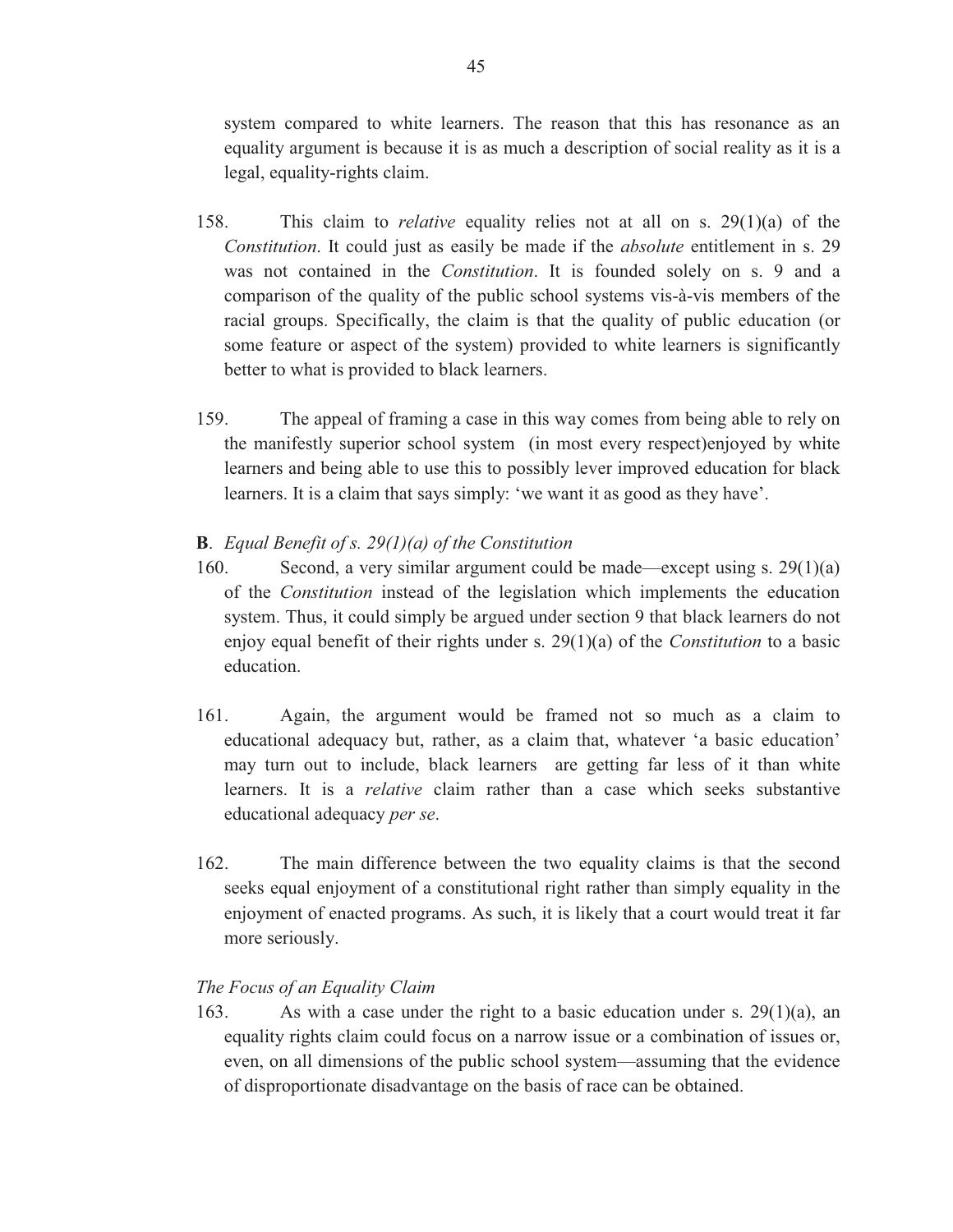system compared to white learners. The reason that this has resonance as an equality argument is because it is as much a description of social reality as it is a legal, equality-rights claim.

158. This claim to *relative* equality relies not at all on s. 29(1)(a) of the *Constitution*. It could just as easily be made if the *absolute* entitlement in s. 29 was not contained in the *Constitution*. It is founded solely on s. 9 and a comparison of the quality of the public school systems vis-à-vis members of the racial groups. Specifically, the claim is that the quality of public education (or some feature or aspect of the system) provided to white learners is significantly better to what is provided to black learners.

159. The appeal of framing a case in this way comes from being able to rely on the manifestly superior school system (in most every respect)enjoyed by white learners and being able to use this to possibly lever improved education for black learners. It is a claim that says simply: 'we want it as good as they have'.

**B**. *Equal Benefit of s. 29(1)(a) of the Constitution*

160. Second, a very similar argument could be made—except using s. 29(1)(a) of the *Constitution* instead of the legislation which implements the education system. Thus, it could simply be argued under section 9 that black learners do not enjoy equal benefit of their rights under s. 29(1)(a) of the *Constitution* to a basic education.

161. Again, the argument would be framed not so much as a claim to educational adequacy but, rather, as a claim that, whatever 'a basic education' may turn out to include, black learners are getting far less of it than white learners. It is a *relative* claim rather than a case which seeks substantive educational adequacy *per se*.

162. The main difference between the two equality claims is that the second seeks equal enjoyment of a constitutional right rather than simply equality in the enjoyment of enacted programs. As such, it is likely that a court would treat it far more seriously.

*The Focus of an Equality Claim*

163. As with a case under the right to a basic education under s. 29(1)(a), an equality rights claim could focus on a narrow issue or a combination of issues or, even, on all dimensions of the public school system—assuming that the evidence of disproportionate disadvantage on the basis of race can be obtained.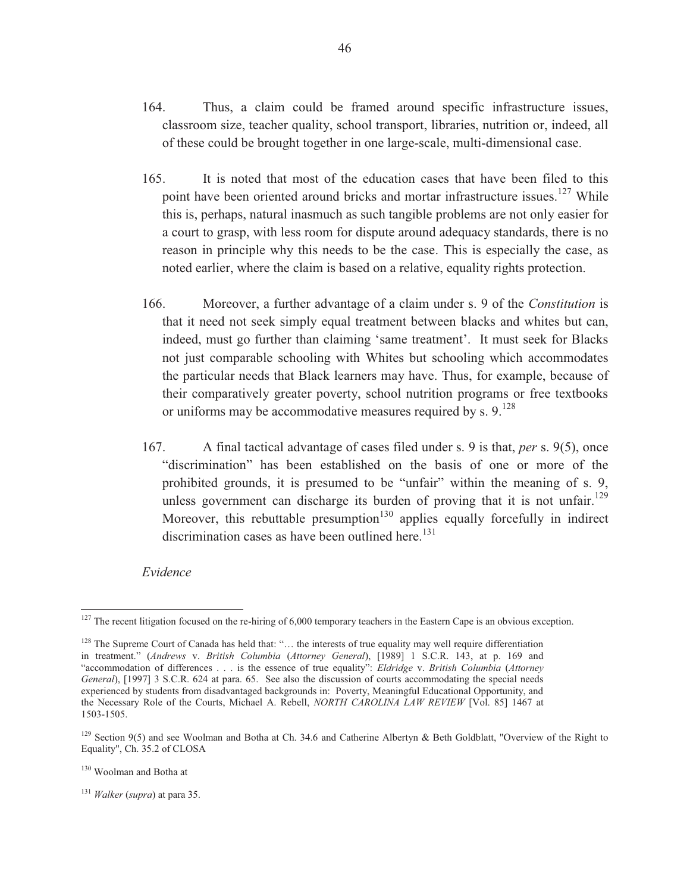164. Thus, a claim could be framed around specific infrastructure issues, classroom size, teacher quality, school transport, libraries, nutrition or, indeed, all of these could be brought together in one large-scale, multi-dimensional case.

165. It is noted that most of the education cases that have been filed to this point have been oriented around bricks and mortar infrastructure issues.[127] While this is, perhaps, natural inasmuch as such tangible problems are not only easier for a court to grasp, with less room for dispute around adequacy standards, there is no reason in principle why this needs to be the case. This is especially the case, as noted earlier, where the claim is based on a relative, equality rights protection.

166. Moreover, a further advantage of a claim under s. 9 of the *Constitution* is that it need not seek simply equal treatment between blacks and whites but can, indeed, must go further than claiming 'same treatment'. It must seek for Blacks not just comparable schooling with Whites but schooling which accommodates the particular needs that Black learners may have. Thus, for example, because of their comparatively greater poverty, school nutrition programs or free textbooks or uniforms may be accommodative measures required by s. 9.[128]

167. A final tactical advantage of cases filed under s. 9 is that, *per* s. 9(5), once "discrimination" has been established on the basis of one or more of the prohibited grounds, it is presumed to be "unfair" within the meaning of s. 9, unless government can discharge its burden of proving that it is not unfair.[129] Moreover, this rebuttable presumption[130] applies equally forcefully in indirect discrimination cases as have been outlined here.[131]

*Evidence*

---

[127] The recent litigation focused on the re-hiring of 6,000 temporary teachers in the Eastern Cape is an obvious exception.

[128] The Supreme Court of Canada has held that: "… the interests of true equality may well require differentiation in treatment." (*Andrews* v. *British Columbia* (*Attorney General*), [1989] 1 S.C.R. 143, at p. 169 and "accommodation of differences . . . is the essence of true equality": *Eldridge* v. *British Columbia* (*Attorney General*), [1997] 3 S.C.R. 624 at para. 65. See also the discussion of courts accommodating the special needs experienced by students from disadvantaged backgrounds in: Poverty, Meaningful Educational Opportunity, and the Necessary Role of the Courts, Michael A. Rebell, *NORTH CAROLINA LAW REVIEW* [Vol. 85] 1467 at 1503-1505.

[129] Section 9(5) and see Woolman and Botha at Ch. 34.6 and Catherine Albertyn & Beth Goldblatt, "Overview of the Right to Equality", Ch. 35.2 of CLOSA

[130] Woolman and Botha at

[131] *Walker* (*supra*) at para 35.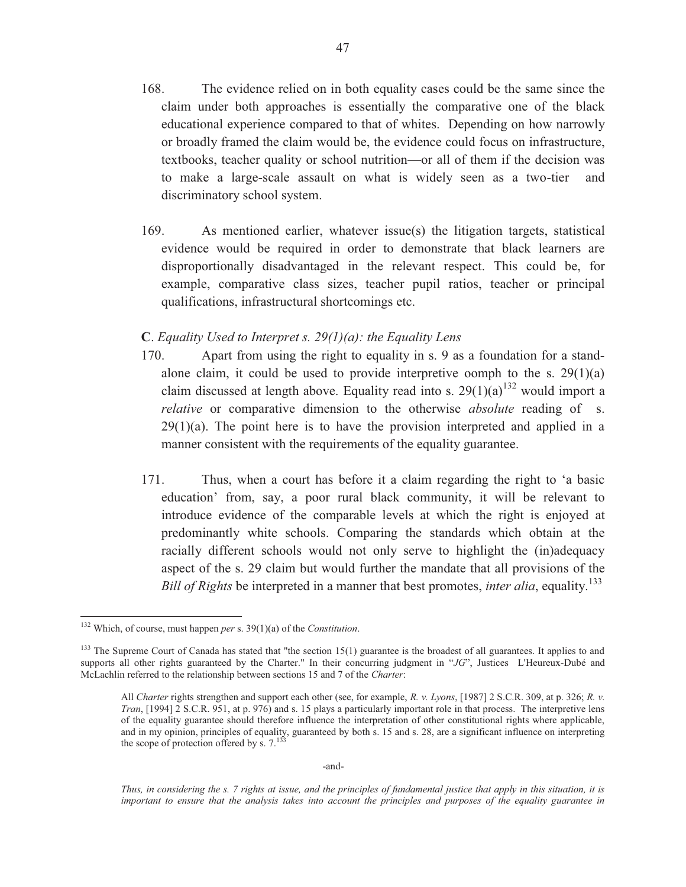168. The evidence relied on in both equality cases could be the same since the claim under both approaches is essentially the comparative one of the black educational experience compared to that of whites. Depending on how narrowly or broadly framed the claim would be, the evidence could focus on infrastructure, textbooks, teacher quality or school nutrition—or all of them if the decision was to make a large-scale assault on what is widely seen as a two-tier and discriminatory school system.

169. As mentioned earlier, whatever issue(s) the litigation targets, statistical evidence would be required in order to demonstrate that black learners are disproportionally disadvantaged in the relevant respect. This could be, for example, comparative class sizes, teacher pupil ratios, teacher or principal qualifications, infrastructural shortcomings etc.

**C**. *Equality Used to Interpret s. 29(1)(a): the Equality Lens*

170. Apart from using the right to equality in s. 9 as a foundation for a stand-alone claim, it could be used to provide interpretive oomph to the s. 29(1)(a) claim discussed at length above. Equality read into s. 29(1)(a)[132] would import a *relative* or comparative dimension to the otherwise *absolute* reading of s. 29(1)(a). The point here is to have the provision interpreted and applied in a manner consistent with the requirements of the equality guarantee.

171. Thus, when a court has before it a claim regarding the right to 'a basic education' from, say, a poor rural black community, it will be relevant to introduce evidence of the comparable levels at which the right is enjoyed at predominantly white schools. Comparing the standards which obtain at the racially different schools would not only serve to highlight the (in)adequacy aspect of the s. 29 claim but would further the mandate that all provisions of the *Bill of Rights* be interpreted in a manner that best promotes, *inter alia*, equality.[133]

---

[132] Which, of course, must happen *per* s. 39(1)(a) of the *Constitution*.

[133] The Supreme Court of Canada has stated that "the section 15(1) guarantee is the broadest of all guarantees. It applies to and supports all other rights guaranteed by the Charter." In their concurring judgment in "*JG*", Justices L'Heureux-Dubé and McLachlin referred to the relationship between sections 15 and 7 of the *Charter*:

> All *Charter* rights strengthen and support each other (see, for example, *R. v. Lyons*, [1987] 2 S.C.R. 309, at p. 326; *R. v. Tran*, [1994] 2 S.C.R. 951, at p. 976) and s. 15 plays a particularly important role in that process. The interpretive lens of the equality guarantee should therefore influence the interpretation of other constitutional rights where applicable, and in my opinion, principles of equality, guaranteed by both s. 15 and s. 28, are a significant influence on interpreting the scope of protection offered by s. 7.[133]

-and-

> *Thus, in considering the s. 7 rights at issue, and the principles of fundamental justice that apply in this situation, it is important to ensure that the analysis takes into account the principles and purposes of the equality guarantee in*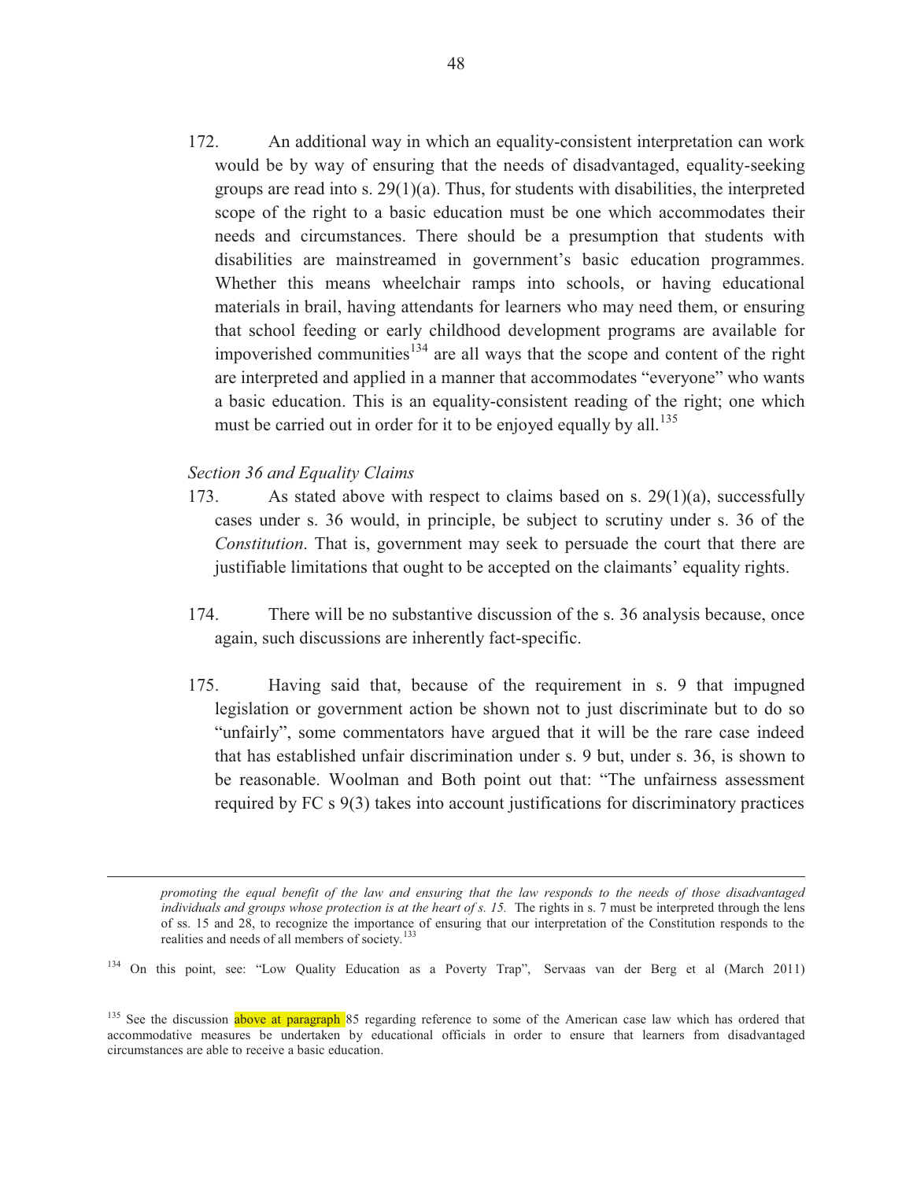172. An additional way in which an equality-consistent interpretation can work would be by way of ensuring that the needs of disadvantaged, equality-seeking groups are read into s. 29(1)(a). Thus, for students with disabilities, the interpreted scope of the right to a basic education must be one which accommodates their needs and circumstances. There should be a presumption that students with disabilities are mainstreamed in government's basic education programmes. Whether this means wheelchair ramps into schools, or having educational materials in brail, having attendants for learners who may need them, or ensuring that school feeding or early childhood development programs are available for impoverished communities[134] are all ways that the scope and content of the right are interpreted and applied in a manner that accommodates "everyone" who wants a basic education. This is an equality-consistent reading of the right; one which must be carried out in order for it to be enjoyed equally by all.[135]

*Section 36 and Equality Claims*

173. As stated above with respect to claims based on s. 29(1)(a), successfully cases under s. 36 would, in principle, be subject to scrutiny under s. 36 of the *Constitution*. That is, government may seek to persuade the court that there are justifiable limitations that ought to be accepted on the claimants' equality rights.

174. There will be no substantive discussion of the s. 36 analysis because, once again, such discussions are inherently fact-specific.

175. Having said that, because of the requirement in s. 9 that impugned legislation or government action be shown not to just discriminate but to do so "unfairly", some commentators have argued that it will be the rare case indeed that has established unfair discrimination under s. 9 but, under s. 36, is shown to be reasonable. Woolman and Both point out that: "The unfairness assessment required by FC s 9(3) takes into account justifications for discriminatory practices

---

*promoting the equal benefit of the law and ensuring that the law responds to the needs of those disadvantaged individuals and groups whose protection is at the heart of s. 15.* The rights in s. 7 must be interpreted through the lens of ss. 15 and 28, to recognize the importance of ensuring that our interpretation of the Constitution responds to the realities and needs of all members of society.[133]

[134] On this point, see: "Low Quality Education as a Poverty Trap", Servaas van der Berg et al (March 2011)

[135] See the discussion above at paragraph 85 regarding reference to some of the American case law which has ordered that accommodative measures be undertaken by educational officials in order to ensure that learners from disadvantaged circumstances are able to receive a basic education.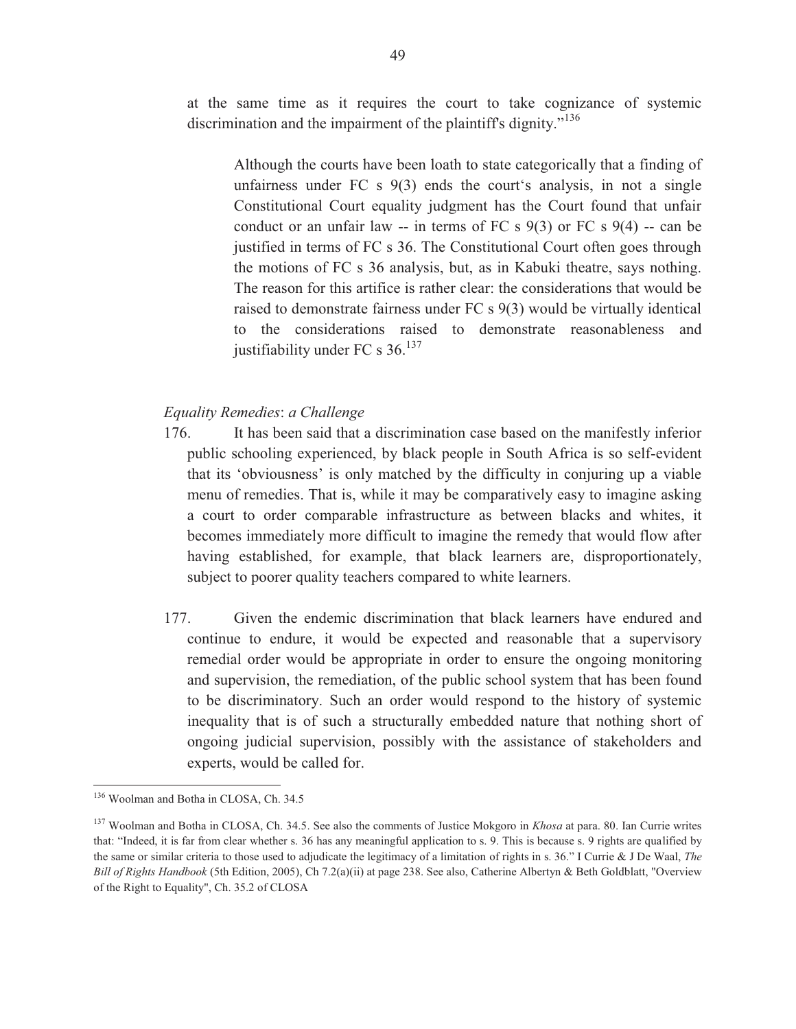at the same time as it requires the court to take cognizance of systemic discrimination and the impairment of the plaintiff's dignity."[136]

> Although the courts have been loath to state categorically that a finding of unfairness under FC s 9(3) ends the court's analysis, in not a single Constitutional Court equality judgment has the Court found that unfair conduct or an unfair law -- in terms of FC s 9(3) or FC s 9(4) -- can be justified in terms of FC s 36. The Constitutional Court often goes through the motions of FC s 36 analysis, but, as in Kabuki theatre, says nothing. The reason for this artifice is rather clear: the considerations that would be raised to demonstrate fairness under FC s 9(3) would be virtually identical to the considerations raised to demonstrate reasonableness and justifiability under FC s 36.[137]

*Equality Remedies*: *a Challenge*

176. It has been said that a discrimination case based on the manifestly inferior public schooling experienced, by black people in South Africa is so self-evident that its 'obviousness' is only matched by the difficulty in conjuring up a viable menu of remedies. That is, while it may be comparatively easy to imagine asking a court to order comparable infrastructure as between blacks and whites, it becomes immediately more difficult to imagine the remedy that would flow after having established, for example, that black learners are, disproportionately, subject to poorer quality teachers compared to white learners.

177. Given the endemic discrimination that black learners have endured and continue to endure, it would be expected and reasonable that a supervisory remedial order would be appropriate in order to ensure the ongoing monitoring and supervision, the remediation, of the public school system that has been found to be discriminatory. Such an order would respond to the history of systemic inequality that is of such a structurally embedded nature that nothing short of ongoing judicial supervision, possibly with the assistance of stakeholders and experts, would be called for.

---

[136] Woolman and Botha in CLOSA, Ch. 34.5

[137] Woolman and Botha in CLOSA, Ch. 34.5. See also the comments of Justice Mokgoro in *Khosa* at para. 80. Ian Currie writes that: "Indeed, it is far from clear whether s. 36 has any meaningful application to s. 9. This is because s. 9 rights are qualified by the same or similar criteria to those used to adjudicate the legitimacy of a limitation of rights in s. 36." I Currie & J De Waal, *The Bill of Rights Handbook* (5th Edition, 2005), Ch 7.2(a)(ii) at page 238. See also, Catherine Albertyn & Beth Goldblatt, "Overview of the Right to Equality", Ch. 35.2 of CLOSA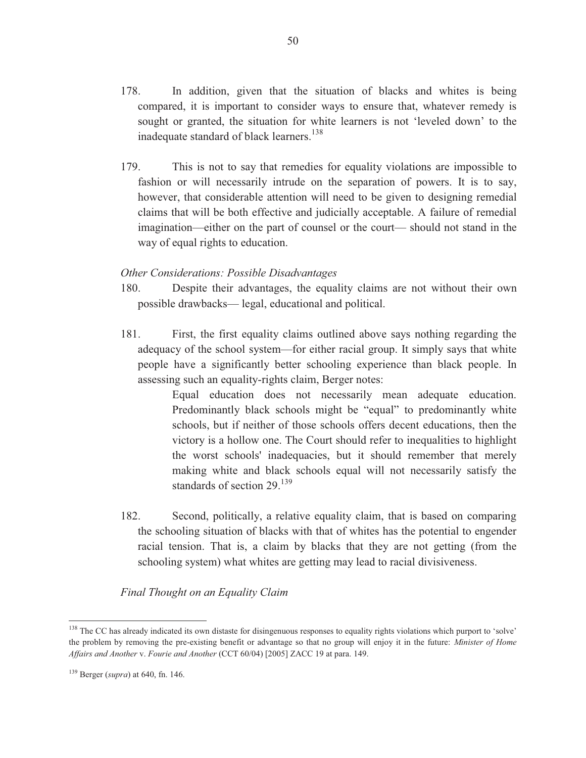178. In addition, given that the situation of blacks and whites is being compared, it is important to consider ways to ensure that, whatever remedy is sought or granted, the situation for white learners is not 'leveled down' to the inadequate standard of black learners.[138]

179. This is not to say that remedies for equality violations are impossible to fashion or will necessarily intrude on the separation of powers. It is to say, however, that considerable attention will need to be given to designing remedial claims that will be both effective and judicially acceptable. A failure of remedial imagination—either on the part of counsel or the court— should not stand in the way of equal rights to education.

*Other Considerations: Possible Disadvantages*

180. Despite their advantages, the equality claims are not without their own possible drawbacks— legal, educational and political.

181. First, the first equality claims outlined above says nothing regarding the adequacy of the school system—for either racial group. It simply says that white people have a significantly better schooling experience than black people. In assessing such an equality-rights claim, Berger notes:

> Equal education does not necessarily mean adequate education. Predominantly black schools might be "equal" to predominantly white schools, but if neither of those schools offers decent educations, then the victory is a hollow one. The Court should refer to inequalities to highlight the worst schools' inadequacies, but it should remember that merely making white and black schools equal will not necessarily satisfy the standards of section 29.[139]

182. Second, politically, a relative equality claim, that is based on comparing the schooling situation of blacks with that of whites has the potential to engender racial tension. That is, a claim by blacks that they are not getting (from the schooling system) what whites are getting may lead to racial divisiveness.

*Final Thought on an Equality Claim*

---

[138] The CC has already indicated its own distaste for disingenuous responses to equality rights violations which purport to 'solve' the problem by removing the pre-existing benefit or advantage so that no group will enjoy it in the future: *Minister of Home Affairs and Another* v. *Fourie and Another* (CCT 60/04) [2005] ZACC 19 at para. 149.

[139] Berger (*supra*) at 640, fn. 146.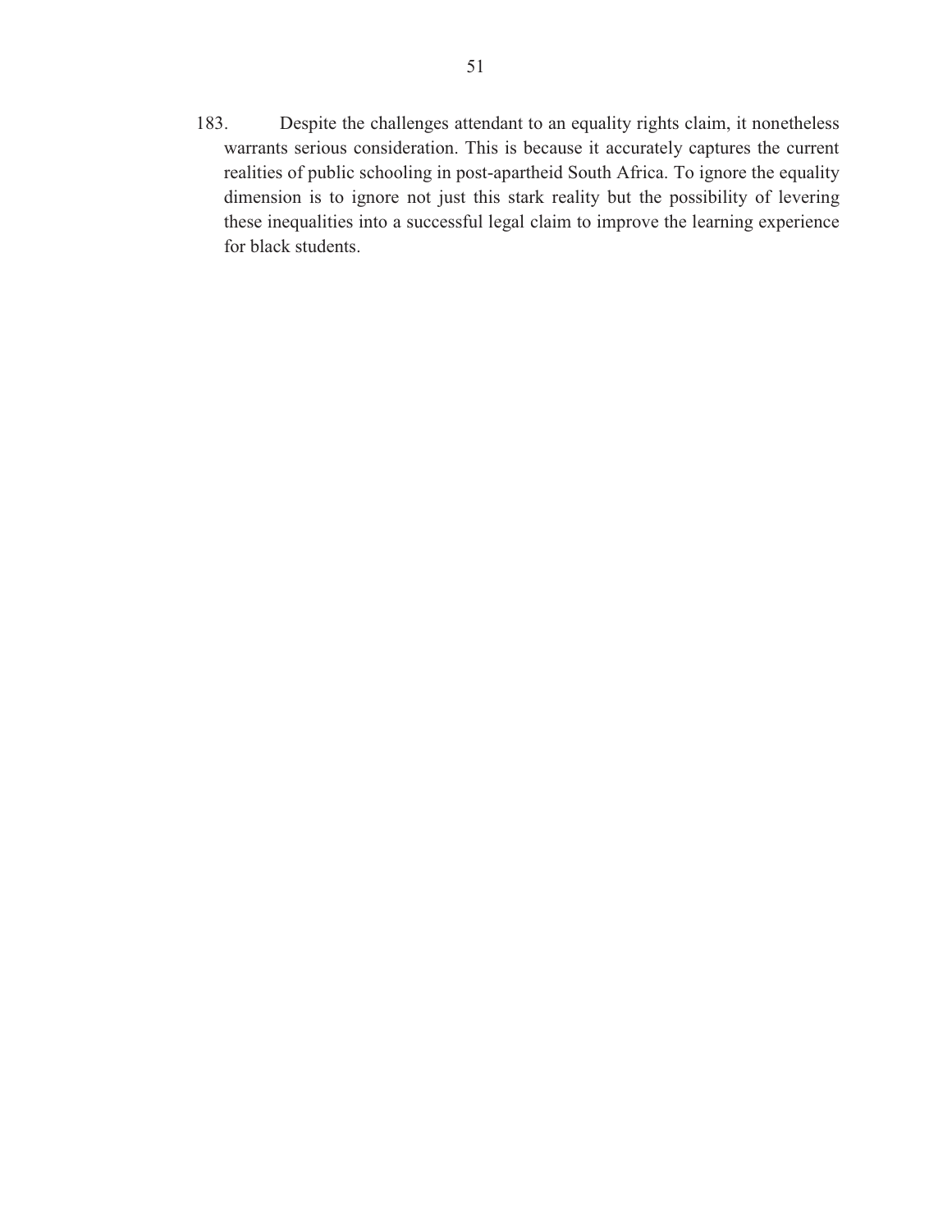183. Despite the challenges attendant to an equality rights claim, it nonetheless warrants serious consideration. This is because it accurately captures the current realities of public schooling in post-apartheid South Africa. To ignore the equality dimension is to ignore not just this stark reality but the possibility of levering these inequalities into a successful legal claim to improve the learning experience for black students.